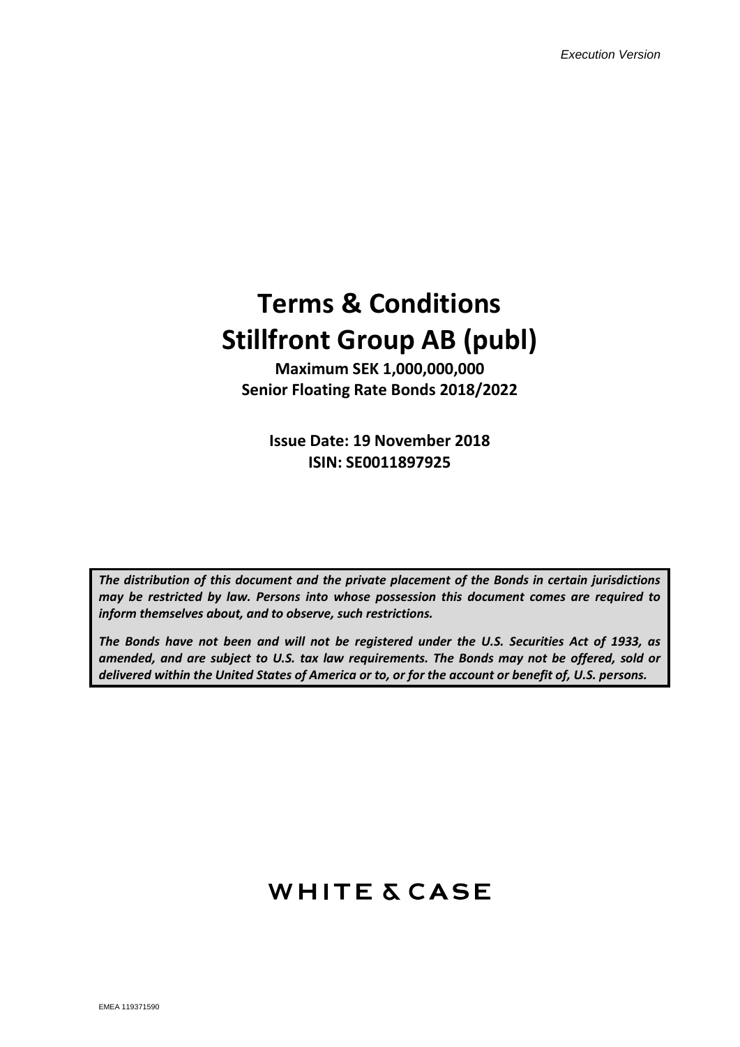*Execution Version*

# Terms & Conditions
# Stillfront Group AB (publ)

**Maximum SEK 1,000,000,000**
**Senior Floating Rate Bonds 2018/2022**

**Issue Date: 19 November 2018**
**ISIN: SE0011897925**

***The distribution of this document and the private placement of the Bonds in certain jurisdictions may be restricted by law. Persons into whose possession this document comes are required to inform themselves about, and to observe, such restrictions.***

***The Bonds have not been and will not be registered under the U.S. Securities Act of 1933, as amended, and are subject to U.S. tax law requirements. The Bonds may not be offered, sold or delivered within the United States of America or to, or for the account or benefit of, U.S. persons.***

WHITE & CASE

EMEA 119371590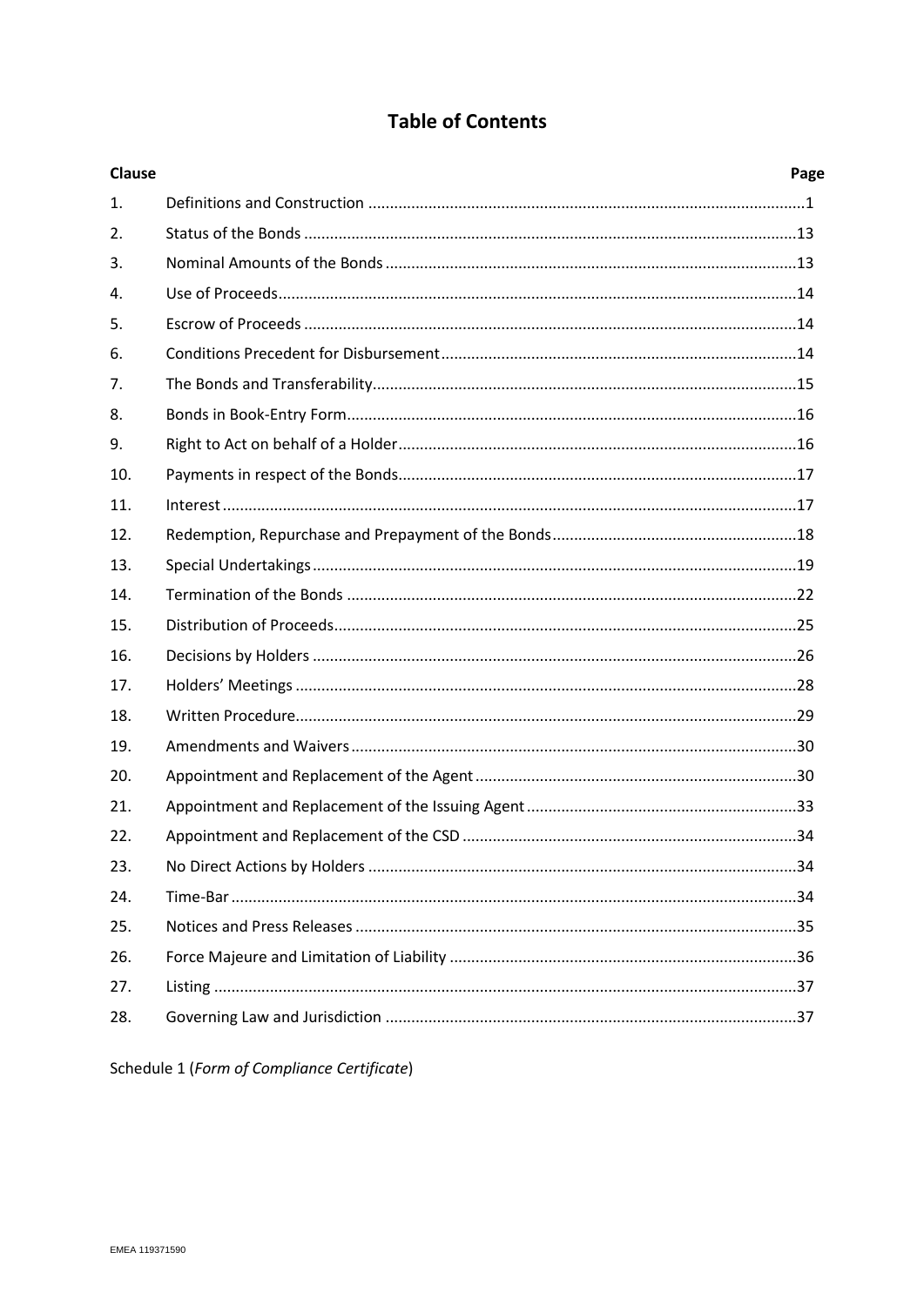# Table of Contents

| Clause | | Page |
|---|---|---|
| 1. | Definitions and Construction | 1 |
| 2. | Status of the Bonds | 13 |
| 3. | Nominal Amounts of the Bonds | 13 |
| 4. | Use of Proceeds | 14 |
| 5. | Escrow of Proceeds | 14 |
| 6. | Conditions Precedent for Disbursement | 14 |
| 7. | The Bonds and Transferability | 15 |
| 8. | Bonds in Book-Entry Form | 16 |
| 9. | Right to Act on behalf of a Holder | 16 |
| 10. | Payments in respect of the Bonds | 17 |
| 11. | Interest | 17 |
| 12. | Redemption, Repurchase and Prepayment of the Bonds | 18 |
| 13. | Special Undertakings | 19 |
| 14. | Termination of the Bonds | 22 |
| 15. | Distribution of Proceeds | 25 |
| 16. | Decisions by Holders | 26 |
| 17. | Holders' Meetings | 28 |
| 18. | Written Procedure | 29 |
| 19. | Amendments and Waivers | 30 |
| 20. | Appointment and Replacement of the Agent | 30 |
| 21. | Appointment and Replacement of the Issuing Agent | 33 |
| 22. | Appointment and Replacement of the CSD | 34 |
| 23. | No Direct Actions by Holders | 34 |
| 24. | Time-Bar | 34 |
| 25. | Notices and Press Releases | 35 |
| 26. | Force Majeure and Limitation of Liability | 36 |
| 27. | Listing | 37 |
| 28. | Governing Law and Jurisdiction | 37 |

Schedule 1 (*Form of Compliance Certificate*)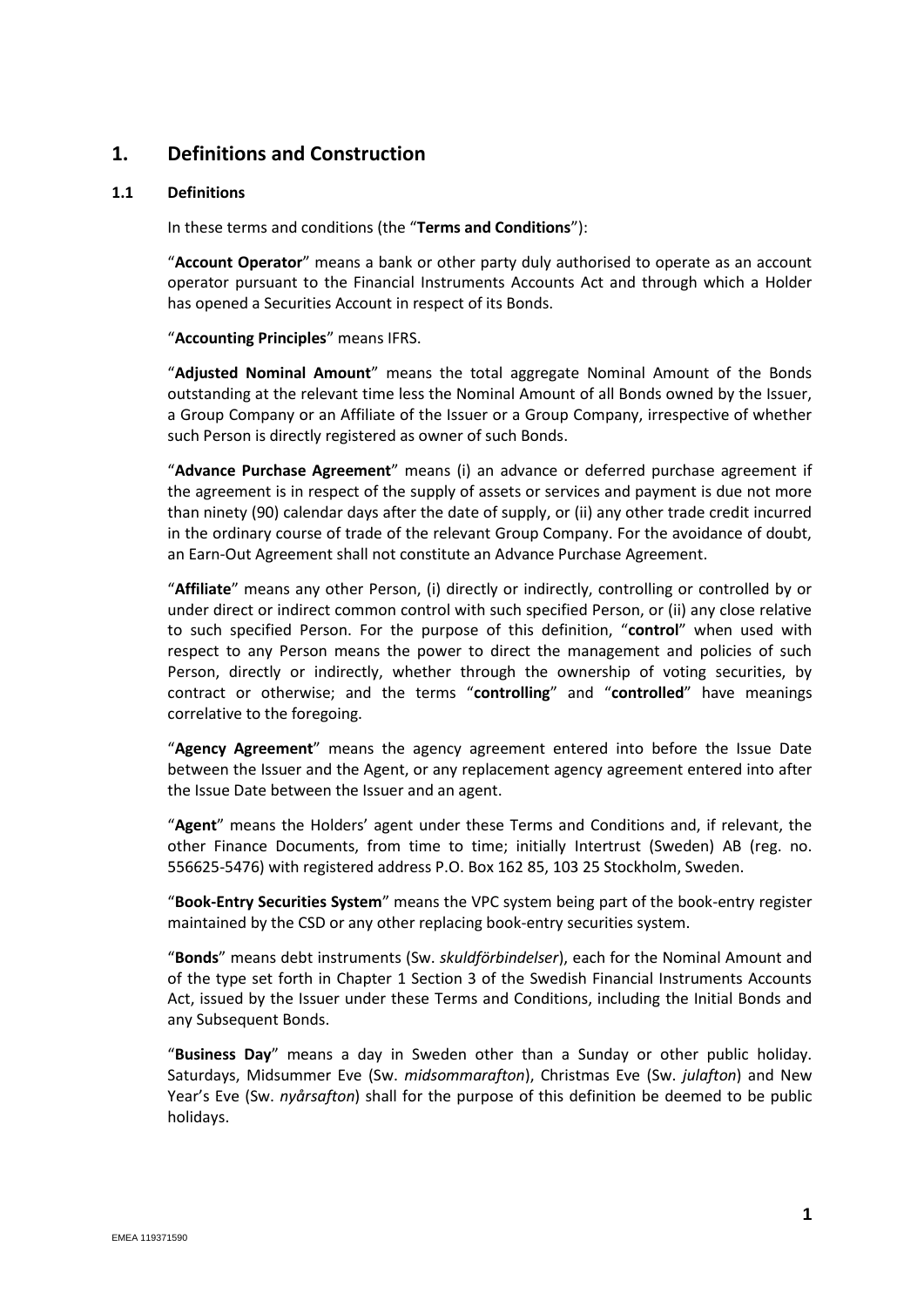## 1. Definitions and Construction

### 1.1 Definitions

In these terms and conditions (the "**Terms and Conditions**"):

"**Account Operator**" means a bank or other party duly authorised to operate as an account operator pursuant to the Financial Instruments Accounts Act and through which a Holder has opened a Securities Account in respect of its Bonds.

"**Accounting Principles**" means IFRS.

"**Adjusted Nominal Amount**" means the total aggregate Nominal Amount of the Bonds outstanding at the relevant time less the Nominal Amount of all Bonds owned by the Issuer, a Group Company or an Affiliate of the Issuer or a Group Company, irrespective of whether such Person is directly registered as owner of such Bonds.

"**Advance Purchase Agreement**" means (i) an advance or deferred purchase agreement if the agreement is in respect of the supply of assets or services and payment is due not more than ninety (90) calendar days after the date of supply, or (ii) any other trade credit incurred in the ordinary course of trade of the relevant Group Company. For the avoidance of doubt, an Earn-Out Agreement shall not constitute an Advance Purchase Agreement.

"**Affiliate**" means any other Person, (i) directly or indirectly, controlling or controlled by or under direct or indirect common control with such specified Person, or (ii) any close relative to such specified Person. For the purpose of this definition, "**control**" when used with respect to any Person means the power to direct the management and policies of such Person, directly or indirectly, whether through the ownership of voting securities, by contract or otherwise; and the terms "**controlling**" and "**controlled**" have meanings correlative to the foregoing.

"**Agency Agreement**" means the agency agreement entered into before the Issue Date between the Issuer and the Agent, or any replacement agency agreement entered into after the Issue Date between the Issuer and an agent.

"**Agent**" means the Holders' agent under these Terms and Conditions and, if relevant, the other Finance Documents, from time to time; initially Intertrust (Sweden) AB (reg. no. 556625-5476) with registered address P.O. Box 162 85, 103 25 Stockholm, Sweden.

"**Book-Entry Securities System**" means the VPC system being part of the book-entry register maintained by the CSD or any other replacing book-entry securities system.

"**Bonds**" means debt instruments (Sw. *skuldförbindelser*), each for the Nominal Amount and of the type set forth in Chapter 1 Section 3 of the Swedish Financial Instruments Accounts Act, issued by the Issuer under these Terms and Conditions, including the Initial Bonds and any Subsequent Bonds.

"**Business Day**" means a day in Sweden other than a Sunday or other public holiday. Saturdays, Midsummer Eve (Sw. *midsommarafton*), Christmas Eve (Sw. *julafton*) and New Year's Eve (Sw. *nyårsafton*) shall for the purpose of this definition be deemed to be public holidays.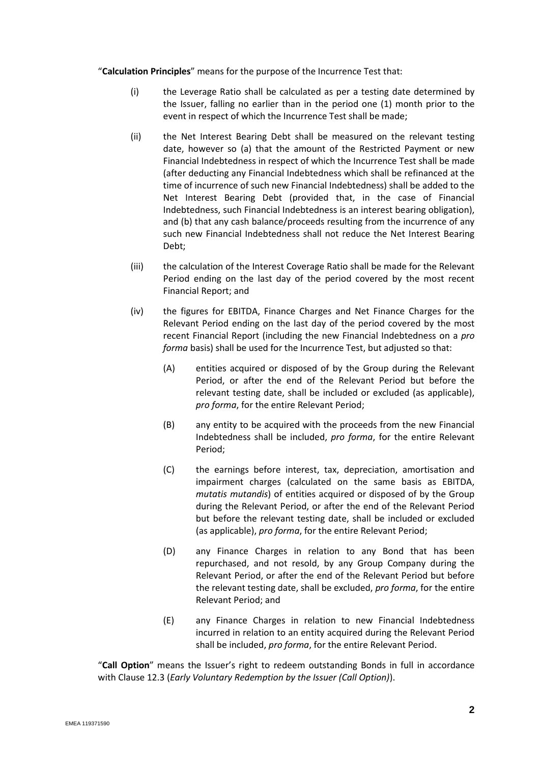"**Calculation Principles**" means for the purpose of the Incurrence Test that:

(i) the Leverage Ratio shall be calculated as per a testing date determined by the Issuer, falling no earlier than in the period one (1) month prior to the event in respect of which the Incurrence Test shall be made;

(ii) the Net Interest Bearing Debt shall be measured on the relevant testing date, however so (a) that the amount of the Restricted Payment or new Financial Indebtedness in respect of which the Incurrence Test shall be made (after deducting any Financial Indebtedness which shall be refinanced at the time of incurrence of such new Financial Indebtedness) shall be added to the Net Interest Bearing Debt (provided that, in the case of Financial Indebtedness, such Financial Indebtedness is an interest bearing obligation), and (b) that any cash balance/proceeds resulting from the incurrence of any such new Financial Indebtedness shall not reduce the Net Interest Bearing Debt;

(iii) the calculation of the Interest Coverage Ratio shall be made for the Relevant Period ending on the last day of the period covered by the most recent Financial Report; and

(iv) the figures for EBITDA, Finance Charges and Net Finance Charges for the Relevant Period ending on the last day of the period covered by the most recent Financial Report (including the new Financial Indebtedness on a *pro forma* basis) shall be used for the Incurrence Test, but adjusted so that:

    (A) entities acquired or disposed of by the Group during the Relevant Period, or after the end of the Relevant Period but before the relevant testing date, shall be included or excluded (as applicable), *pro forma*, for the entire Relevant Period;

    (B) any entity to be acquired with the proceeds from the new Financial Indebtedness shall be included, *pro forma*, for the entire Relevant Period;

    (C) the earnings before interest, tax, depreciation, amortisation and impairment charges (calculated on the same basis as EBITDA, *mutatis mutandis*) of entities acquired or disposed of by the Group during the Relevant Period, or after the end of the Relevant Period but before the relevant testing date, shall be included or excluded (as applicable), *pro forma*, for the entire Relevant Period;

    (D) any Finance Charges in relation to any Bond that has been repurchased, and not resold, by any Group Company during the Relevant Period, or after the end of the Relevant Period but before the relevant testing date, shall be excluded, *pro forma*, for the entire Relevant Period; and

    (E) any Finance Charges in relation to new Financial Indebtedness incurred in relation to an entity acquired during the Relevant Period shall be included, *pro forma*, for the entire Relevant Period.

"**Call Option**" means the Issuer's right to redeem outstanding Bonds in full in accordance with Clause 12.3 (*Early Voluntary Redemption by the Issuer (Call Option)*).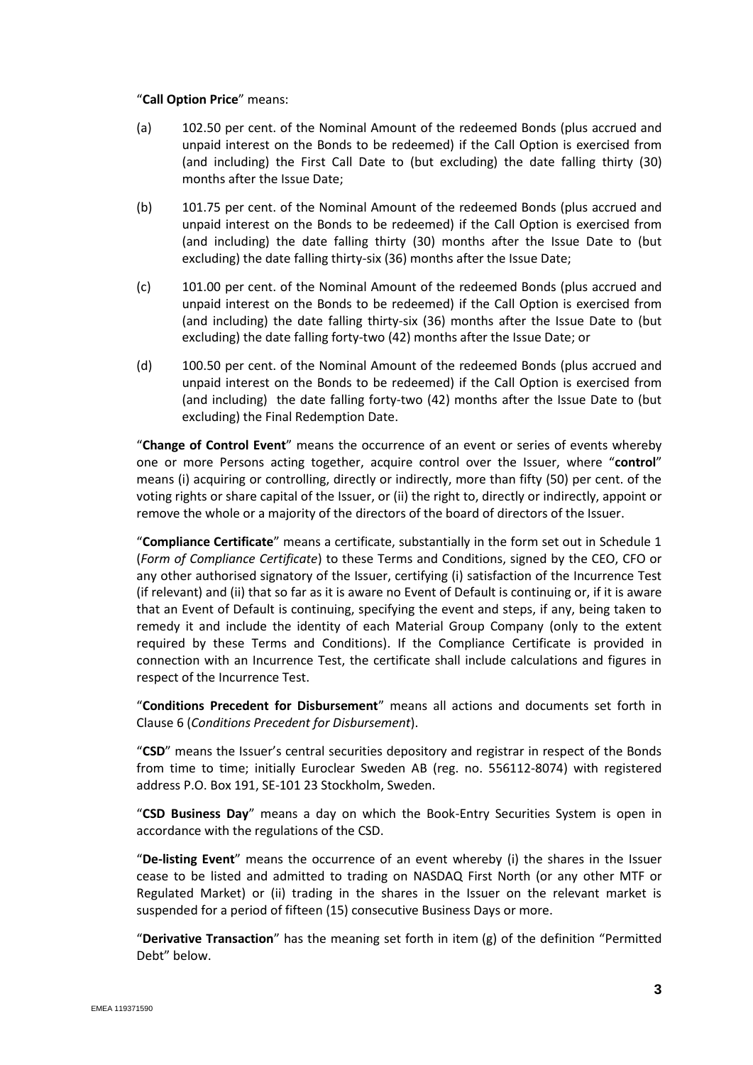"**Call Option Price**" means:

(a) 102.50 per cent. of the Nominal Amount of the redeemed Bonds (plus accrued and unpaid interest on the Bonds to be redeemed) if the Call Option is exercised from (and including) the First Call Date to (but excluding) the date falling thirty (30) months after the Issue Date;

(b) 101.75 per cent. of the Nominal Amount of the redeemed Bonds (plus accrued and unpaid interest on the Bonds to be redeemed) if the Call Option is exercised from (and including) the date falling thirty (30) months after the Issue Date to (but excluding) the date falling thirty-six (36) months after the Issue Date;

(c) 101.00 per cent. of the Nominal Amount of the redeemed Bonds (plus accrued and unpaid interest on the Bonds to be redeemed) if the Call Option is exercised from (and including) the date falling thirty-six (36) months after the Issue Date to (but excluding) the date falling forty-two (42) months after the Issue Date; or

(d) 100.50 per cent. of the Nominal Amount of the redeemed Bonds (plus accrued and unpaid interest on the Bonds to be redeemed) if the Call Option is exercised from (and including) the date falling forty-two (42) months after the Issue Date to (but excluding) the Final Redemption Date.

"**Change of Control Event**" means the occurrence of an event or series of events whereby one or more Persons acting together, acquire control over the Issuer, where "**control**" means (i) acquiring or controlling, directly or indirectly, more than fifty (50) per cent. of the voting rights or share capital of the Issuer, or (ii) the right to, directly or indirectly, appoint or remove the whole or a majority of the directors of the board of directors of the Issuer.

"**Compliance Certificate**" means a certificate, substantially in the form set out in Schedule 1 (*Form of Compliance Certificate*) to these Terms and Conditions, signed by the CEO, CFO or any other authorised signatory of the Issuer, certifying (i) satisfaction of the Incurrence Test (if relevant) and (ii) that so far as it is aware no Event of Default is continuing or, if it is aware that an Event of Default is continuing, specifying the event and steps, if any, being taken to remedy it and include the identity of each Material Group Company (only to the extent required by these Terms and Conditions). If the Compliance Certificate is provided in connection with an Incurrence Test, the certificate shall include calculations and figures in respect of the Incurrence Test.

"**Conditions Precedent for Disbursement**" means all actions and documents set forth in Clause 6 (*Conditions Precedent for Disbursement*).

"**CSD**" means the Issuer's central securities depository and registrar in respect of the Bonds from time to time; initially Euroclear Sweden AB (reg. no. 556112-8074) with registered address P.O. Box 191, SE-101 23 Stockholm, Sweden.

"**CSD Business Day**" means a day on which the Book-Entry Securities System is open in accordance with the regulations of the CSD.

"**De-listing Event**" means the occurrence of an event whereby (i) the shares in the Issuer cease to be listed and admitted to trading on NASDAQ First North (or any other MTF or Regulated Market) or (ii) trading in the shares in the Issuer on the relevant market is suspended for a period of fifteen (15) consecutive Business Days or more.

"**Derivative Transaction**" has the meaning set forth in item (g) of the definition "Permitted Debt" below.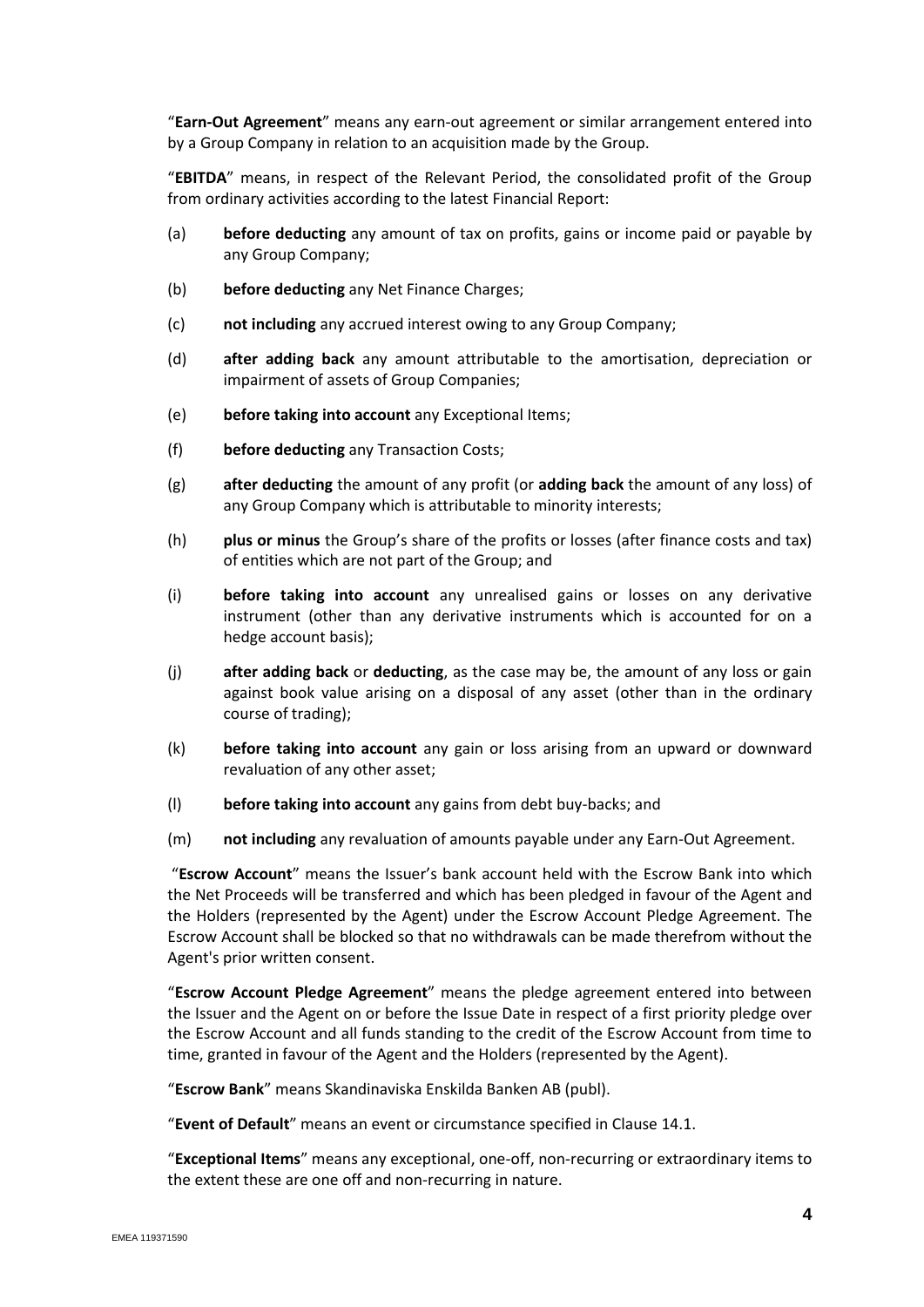"**Earn-Out Agreement**" means any earn-out agreement or similar arrangement entered into by a Group Company in relation to an acquisition made by the Group.

"**EBITDA**" means, in respect of the Relevant Period, the consolidated profit of the Group from ordinary activities according to the latest Financial Report:

(a) **before deducting** any amount of tax on profits, gains or income paid or payable by any Group Company;

(b) **before deducting** any Net Finance Charges;

(c) **not including** any accrued interest owing to any Group Company;

(d) **after adding back** any amount attributable to the amortisation, depreciation or impairment of assets of Group Companies;

(e) **before taking into account** any Exceptional Items;

(f) **before deducting** any Transaction Costs;

(g) **after deducting** the amount of any profit (or **adding back** the amount of any loss) of any Group Company which is attributable to minority interests;

(h) **plus or minus** the Group's share of the profits or losses (after finance costs and tax) of entities which are not part of the Group; and

(i) **before taking into account** any unrealised gains or losses on any derivative instrument (other than any derivative instruments which is accounted for on a hedge account basis);

(j) **after adding back** or **deducting**, as the case may be, the amount of any loss or gain against book value arising on a disposal of any asset (other than in the ordinary course of trading);

(k) **before taking into account** any gain or loss arising from an upward or downward revaluation of any other asset;

(l) **before taking into account** any gains from debt buy-backs; and

(m) **not including** any revaluation of amounts payable under any Earn-Out Agreement.

"**Escrow Account**" means the Issuer's bank account held with the Escrow Bank into which the Net Proceeds will be transferred and which has been pledged in favour of the Agent and the Holders (represented by the Agent) under the Escrow Account Pledge Agreement. The Escrow Account shall be blocked so that no withdrawals can be made therefrom without the Agent's prior written consent.

"**Escrow Account Pledge Agreement**" means the pledge agreement entered into between the Issuer and the Agent on or before the Issue Date in respect of a first priority pledge over the Escrow Account and all funds standing to the credit of the Escrow Account from time to time, granted in favour of the Agent and the Holders (represented by the Agent).

"**Escrow Bank**" means Skandinaviska Enskilda Banken AB (publ).

"**Event of Default**" means an event or circumstance specified in Clause 14.1.

"**Exceptional Items**" means any exceptional, one-off, non-recurring or extraordinary items to the extent these are one off and non-recurring in nature.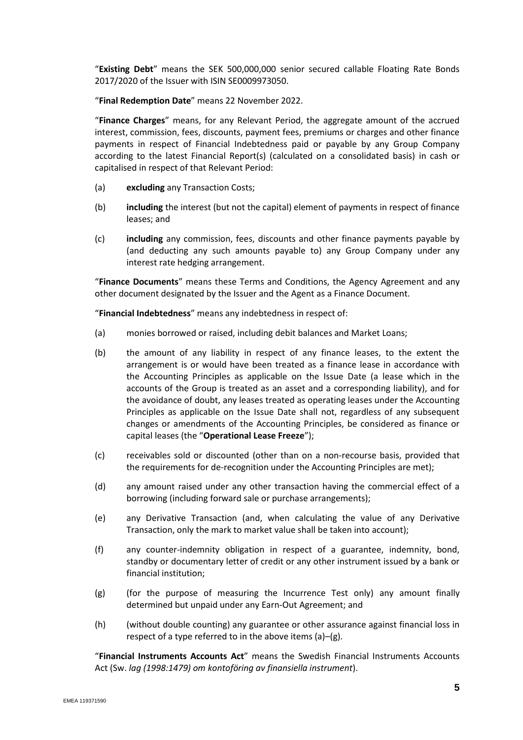"**Existing Debt**" means the SEK 500,000,000 senior secured callable Floating Rate Bonds 2017/2020 of the Issuer with ISIN SE0009973050.

"**Final Redemption Date**" means 22 November 2022.

"**Finance Charges**" means, for any Relevant Period, the aggregate amount of the accrued interest, commission, fees, discounts, payment fees, premiums or charges and other finance payments in respect of Financial Indebtedness paid or payable by any Group Company according to the latest Financial Report(s) (calculated on a consolidated basis) in cash or capitalised in respect of that Relevant Period:

(a) **excluding** any Transaction Costs;

(b) **including** the interest (but not the capital) element of payments in respect of finance leases; and

(c) **including** any commission, fees, discounts and other finance payments payable by (and deducting any such amounts payable to) any Group Company under any interest rate hedging arrangement.

"**Finance Documents**" means these Terms and Conditions, the Agency Agreement and any other document designated by the Issuer and the Agent as a Finance Document.

"**Financial Indebtedness**" means any indebtedness in respect of:

(a) monies borrowed or raised, including debit balances and Market Loans;

(b) the amount of any liability in respect of any finance leases, to the extent the arrangement is or would have been treated as a finance lease in accordance with the Accounting Principles as applicable on the Issue Date (a lease which in the accounts of the Group is treated as an asset and a corresponding liability), and for the avoidance of doubt, any leases treated as operating leases under the Accounting Principles as applicable on the Issue Date shall not, regardless of any subsequent changes or amendments of the Accounting Principles, be considered as finance or capital leases (the "**Operational Lease Freeze**");

(c) receivables sold or discounted (other than on a non-recourse basis, provided that the requirements for de-recognition under the Accounting Principles are met);

(d) any amount raised under any other transaction having the commercial effect of a borrowing (including forward sale or purchase arrangements);

(e) any Derivative Transaction (and, when calculating the value of any Derivative Transaction, only the mark to market value shall be taken into account);

(f) any counter-indemnity obligation in respect of a guarantee, indemnity, bond, standby or documentary letter of credit or any other instrument issued by a bank or financial institution;

(g) (for the purpose of measuring the Incurrence Test only) any amount finally determined but unpaid under any Earn-Out Agreement; and

(h) (without double counting) any guarantee or other assurance against financial loss in respect of a type referred to in the above items (a)–(g).

"**Financial Instruments Accounts Act**" means the Swedish Financial Instruments Accounts Act (Sw. *lag (1998:1479) om kontoföring av finansiella instrument*).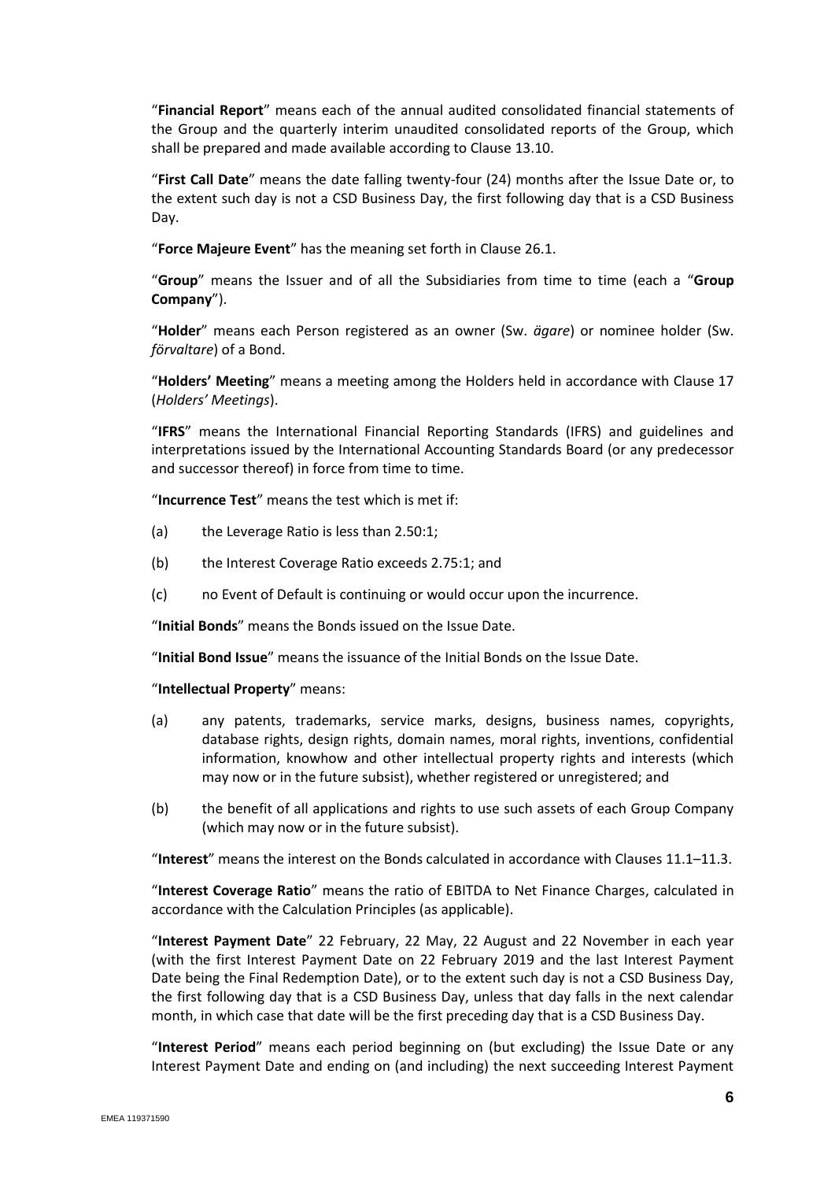"**Financial Report**" means each of the annual audited consolidated financial statements of the Group and the quarterly interim unaudited consolidated reports of the Group, which shall be prepared and made available according to Clause 13.10.

"**First Call Date**" means the date falling twenty-four (24) months after the Issue Date or, to the extent such day is not a CSD Business Day, the first following day that is a CSD Business Day.

"**Force Majeure Event**" has the meaning set forth in Clause 26.1.

"**Group**" means the Issuer and of all the Subsidiaries from time to time (each a "**Group Company**").

"**Holder**" means each Person registered as an owner (Sw. *ägare*) or nominee holder (Sw. *förvaltare*) of a Bond.

"**Holders' Meeting**" means a meeting among the Holders held in accordance with Clause 17 (*Holders' Meetings*).

"**IFRS**" means the International Financial Reporting Standards (IFRS) and guidelines and interpretations issued by the International Accounting Standards Board (or any predecessor and successor thereof) in force from time to time.

"**Incurrence Test**" means the test which is met if:

(a) the Leverage Ratio is less than 2.50:1;

(b) the Interest Coverage Ratio exceeds 2.75:1; and

(c) no Event of Default is continuing or would occur upon the incurrence.

"**Initial Bonds**" means the Bonds issued on the Issue Date.

"**Initial Bond Issue**" means the issuance of the Initial Bonds on the Issue Date.

"**Intellectual Property**" means:

(a) any patents, trademarks, service marks, designs, business names, copyrights, database rights, design rights, domain names, moral rights, inventions, confidential information, knowhow and other intellectual property rights and interests (which may now or in the future subsist), whether registered or unregistered; and

(b) the benefit of all applications and rights to use such assets of each Group Company (which may now or in the future subsist).

"**Interest**" means the interest on the Bonds calculated in accordance with Clauses 11.1–11.3.

"**Interest Coverage Ratio**" means the ratio of EBITDA to Net Finance Charges, calculated in accordance with the Calculation Principles (as applicable).

"**Interest Payment Date**" 22 February, 22 May, 22 August and 22 November in each year (with the first Interest Payment Date on 22 February 2019 and the last Interest Payment Date being the Final Redemption Date), or to the extent such day is not a CSD Business Day, the first following day that is a CSD Business Day, unless that day falls in the next calendar month, in which case that date will be the first preceding day that is a CSD Business Day.

"**Interest Period**" means each period beginning on (but excluding) the Issue Date or any Interest Payment Date and ending on (and including) the next succeeding Interest Payment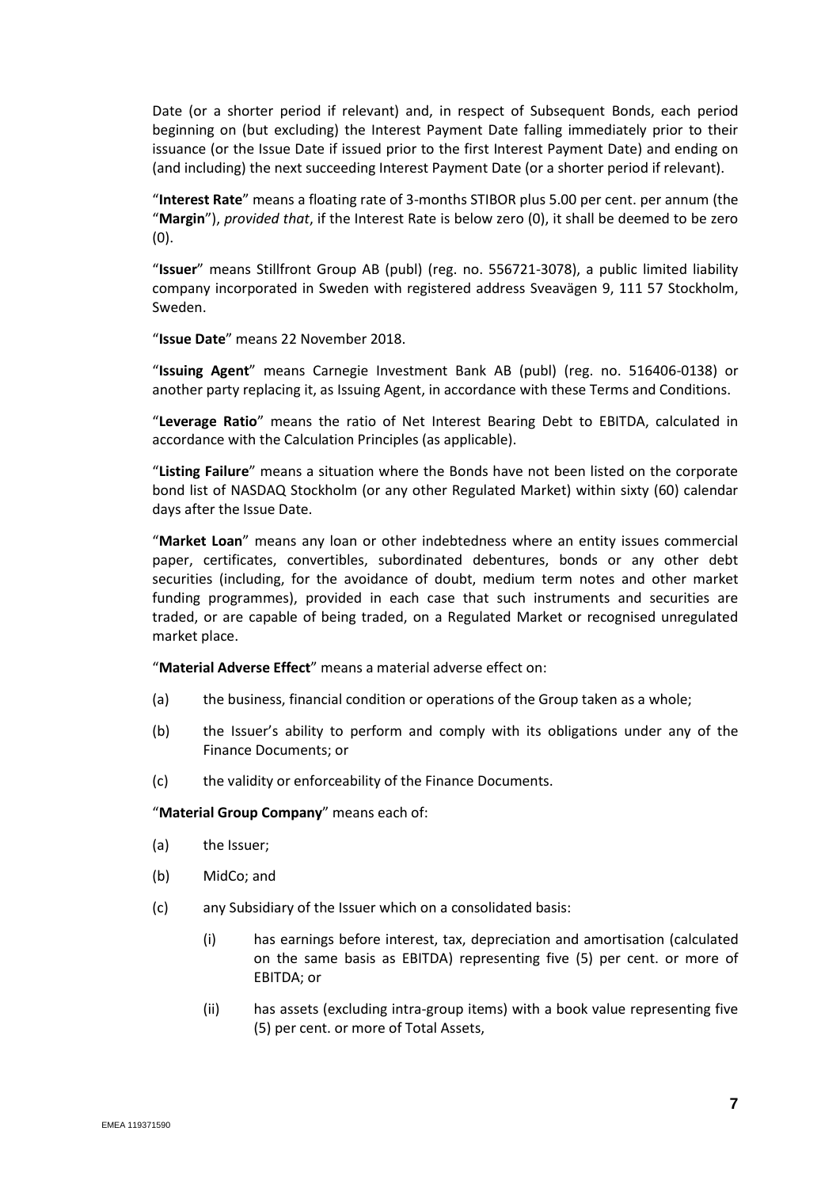Date (or a shorter period if relevant) and, in respect of Subsequent Bonds, each period beginning on (but excluding) the Interest Payment Date falling immediately prior to their issuance (or the Issue Date if issued prior to the first Interest Payment Date) and ending on (and including) the next succeeding Interest Payment Date (or a shorter period if relevant).

"**Interest Rate**" means a floating rate of 3-months STIBOR plus 5.00 per cent. per annum (the "**Margin**"), *provided that*, if the Interest Rate is below zero (0), it shall be deemed to be zero (0).

"**Issuer**" means Stillfront Group AB (publ) (reg. no. 556721-3078), a public limited liability company incorporated in Sweden with registered address Sveavägen 9, 111 57 Stockholm, Sweden.

"**Issue Date**" means 22 November 2018.

"**Issuing Agent**" means Carnegie Investment Bank AB (publ) (reg. no. 516406-0138) or another party replacing it, as Issuing Agent, in accordance with these Terms and Conditions.

"**Leverage Ratio**" means the ratio of Net Interest Bearing Debt to EBITDA, calculated in accordance with the Calculation Principles (as applicable).

"**Listing Failure**" means a situation where the Bonds have not been listed on the corporate bond list of NASDAQ Stockholm (or any other Regulated Market) within sixty (60) calendar days after the Issue Date.

"**Market Loan**" means any loan or other indebtedness where an entity issues commercial paper, certificates, convertibles, subordinated debentures, bonds or any other debt securities (including, for the avoidance of doubt, medium term notes and other market funding programmes), provided in each case that such instruments and securities are traded, or are capable of being traded, on a Regulated Market or recognised unregulated market place.

"**Material Adverse Effect**" means a material adverse effect on:

(a) the business, financial condition or operations of the Group taken as a whole;

(b) the Issuer's ability to perform and comply with its obligations under any of the Finance Documents; or

(c) the validity or enforceability of the Finance Documents.

"**Material Group Company**" means each of:

(a) the Issuer;

(b) MidCo; and

(c) any Subsidiary of the Issuer which on a consolidated basis:

  (i) has earnings before interest, tax, depreciation and amortisation (calculated on the same basis as EBITDA) representing five (5) per cent. or more of EBITDA; or

  (ii) has assets (excluding intra-group items) with a book value representing five (5) per cent. or more of Total Assets,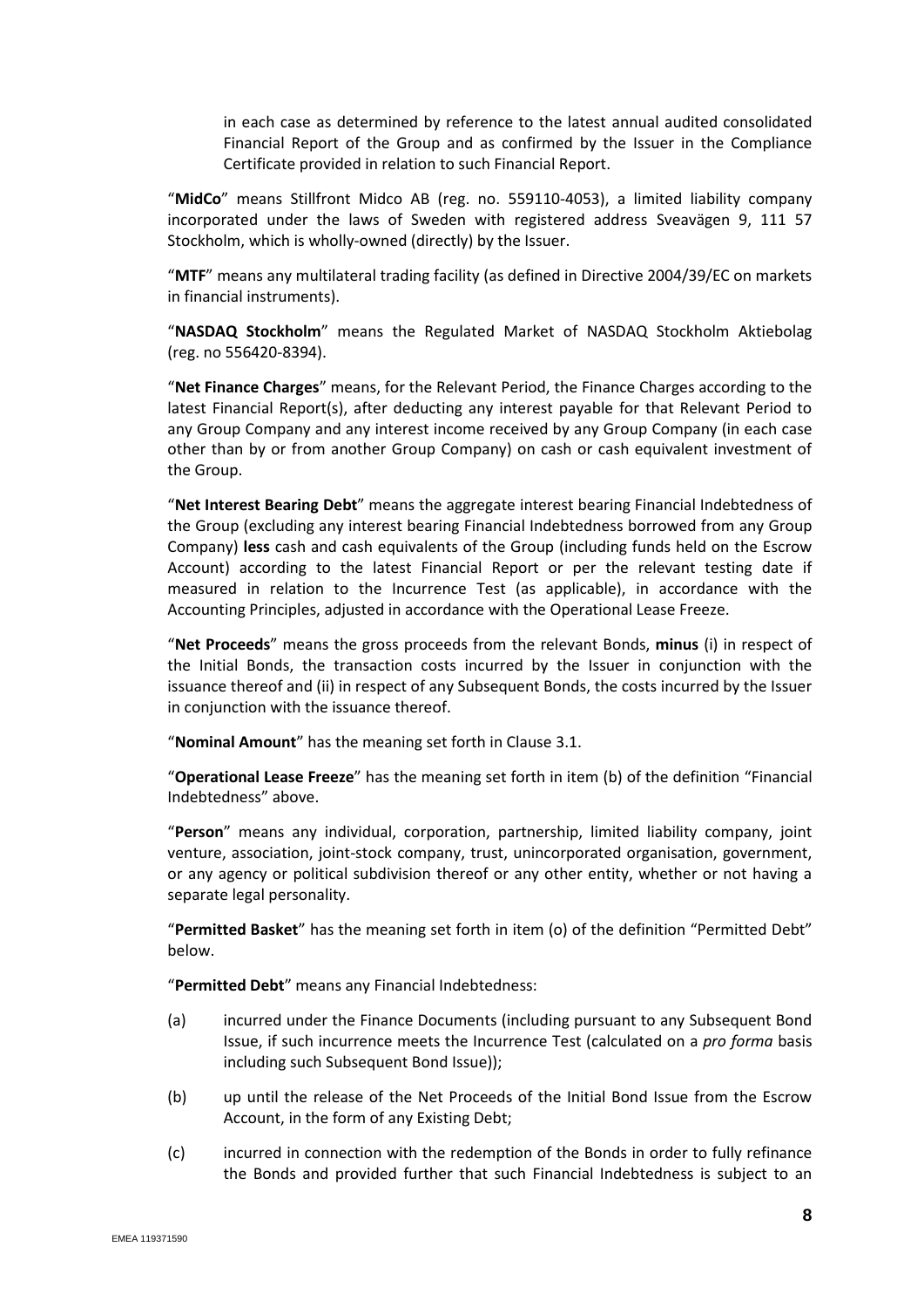in each case as determined by reference to the latest annual audited consolidated Financial Report of the Group and as confirmed by the Issuer in the Compliance Certificate provided in relation to such Financial Report.

"**MidCo**" means Stillfront Midco AB (reg. no. 559110-4053), a limited liability company incorporated under the laws of Sweden with registered address Sveavägen 9, 111 57 Stockholm, which is wholly-owned (directly) by the Issuer.

"**MTF**" means any multilateral trading facility (as defined in Directive 2004/39/EC on markets in financial instruments).

"**NASDAQ Stockholm**" means the Regulated Market of NASDAQ Stockholm Aktiebolag (reg. no 556420-8394).

"**Net Finance Charges**" means, for the Relevant Period, the Finance Charges according to the latest Financial Report(s), after deducting any interest payable for that Relevant Period to any Group Company and any interest income received by any Group Company (in each case other than by or from another Group Company) on cash or cash equivalent investment of the Group.

"**Net Interest Bearing Debt**" means the aggregate interest bearing Financial Indebtedness of the Group (excluding any interest bearing Financial Indebtedness borrowed from any Group Company) **less** cash and cash equivalents of the Group (including funds held on the Escrow Account) according to the latest Financial Report or per the relevant testing date if measured in relation to the Incurrence Test (as applicable), in accordance with the Accounting Principles, adjusted in accordance with the Operational Lease Freeze.

"**Net Proceeds**" means the gross proceeds from the relevant Bonds, **minus** (i) in respect of the Initial Bonds, the transaction costs incurred by the Issuer in conjunction with the issuance thereof and (ii) in respect of any Subsequent Bonds, the costs incurred by the Issuer in conjunction with the issuance thereof.

"**Nominal Amount**" has the meaning set forth in Clause 3.1.

"**Operational Lease Freeze**" has the meaning set forth in item (b) of the definition "Financial Indebtedness" above.

"**Person**" means any individual, corporation, partnership, limited liability company, joint venture, association, joint-stock company, trust, unincorporated organisation, government, or any agency or political subdivision thereof or any other entity, whether or not having a separate legal personality.

"**Permitted Basket**" has the meaning set forth in item (o) of the definition "Permitted Debt" below.

"**Permitted Debt**" means any Financial Indebtedness:

(a) incurred under the Finance Documents (including pursuant to any Subsequent Bond Issue, if such incurrence meets the Incurrence Test (calculated on a *pro forma* basis including such Subsequent Bond Issue));

(b) up until the release of the Net Proceeds of the Initial Bond Issue from the Escrow Account, in the form of any Existing Debt;

(c) incurred in connection with the redemption of the Bonds in order to fully refinance the Bonds and provided further that such Financial Indebtedness is subject to an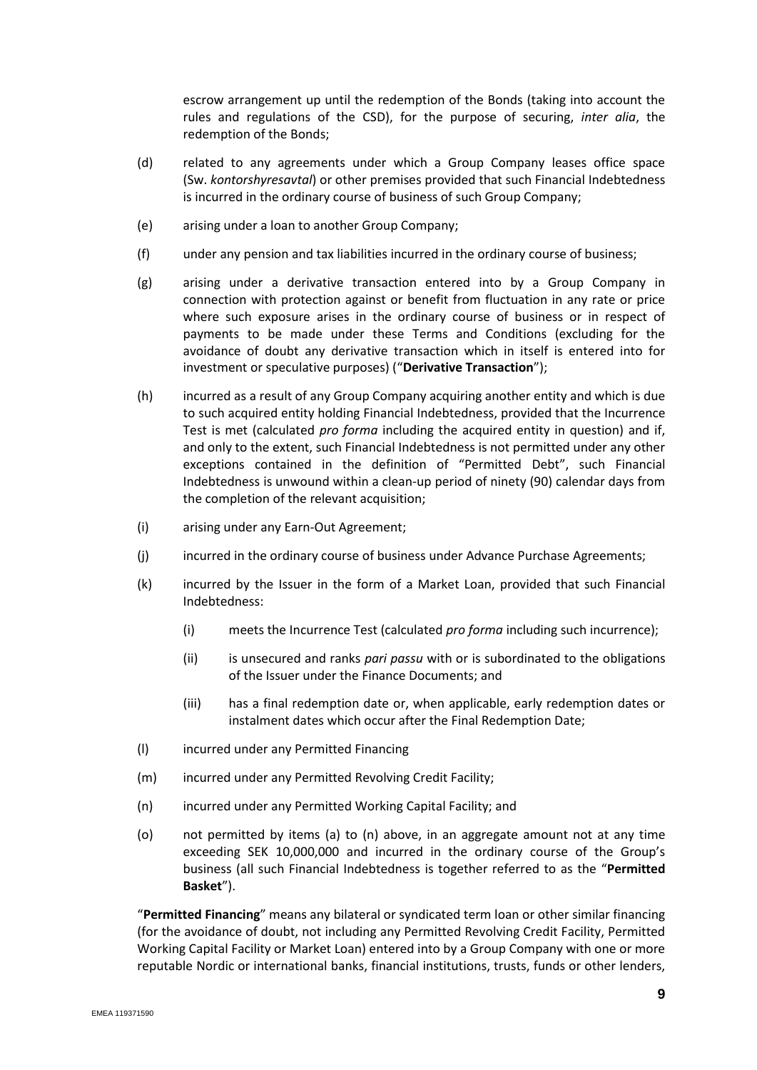escrow arrangement up until the redemption of the Bonds (taking into account the rules and regulations of the CSD), for the purpose of securing, *inter alia*, the redemption of the Bonds;

(d) related to any agreements under which a Group Company leases office space (Sw. *kontorshyresavtal*) or other premises provided that such Financial Indebtedness is incurred in the ordinary course of business of such Group Company;

(e) arising under a loan to another Group Company;

(f) under any pension and tax liabilities incurred in the ordinary course of business;

(g) arising under a derivative transaction entered into by a Group Company in connection with protection against or benefit from fluctuation in any rate or price where such exposure arises in the ordinary course of business or in respect of payments to be made under these Terms and Conditions (excluding for the avoidance of doubt any derivative transaction which in itself is entered into for investment or speculative purposes) ("**Derivative Transaction**");

(h) incurred as a result of any Group Company acquiring another entity and which is due to such acquired entity holding Financial Indebtedness, provided that the Incurrence Test is met (calculated *pro forma* including the acquired entity in question) and if, and only to the extent, such Financial Indebtedness is not permitted under any other exceptions contained in the definition of "Permitted Debt", such Financial Indebtedness is unwound within a clean-up period of ninety (90) calendar days from the completion of the relevant acquisition;

(i) arising under any Earn-Out Agreement;

(j) incurred in the ordinary course of business under Advance Purchase Agreements;

(k) incurred by the Issuer in the form of a Market Loan, provided that such Financial Indebtedness:

   (i) meets the Incurrence Test (calculated *pro forma* including such incurrence);

   (ii) is unsecured and ranks *pari passu* with or is subordinated to the obligations of the Issuer under the Finance Documents; and

   (iii) has a final redemption date or, when applicable, early redemption dates or instalment dates which occur after the Final Redemption Date;

(l) incurred under any Permitted Financing

(m) incurred under any Permitted Revolving Credit Facility;

(n) incurred under any Permitted Working Capital Facility; and

(o) not permitted by items (a) to (n) above, in an aggregate amount not at any time exceeding SEK 10,000,000 and incurred in the ordinary course of the Group's business (all such Financial Indebtedness is together referred to as the "**Permitted Basket**").

"**Permitted Financing**" means any bilateral or syndicated term loan or other similar financing (for the avoidance of doubt, not including any Permitted Revolving Credit Facility, Permitted Working Capital Facility or Market Loan) entered into by a Group Company with one or more reputable Nordic or international banks, financial institutions, trusts, funds or other lenders,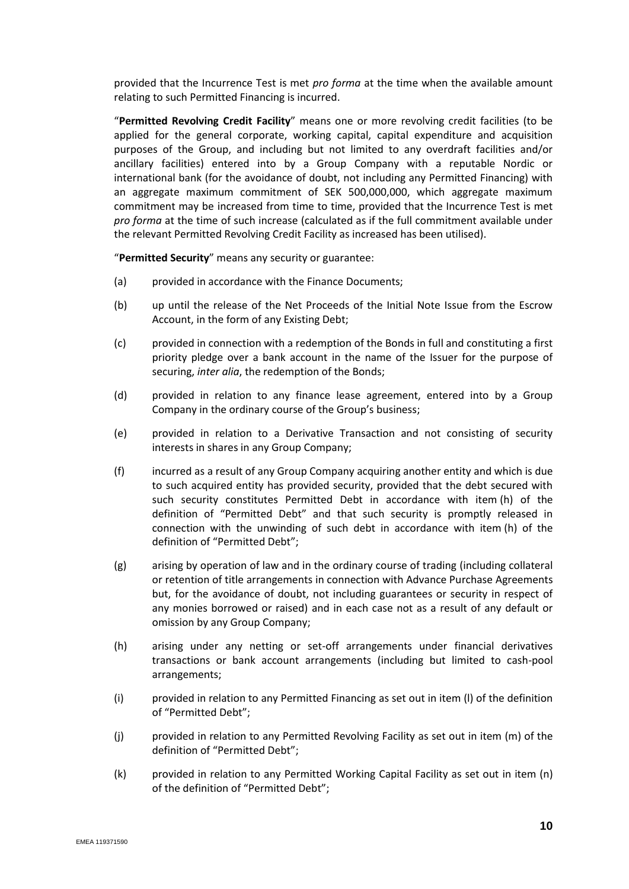provided that the Incurrence Test is met *pro forma* at the time when the available amount relating to such Permitted Financing is incurred.

"**Permitted Revolving Credit Facility**" means one or more revolving credit facilities (to be applied for the general corporate, working capital, capital expenditure and acquisition purposes of the Group, and including but not limited to any overdraft facilities and/or ancillary facilities) entered into by a Group Company with a reputable Nordic or international bank (for the avoidance of doubt, not including any Permitted Financing) with an aggregate maximum commitment of SEK 500,000,000, which aggregate maximum commitment may be increased from time to time, provided that the Incurrence Test is met *pro forma* at the time of such increase (calculated as if the full commitment available under the relevant Permitted Revolving Credit Facility as increased has been utilised).

"**Permitted Security**" means any security or guarantee:

(a) provided in accordance with the Finance Documents;

(b) up until the release of the Net Proceeds of the Initial Note Issue from the Escrow Account, in the form of any Existing Debt;

(c) provided in connection with a redemption of the Bonds in full and constituting a first priority pledge over a bank account in the name of the Issuer for the purpose of securing, *inter alia*, the redemption of the Bonds;

(d) provided in relation to any finance lease agreement, entered into by a Group Company in the ordinary course of the Group's business;

(e) provided in relation to a Derivative Transaction and not consisting of security interests in shares in any Group Company;

(f) incurred as a result of any Group Company acquiring another entity and which is due to such acquired entity has provided security, provided that the debt secured with such security constitutes Permitted Debt in accordance with item (h) of the definition of "Permitted Debt" and that such security is promptly released in connection with the unwinding of such debt in accordance with item (h) of the definition of "Permitted Debt";

(g) arising by operation of law and in the ordinary course of trading (including collateral or retention of title arrangements in connection with Advance Purchase Agreements but, for the avoidance of doubt, not including guarantees or security in respect of any monies borrowed or raised) and in each case not as a result of any default or omission by any Group Company;

(h) arising under any netting or set-off arrangements under financial derivatives transactions or bank account arrangements (including but limited to cash-pool arrangements;

(i) provided in relation to any Permitted Financing as set out in item (l) of the definition of "Permitted Debt";

(j) provided in relation to any Permitted Revolving Facility as set out in item (m) of the definition of "Permitted Debt";

(k) provided in relation to any Permitted Working Capital Facility as set out in item (n) of the definition of "Permitted Debt";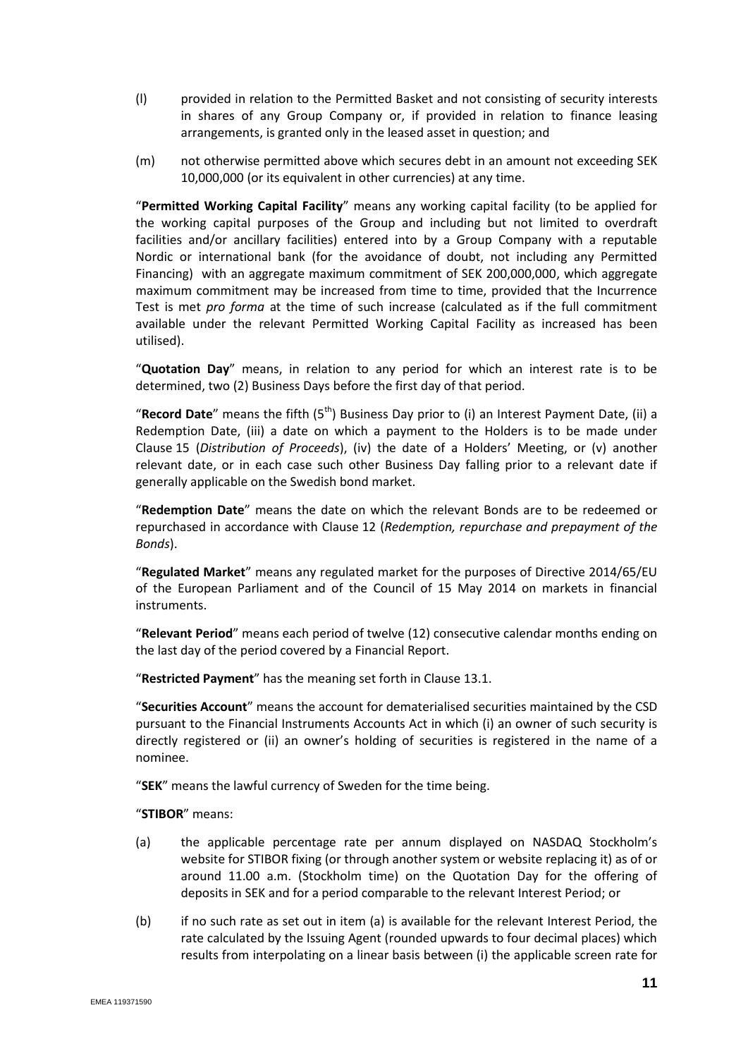(l) provided in relation to the Permitted Basket and not consisting of security interests in shares of any Group Company or, if provided in relation to finance leasing arrangements, is granted only in the leased asset in question; and

(m) not otherwise permitted above which secures debt in an amount not exceeding SEK 10,000,000 (or its equivalent in other currencies) at any time.

"**Permitted Working Capital Facility**" means any working capital facility (to be applied for the working capital purposes of the Group and including but not limited to overdraft facilities and/or ancillary facilities) entered into by a Group Company with a reputable Nordic or international bank (for the avoidance of doubt, not including any Permitted Financing) with an aggregate maximum commitment of SEK 200,000,000, which aggregate maximum commitment may be increased from time to time, provided that the Incurrence Test is met *pro forma* at the time of such increase (calculated as if the full commitment available under the relevant Permitted Working Capital Facility as increased has been utilised).

"**Quotation Day**" means, in relation to any period for which an interest rate is to be determined, two (2) Business Days before the first day of that period.

"**Record Date**" means the fifth (5th) Business Day prior to (i) an Interest Payment Date, (ii) a Redemption Date, (iii) a date on which a payment to the Holders is to be made under Clause 15 (*Distribution of Proceeds*), (iv) the date of a Holders' Meeting, or (v) another relevant date, or in each case such other Business Day falling prior to a relevant date if generally applicable on the Swedish bond market.

"**Redemption Date**" means the date on which the relevant Bonds are to be redeemed or repurchased in accordance with Clause 12 (*Redemption, repurchase and prepayment of the Bonds*).

"**Regulated Market**" means any regulated market for the purposes of Directive 2014/65/EU of the European Parliament and of the Council of 15 May 2014 on markets in financial instruments.

"**Relevant Period**" means each period of twelve (12) consecutive calendar months ending on the last day of the period covered by a Financial Report.

"**Restricted Payment**" has the meaning set forth in Clause 13.1.

"**Securities Account**" means the account for dematerialised securities maintained by the CSD pursuant to the Financial Instruments Accounts Act in which (i) an owner of such security is directly registered or (ii) an owner's holding of securities is registered in the name of a nominee.

"**SEK**" means the lawful currency of Sweden for the time being.

"**STIBOR**" means:

(a) the applicable percentage rate per annum displayed on NASDAQ Stockholm's website for STIBOR fixing (or through another system or website replacing it) as of or around 11.00 a.m. (Stockholm time) on the Quotation Day for the offering of deposits in SEK and for a period comparable to the relevant Interest Period; or

(b) if no such rate as set out in item (a) is available for the relevant Interest Period, the rate calculated by the Issuing Agent (rounded upwards to four decimal places) which results from interpolating on a linear basis between (i) the applicable screen rate for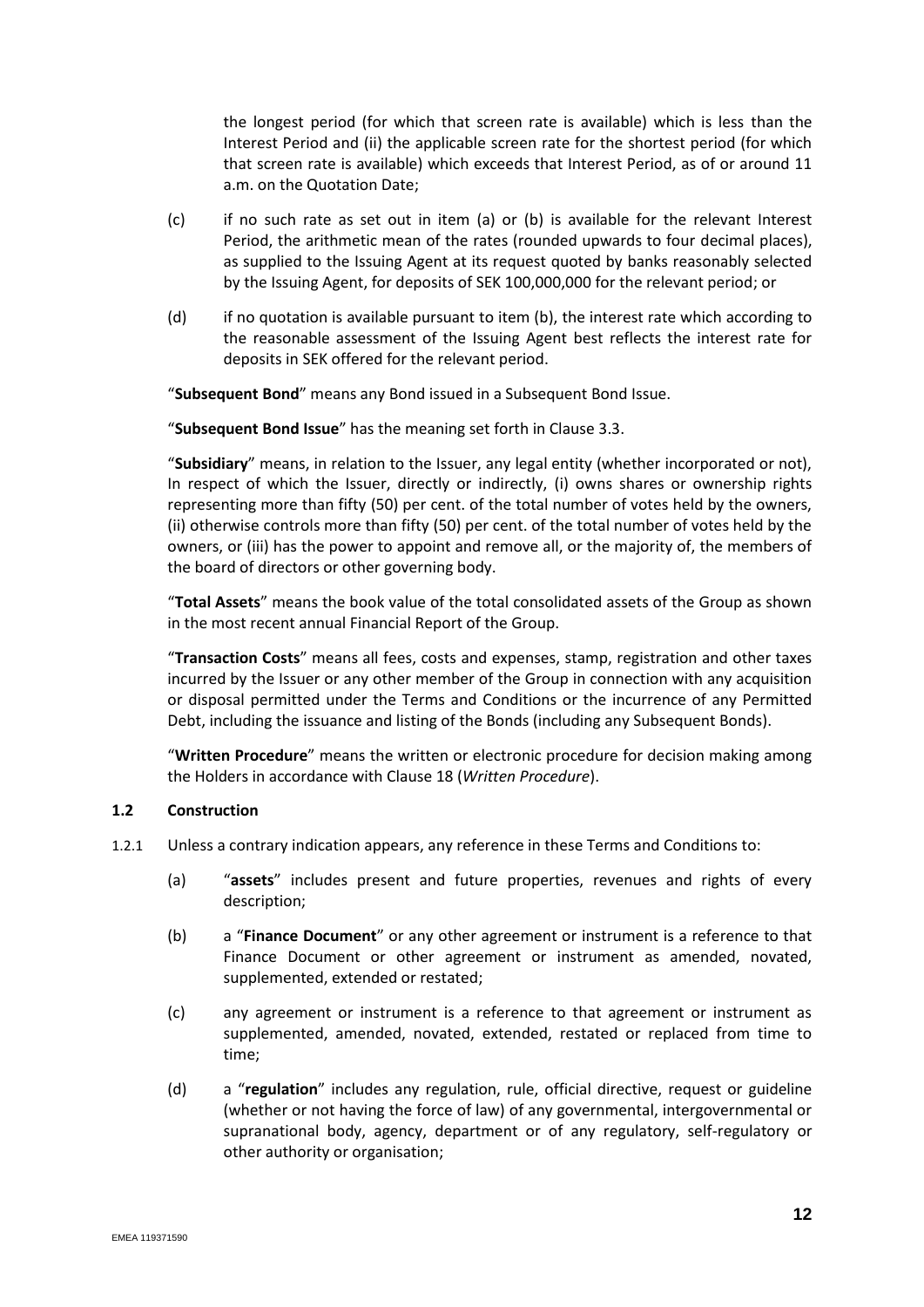the longest period (for which that screen rate is available) which is less than the Interest Period and (ii) the applicable screen rate for the shortest period (for which that screen rate is available) which exceeds that Interest Period, as of or around 11 a.m. on the Quotation Date;

(c) if no such rate as set out in item (a) or (b) is available for the relevant Interest Period, the arithmetic mean of the rates (rounded upwards to four decimal places), as supplied to the Issuing Agent at its request quoted by banks reasonably selected by the Issuing Agent, for deposits of SEK 100,000,000 for the relevant period; or

(d) if no quotation is available pursuant to item (b), the interest rate which according to the reasonable assessment of the Issuing Agent best reflects the interest rate for deposits in SEK offered for the relevant period.

"**Subsequent Bond**" means any Bond issued in a Subsequent Bond Issue.

"**Subsequent Bond Issue**" has the meaning set forth in Clause 3.3.

"**Subsidiary**" means, in relation to the Issuer, any legal entity (whether incorporated or not), In respect of which the Issuer, directly or indirectly, (i) owns shares or ownership rights representing more than fifty (50) per cent. of the total number of votes held by the owners, (ii) otherwise controls more than fifty (50) per cent. of the total number of votes held by the owners, or (iii) has the power to appoint and remove all, or the majority of, the members of the board of directors or other governing body.

"**Total Assets**" means the book value of the total consolidated assets of the Group as shown in the most recent annual Financial Report of the Group.

"**Transaction Costs**" means all fees, costs and expenses, stamp, registration and other taxes incurred by the Issuer or any other member of the Group in connection with any acquisition or disposal permitted under the Terms and Conditions or the incurrence of any Permitted Debt, including the issuance and listing of the Bonds (including any Subsequent Bonds).

"**Written Procedure**" means the written or electronic procedure for decision making among the Holders in accordance with Clause 18 (*Written Procedure*).

### 1.2 Construction

1.2.1 Unless a contrary indication appears, any reference in these Terms and Conditions to:

(a) "**assets**" includes present and future properties, revenues and rights of every description;

(b) a "**Finance Document**" or any other agreement or instrument is a reference to that Finance Document or other agreement or instrument as amended, novated, supplemented, extended or restated;

(c) any agreement or instrument is a reference to that agreement or instrument as supplemented, amended, novated, extended, restated or replaced from time to time;

(d) a "**regulation**" includes any regulation, rule, official directive, request or guideline (whether or not having the force of law) of any governmental, intergovernmental or supranational body, agency, department or of any regulatory, self-regulatory or other authority or organisation;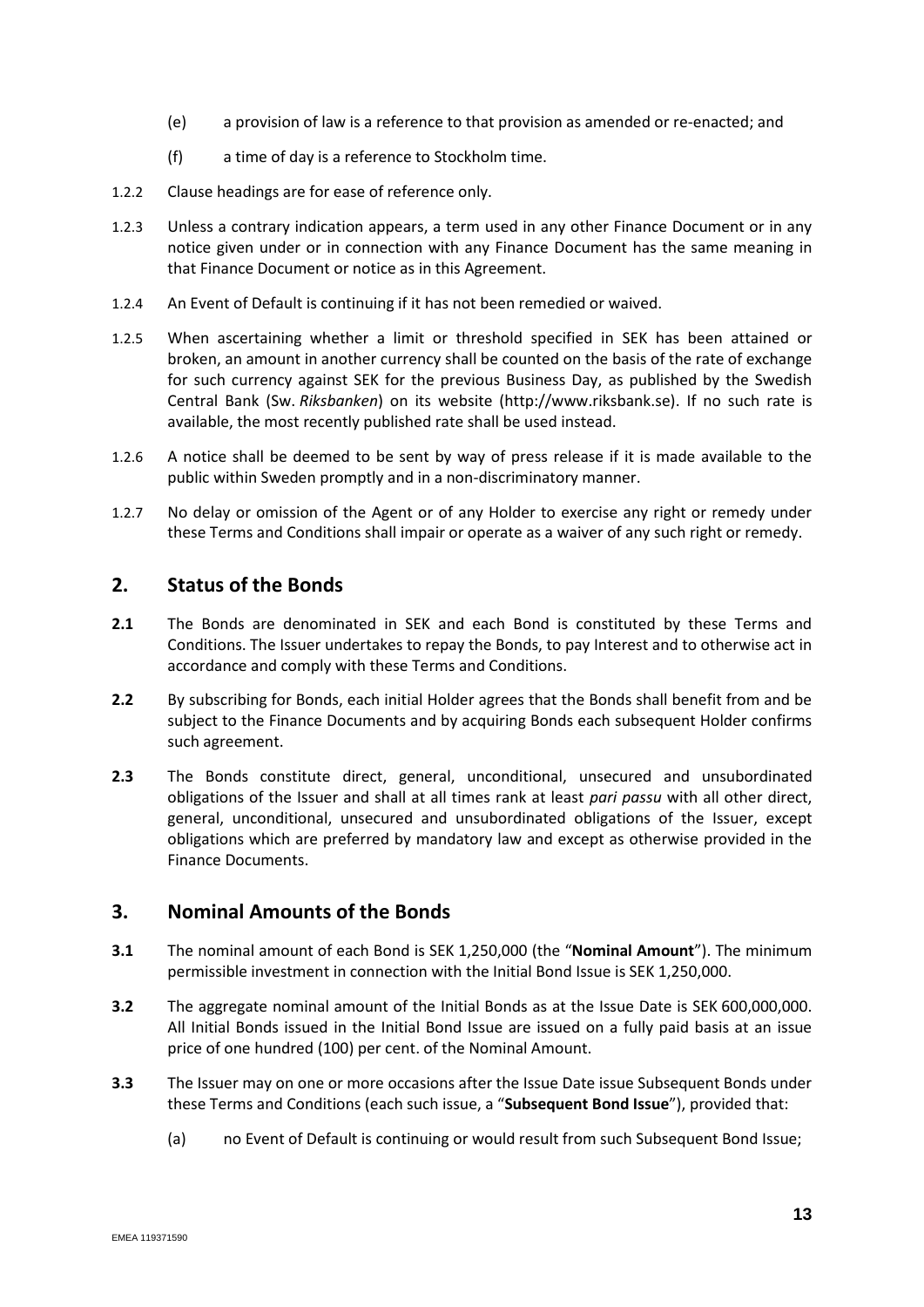(e) a provision of law is a reference to that provision as amended or re-enacted; and

(f) a time of day is a reference to Stockholm time.

1.2.2 Clause headings are for ease of reference only.

1.2.3 Unless a contrary indication appears, a term used in any other Finance Document or in any notice given under or in connection with any Finance Document has the same meaning in that Finance Document or notice as in this Agreement.

1.2.4 An Event of Default is continuing if it has not been remedied or waived.

1.2.5 When ascertaining whether a limit or threshold specified in SEK has been attained or broken, an amount in another currency shall be counted on the basis of the rate of exchange for such currency against SEK for the previous Business Day, as published by the Swedish Central Bank (Sw. *Riksbanken*) on its website (http://www.riksbank.se). If no such rate is available, the most recently published rate shall be used instead.

1.2.6 A notice shall be deemed to be sent by way of press release if it is made available to the public within Sweden promptly and in a non-discriminatory manner.

1.2.7 No delay or omission of the Agent or of any Holder to exercise any right or remedy under these Terms and Conditions shall impair or operate as a waiver of any such right or remedy.

## 2. Status of the Bonds

**2.1** The Bonds are denominated in SEK and each Bond is constituted by these Terms and Conditions. The Issuer undertakes to repay the Bonds, to pay Interest and to otherwise act in accordance and comply with these Terms and Conditions.

**2.2** By subscribing for Bonds, each initial Holder agrees that the Bonds shall benefit from and be subject to the Finance Documents and by acquiring Bonds each subsequent Holder confirms such agreement.

**2.3** The Bonds constitute direct, general, unconditional, unsecured and unsubordinated obligations of the Issuer and shall at all times rank at least *pari passu* with all other direct, general, unconditional, unsecured and unsubordinated obligations of the Issuer, except obligations which are preferred by mandatory law and except as otherwise provided in the Finance Documents.

## 3. Nominal Amounts of the Bonds

**3.1** The nominal amount of each Bond is SEK 1,250,000 (the "**Nominal Amount**"). The minimum permissible investment in connection with the Initial Bond Issue is SEK 1,250,000.

**3.2** The aggregate nominal amount of the Initial Bonds as at the Issue Date is SEK 600,000,000. All Initial Bonds issued in the Initial Bond Issue are issued on a fully paid basis at an issue price of one hundred (100) per cent. of the Nominal Amount.

**3.3** The Issuer may on one or more occasions after the Issue Date issue Subsequent Bonds under these Terms and Conditions (each such issue, a "**Subsequent Bond Issue**"), provided that:

(a) no Event of Default is continuing or would result from such Subsequent Bond Issue;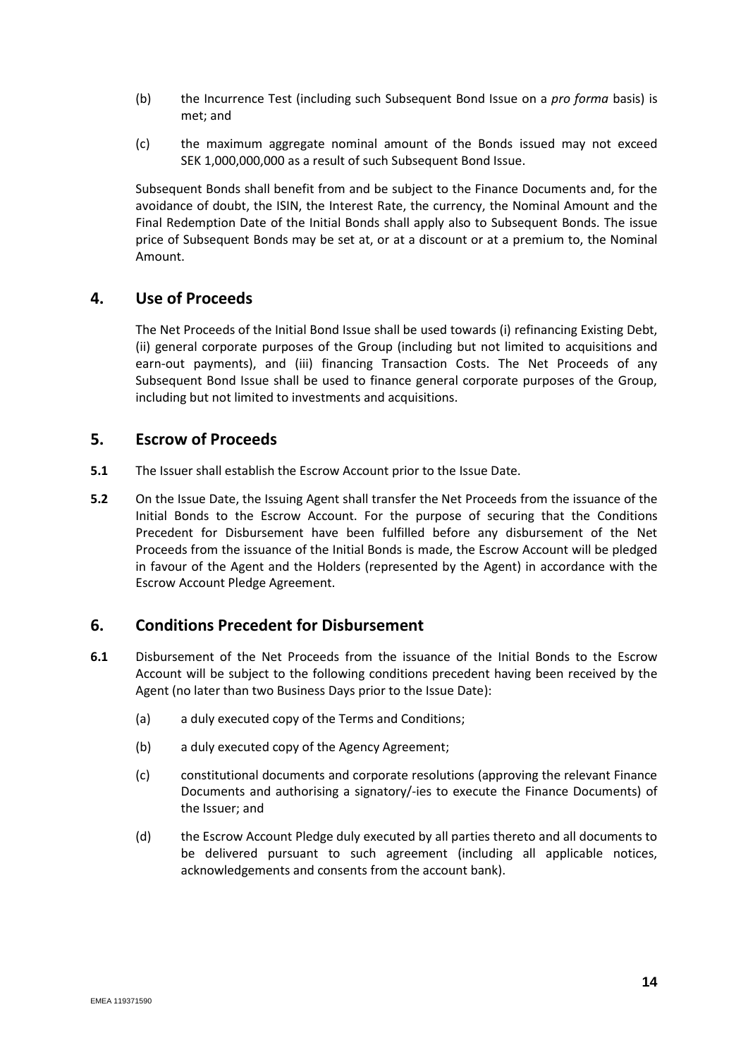(b) the Incurrence Test (including such Subsequent Bond Issue on a *pro forma* basis) is met; and

(c) the maximum aggregate nominal amount of the Bonds issued may not exceed SEK 1,000,000,000 as a result of such Subsequent Bond Issue.

Subsequent Bonds shall benefit from and be subject to the Finance Documents and, for the avoidance of doubt, the ISIN, the Interest Rate, the currency, the Nominal Amount and the Final Redemption Date of the Initial Bonds shall apply also to Subsequent Bonds. The issue price of Subsequent Bonds may be set at, or at a discount or at a premium to, the Nominal Amount.

## 4. Use of Proceeds

The Net Proceeds of the Initial Bond Issue shall be used towards (i) refinancing Existing Debt, (ii) general corporate purposes of the Group (including but not limited to acquisitions and earn-out payments), and (iii) financing Transaction Costs. The Net Proceeds of any Subsequent Bond Issue shall be used to finance general corporate purposes of the Group, including but not limited to investments and acquisitions.

## 5. Escrow of Proceeds

**5.1** The Issuer shall establish the Escrow Account prior to the Issue Date.

**5.2** On the Issue Date, the Issuing Agent shall transfer the Net Proceeds from the issuance of the Initial Bonds to the Escrow Account. For the purpose of securing that the Conditions Precedent for Disbursement have been fulfilled before any disbursement of the Net Proceeds from the issuance of the Initial Bonds is made, the Escrow Account will be pledged in favour of the Agent and the Holders (represented by the Agent) in accordance with the Escrow Account Pledge Agreement.

## 6. Conditions Precedent for Disbursement

**6.1** Disbursement of the Net Proceeds from the issuance of the Initial Bonds to the Escrow Account will be subject to the following conditions precedent having been received by the Agent (no later than two Business Days prior to the Issue Date):

(a) a duly executed copy of the Terms and Conditions;

(b) a duly executed copy of the Agency Agreement;

(c) constitutional documents and corporate resolutions (approving the relevant Finance Documents and authorising a signatory/-ies to execute the Finance Documents) of the Issuer; and

(d) the Escrow Account Pledge duly executed by all parties thereto and all documents to be delivered pursuant to such agreement (including all applicable notices, acknowledgements and consents from the account bank).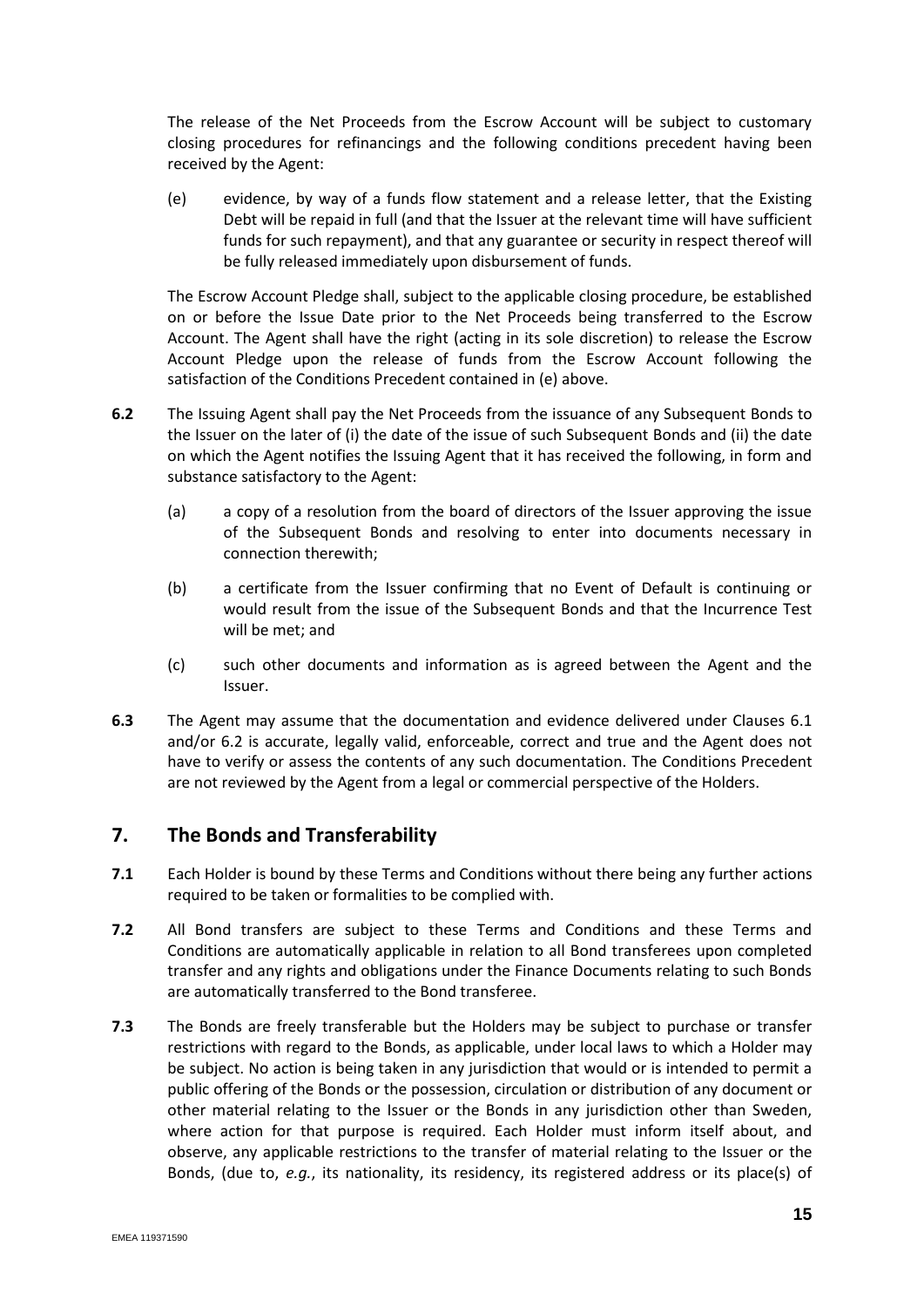The release of the Net Proceeds from the Escrow Account will be subject to customary closing procedures for refinancings and the following conditions precedent having been received by the Agent:

(e) evidence, by way of a funds flow statement and a release letter, that the Existing Debt will be repaid in full (and that the Issuer at the relevant time will have sufficient funds for such repayment), and that any guarantee or security in respect thereof will be fully released immediately upon disbursement of funds.

The Escrow Account Pledge shall, subject to the applicable closing procedure, be established on or before the Issue Date prior to the Net Proceeds being transferred to the Escrow Account. The Agent shall have the right (acting in its sole discretion) to release the Escrow Account Pledge upon the release of funds from the Escrow Account following the satisfaction of the Conditions Precedent contained in (e) above.

**6.2** The Issuing Agent shall pay the Net Proceeds from the issuance of any Subsequent Bonds to the Issuer on the later of (i) the date of the issue of such Subsequent Bonds and (ii) the date on which the Agent notifies the Issuing Agent that it has received the following, in form and substance satisfactory to the Agent:

(a) a copy of a resolution from the board of directors of the Issuer approving the issue of the Subsequent Bonds and resolving to enter into documents necessary in connection therewith;

(b) a certificate from the Issuer confirming that no Event of Default is continuing or would result from the issue of the Subsequent Bonds and that the Incurrence Test will be met; and

(c) such other documents and information as is agreed between the Agent and the Issuer.

**6.3** The Agent may assume that the documentation and evidence delivered under Clauses 6.1 and/or 6.2 is accurate, legally valid, enforceable, correct and true and the Agent does not have to verify or assess the contents of any such documentation. The Conditions Precedent are not reviewed by the Agent from a legal or commercial perspective of the Holders.

## 7. The Bonds and Transferability

**7.1** Each Holder is bound by these Terms and Conditions without there being any further actions required to be taken or formalities to be complied with.

**7.2** All Bond transfers are subject to these Terms and Conditions and these Terms and Conditions are automatically applicable in relation to all Bond transferees upon completed transfer and any rights and obligations under the Finance Documents relating to such Bonds are automatically transferred to the Bond transferee.

**7.3** The Bonds are freely transferable but the Holders may be subject to purchase or transfer restrictions with regard to the Bonds, as applicable, under local laws to which a Holder may be subject. No action is being taken in any jurisdiction that would or is intended to permit a public offering of the Bonds or the possession, circulation or distribution of any document or other material relating to the Issuer or the Bonds in any jurisdiction other than Sweden, where action for that purpose is required. Each Holder must inform itself about, and observe, any applicable restrictions to the transfer of material relating to the Issuer or the Bonds, (due to, *e.g.*, its nationality, its residency, its registered address or its place(s) of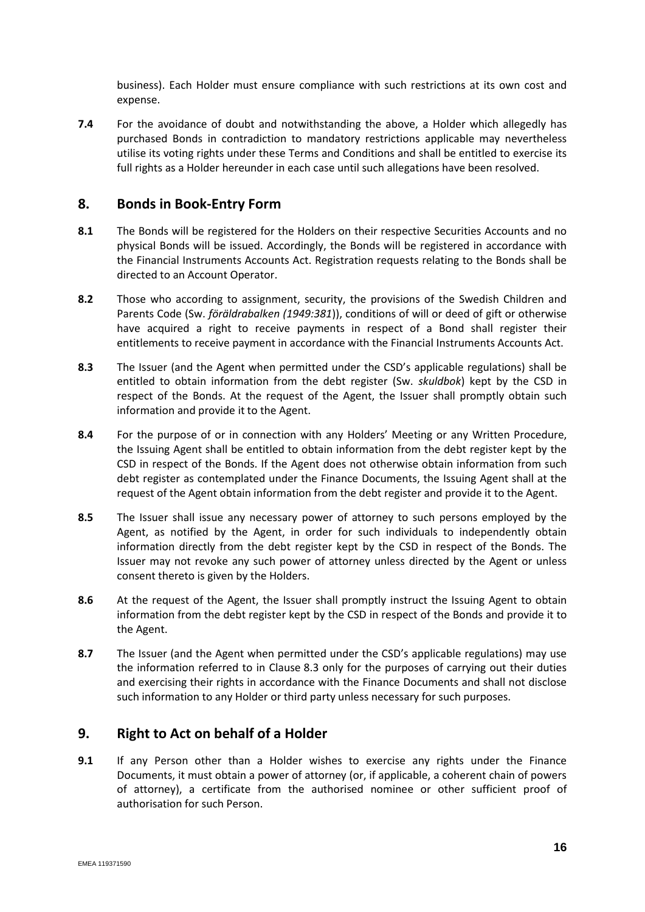business). Each Holder must ensure compliance with such restrictions at its own cost and expense.

**7.4** For the avoidance of doubt and notwithstanding the above, a Holder which allegedly has purchased Bonds in contradiction to mandatory restrictions applicable may nevertheless utilise its voting rights under these Terms and Conditions and shall be entitled to exercise its full rights as a Holder hereunder in each case until such allegations have been resolved.

## 8. Bonds in Book-Entry Form

**8.1** The Bonds will be registered for the Holders on their respective Securities Accounts and no physical Bonds will be issued. Accordingly, the Bonds will be registered in accordance with the Financial Instruments Accounts Act. Registration requests relating to the Bonds shall be directed to an Account Operator.

**8.2** Those who according to assignment, security, the provisions of the Swedish Children and Parents Code (Sw. *föräldrabalken (1949:381)*), conditions of will or deed of gift or otherwise have acquired a right to receive payments in respect of a Bond shall register their entitlements to receive payment in accordance with the Financial Instruments Accounts Act.

**8.3** The Issuer (and the Agent when permitted under the CSD's applicable regulations) shall be entitled to obtain information from the debt register (Sw. *skuldbok*) kept by the CSD in respect of the Bonds. At the request of the Agent, the Issuer shall promptly obtain such information and provide it to the Agent.

**8.4** For the purpose of or in connection with any Holders' Meeting or any Written Procedure, the Issuing Agent shall be entitled to obtain information from the debt register kept by the CSD in respect of the Bonds. If the Agent does not otherwise obtain information from such debt register as contemplated under the Finance Documents, the Issuing Agent shall at the request of the Agent obtain information from the debt register and provide it to the Agent.

**8.5** The Issuer shall issue any necessary power of attorney to such persons employed by the Agent, as notified by the Agent, in order for such individuals to independently obtain information directly from the debt register kept by the CSD in respect of the Bonds. The Issuer may not revoke any such power of attorney unless directed by the Agent or unless consent thereto is given by the Holders.

**8.6** At the request of the Agent, the Issuer shall promptly instruct the Issuing Agent to obtain information from the debt register kept by the CSD in respect of the Bonds and provide it to the Agent.

**8.7** The Issuer (and the Agent when permitted under the CSD's applicable regulations) may use the information referred to in Clause 8.3 only for the purposes of carrying out their duties and exercising their rights in accordance with the Finance Documents and shall not disclose such information to any Holder or third party unless necessary for such purposes.

## 9. Right to Act on behalf of a Holder

**9.1** If any Person other than a Holder wishes to exercise any rights under the Finance Documents, it must obtain a power of attorney (or, if applicable, a coherent chain of powers of attorney), a certificate from the authorised nominee or other sufficient proof of authorisation for such Person.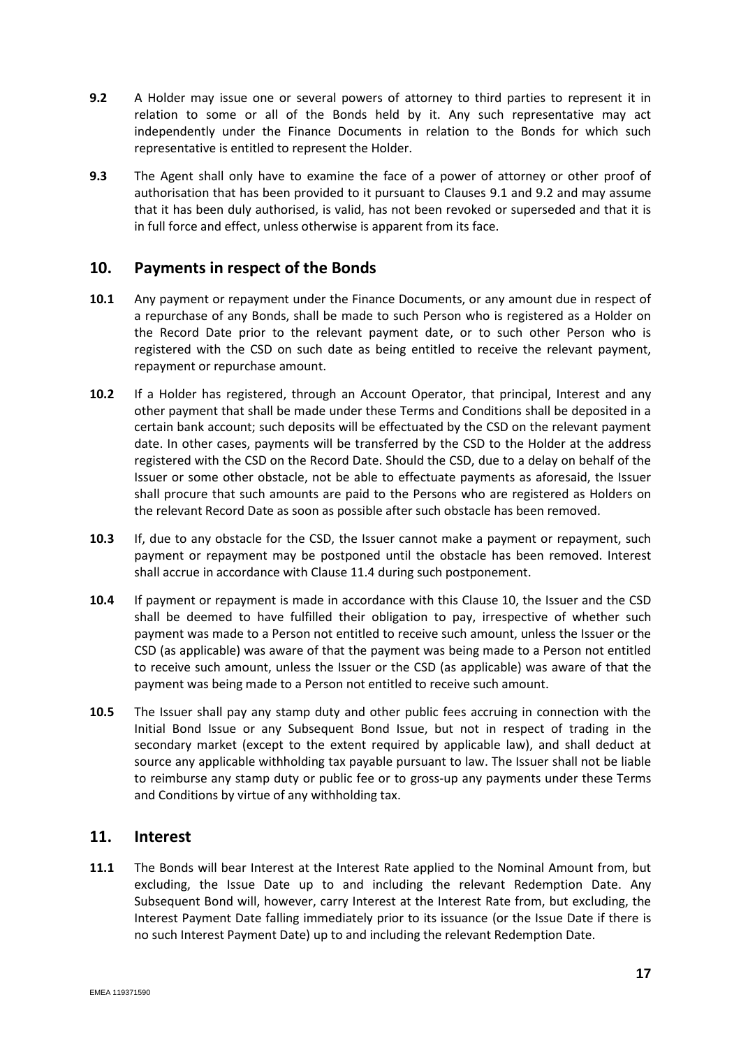**9.2** A Holder may issue one or several powers of attorney to third parties to represent it in relation to some or all of the Bonds held by it. Any such representative may act independently under the Finance Documents in relation to the Bonds for which such representative is entitled to represent the Holder.

**9.3** The Agent shall only have to examine the face of a power of attorney or other proof of authorisation that has been provided to it pursuant to Clauses 9.1 and 9.2 and may assume that it has been duly authorised, is valid, has not been revoked or superseded and that it is in full force and effect, unless otherwise is apparent from its face.

## 10. Payments in respect of the Bonds

**10.1** Any payment or repayment under the Finance Documents, or any amount due in respect of a repurchase of any Bonds, shall be made to such Person who is registered as a Holder on the Record Date prior to the relevant payment date, or to such other Person who is registered with the CSD on such date as being entitled to receive the relevant payment, repayment or repurchase amount.

**10.2** If a Holder has registered, through an Account Operator, that principal, Interest and any other payment that shall be made under these Terms and Conditions shall be deposited in a certain bank account; such deposits will be effectuated by the CSD on the relevant payment date. In other cases, payments will be transferred by the CSD to the Holder at the address registered with the CSD on the Record Date. Should the CSD, due to a delay on behalf of the Issuer or some other obstacle, not be able to effectuate payments as aforesaid, the Issuer shall procure that such amounts are paid to the Persons who are registered as Holders on the relevant Record Date as soon as possible after such obstacle has been removed.

**10.3** If, due to any obstacle for the CSD, the Issuer cannot make a payment or repayment, such payment or repayment may be postponed until the obstacle has been removed. Interest shall accrue in accordance with Clause 11.4 during such postponement.

**10.4** If payment or repayment is made in accordance with this Clause 10, the Issuer and the CSD shall be deemed to have fulfilled their obligation to pay, irrespective of whether such payment was made to a Person not entitled to receive such amount, unless the Issuer or the CSD (as applicable) was aware of that the payment was being made to a Person not entitled to receive such amount, unless the Issuer or the CSD (as applicable) was aware of that the payment was being made to a Person not entitled to receive such amount.

**10.5** The Issuer shall pay any stamp duty and other public fees accruing in connection with the Initial Bond Issue or any Subsequent Bond Issue, but not in respect of trading in the secondary market (except to the extent required by applicable law), and shall deduct at source any applicable withholding tax payable pursuant to law. The Issuer shall not be liable to reimburse any stamp duty or public fee or to gross-up any payments under these Terms and Conditions by virtue of any withholding tax.

## 11. Interest

**11.1** The Bonds will bear Interest at the Interest Rate applied to the Nominal Amount from, but excluding, the Issue Date up to and including the relevant Redemption Date. Any Subsequent Bond will, however, carry Interest at the Interest Rate from, but excluding, the Interest Payment Date falling immediately prior to its issuance (or the Issue Date if there is no such Interest Payment Date) up to and including the relevant Redemption Date.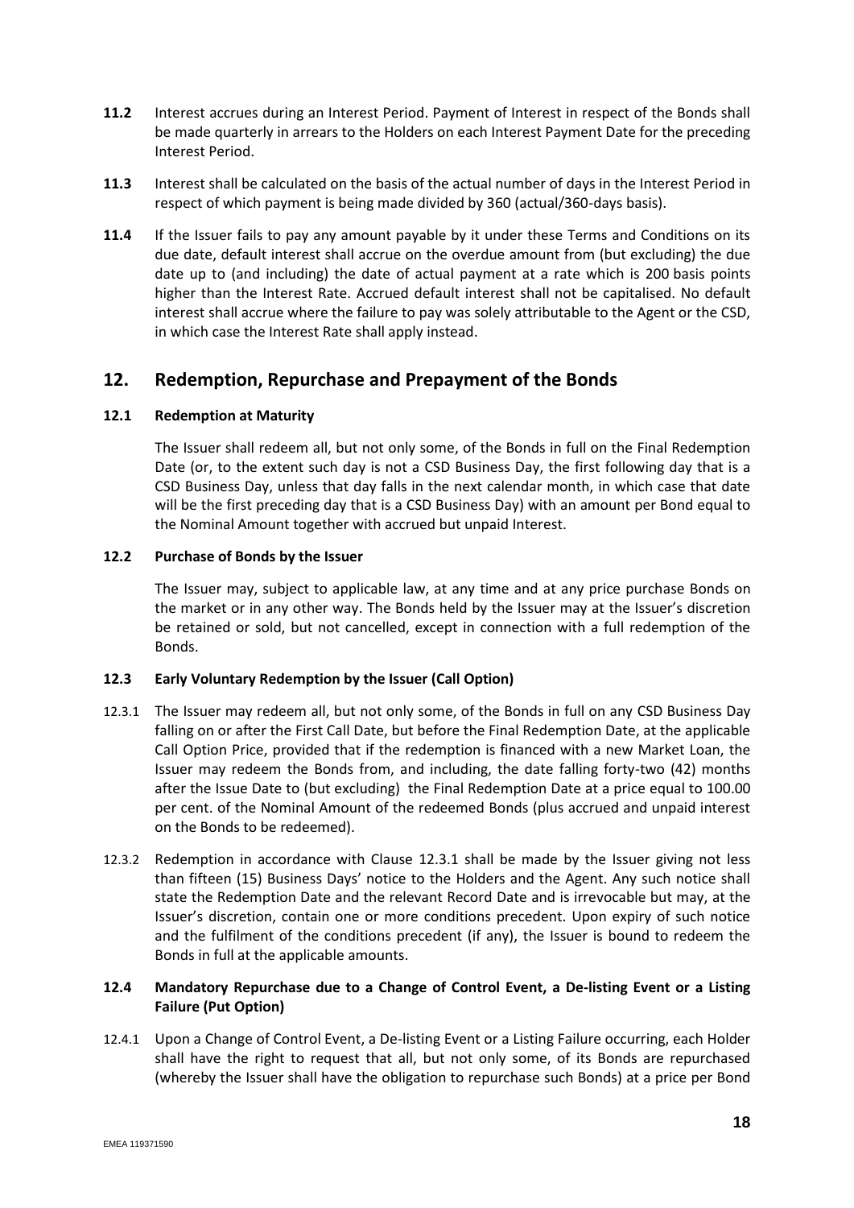**11.2** Interest accrues during an Interest Period. Payment of Interest in respect of the Bonds shall be made quarterly in arrears to the Holders on each Interest Payment Date for the preceding Interest Period.

**11.3** Interest shall be calculated on the basis of the actual number of days in the Interest Period in respect of which payment is being made divided by 360 (actual/360-days basis).

**11.4** If the Issuer fails to pay any amount payable by it under these Terms and Conditions on its due date, default interest shall accrue on the overdue amount from (but excluding) the due date up to (and including) the date of actual payment at a rate which is 200 basis points higher than the Interest Rate. Accrued default interest shall not be capitalised. No default interest shall accrue where the failure to pay was solely attributable to the Agent or the CSD, in which case the Interest Rate shall apply instead.

## 12. Redemption, Repurchase and Prepayment of the Bonds

### 12.1 Redemption at Maturity

The Issuer shall redeem all, but not only some, of the Bonds in full on the Final Redemption Date (or, to the extent such day is not a CSD Business Day, the first following day that is a CSD Business Day, unless that day falls in the next calendar month, in which case that date will be the first preceding day that is a CSD Business Day) with an amount per Bond equal to the Nominal Amount together with accrued but unpaid Interest.

### 12.2 Purchase of Bonds by the Issuer

The Issuer may, subject to applicable law, at any time and at any price purchase Bonds on the market or in any other way. The Bonds held by the Issuer may at the Issuer's discretion be retained or sold, but not cancelled, except in connection with a full redemption of the Bonds.

### 12.3 Early Voluntary Redemption by the Issuer (Call Option)

12.3.1 The Issuer may redeem all, but not only some, of the Bonds in full on any CSD Business Day falling on or after the First Call Date, but before the Final Redemption Date, at the applicable Call Option Price, provided that if the redemption is financed with a new Market Loan, the Issuer may redeem the Bonds from, and including, the date falling forty-two (42) months after the Issue Date to (but excluding) the Final Redemption Date at a price equal to 100.00 per cent. of the Nominal Amount of the redeemed Bonds (plus accrued and unpaid interest on the Bonds to be redeemed).

12.3.2 Redemption in accordance with Clause 12.3.1 shall be made by the Issuer giving not less than fifteen (15) Business Days' notice to the Holders and the Agent. Any such notice shall state the Redemption Date and the relevant Record Date and is irrevocable but may, at the Issuer's discretion, contain one or more conditions precedent. Upon expiry of such notice and the fulfilment of the conditions precedent (if any), the Issuer is bound to redeem the Bonds in full at the applicable amounts.

### 12.4 Mandatory Repurchase due to a Change of Control Event, a De-listing Event or a Listing Failure (Put Option)

12.4.1 Upon a Change of Control Event, a De-listing Event or a Listing Failure occurring, each Holder shall have the right to request that all, but not only some, of its Bonds are repurchased (whereby the Issuer shall have the obligation to repurchase such Bonds) at a price per Bond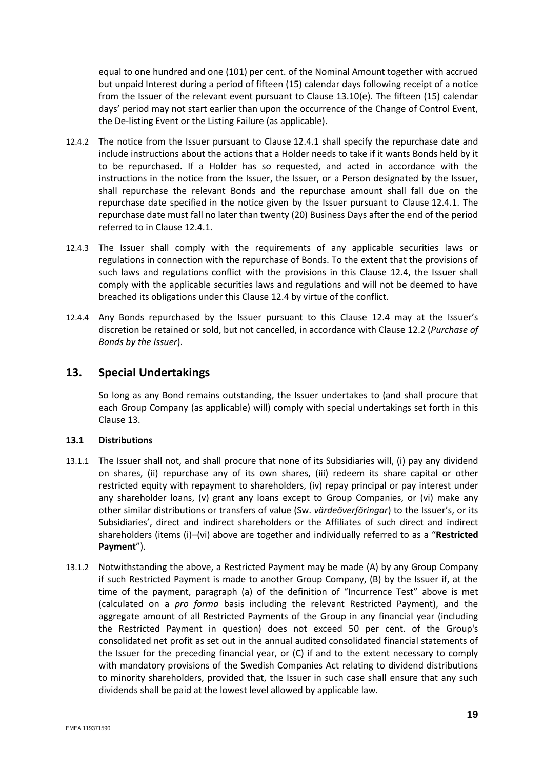equal to one hundred and one (101) per cent. of the Nominal Amount together with accrued but unpaid Interest during a period of fifteen (15) calendar days following receipt of a notice from the Issuer of the relevant event pursuant to Clause 13.10(e). The fifteen (15) calendar days' period may not start earlier than upon the occurrence of the Change of Control Event, the De-listing Event or the Listing Failure (as applicable).

12.4.2 The notice from the Issuer pursuant to Clause 12.4.1 shall specify the repurchase date and include instructions about the actions that a Holder needs to take if it wants Bonds held by it to be repurchased. If a Holder has so requested, and acted in accordance with the instructions in the notice from the Issuer, the Issuer, or a Person designated by the Issuer, shall repurchase the relevant Bonds and the repurchase amount shall fall due on the repurchase date specified in the notice given by the Issuer pursuant to Clause 12.4.1. The repurchase date must fall no later than twenty (20) Business Days after the end of the period referred to in Clause 12.4.1.

12.4.3 The Issuer shall comply with the requirements of any applicable securities laws or regulations in connection with the repurchase of Bonds. To the extent that the provisions of such laws and regulations conflict with the provisions in this Clause 12.4, the Issuer shall comply with the applicable securities laws and regulations and will not be deemed to have breached its obligations under this Clause 12.4 by virtue of the conflict.

12.4.4 Any Bonds repurchased by the Issuer pursuant to this Clause 12.4 may at the Issuer's discretion be retained or sold, but not cancelled, in accordance with Clause 12.2 (*Purchase of Bonds by the Issuer*).

## 13. Special Undertakings

So long as any Bond remains outstanding, the Issuer undertakes to (and shall procure that each Group Company (as applicable) will) comply with special undertakings set forth in this Clause 13.

### 13.1 Distributions

13.1.1 The Issuer shall not, and shall procure that none of its Subsidiaries will, (i) pay any dividend on shares, (ii) repurchase any of its own shares, (iii) redeem its share capital or other restricted equity with repayment to shareholders, (iv) repay principal or pay interest under any shareholder loans, (v) grant any loans except to Group Companies, or (vi) make any other similar distributions or transfers of value (Sw. *värdeöverföringar*) to the Issuer's, or its Subsidiaries', direct and indirect shareholders or the Affiliates of such direct and indirect shareholders (items (i)–(vi) above are together and individually referred to as a "**Restricted Payment**").

13.1.2 Notwithstanding the above, a Restricted Payment may be made (A) by any Group Company if such Restricted Payment is made to another Group Company, (B) by the Issuer if, at the time of the payment, paragraph (a) of the definition of "Incurrence Test" above is met (calculated on a *pro forma* basis including the relevant Restricted Payment), and the aggregate amount of all Restricted Payments of the Group in any financial year (including the Restricted Payment in question) does not exceed 50 per cent. of the Group's consolidated net profit as set out in the annual audited consolidated financial statements of the Issuer for the preceding financial year, or (C) if and to the extent necessary to comply with mandatory provisions of the Swedish Companies Act relating to dividend distributions to minority shareholders, provided that, the Issuer in such case shall ensure that any such dividends shall be paid at the lowest level allowed by applicable law.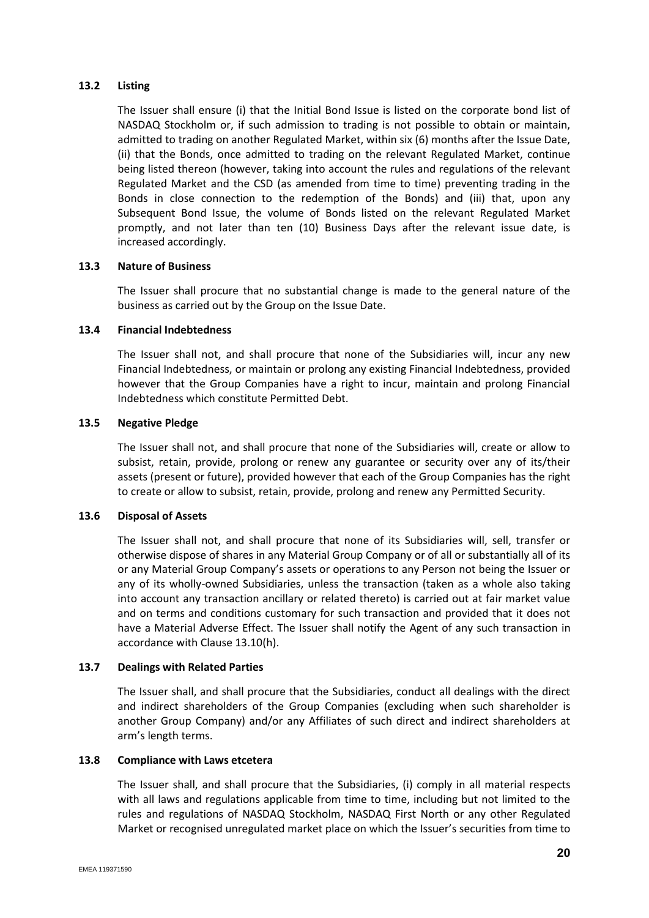### 13.2 Listing

The Issuer shall ensure (i) that the Initial Bond Issue is listed on the corporate bond list of NASDAQ Stockholm or, if such admission to trading is not possible to obtain or maintain, admitted to trading on another Regulated Market, within six (6) months after the Issue Date, (ii) that the Bonds, once admitted to trading on the relevant Regulated Market, continue being listed thereon (however, taking into account the rules and regulations of the relevant Regulated Market and the CSD (as amended from time to time) preventing trading in the Bonds in close connection to the redemption of the Bonds) and (iii) that, upon any Subsequent Bond Issue, the volume of Bonds listed on the relevant Regulated Market promptly, and not later than ten (10) Business Days after the relevant issue date, is increased accordingly.

### 13.3 Nature of Business

The Issuer shall procure that no substantial change is made to the general nature of the business as carried out by the Group on the Issue Date.

### 13.4 Financial Indebtedness

The Issuer shall not, and shall procure that none of the Subsidiaries will, incur any new Financial Indebtedness, or maintain or prolong any existing Financial Indebtedness, provided however that the Group Companies have a right to incur, maintain and prolong Financial Indebtedness which constitute Permitted Debt.

### 13.5 Negative Pledge

The Issuer shall not, and shall procure that none of the Subsidiaries will, create or allow to subsist, retain, provide, prolong or renew any guarantee or security over any of its/their assets (present or future), provided however that each of the Group Companies has the right to create or allow to subsist, retain, provide, prolong and renew any Permitted Security.

### 13.6 Disposal of Assets

The Issuer shall not, and shall procure that none of its Subsidiaries will, sell, transfer or otherwise dispose of shares in any Material Group Company or of all or substantially all of its or any Material Group Company's assets or operations to any Person not being the Issuer or any of its wholly-owned Subsidiaries, unless the transaction (taken as a whole also taking into account any transaction ancillary or related thereto) is carried out at fair market value and on terms and conditions customary for such transaction and provided that it does not have a Material Adverse Effect. The Issuer shall notify the Agent of any such transaction in accordance with Clause 13.10(h).

### 13.7 Dealings with Related Parties

The Issuer shall, and shall procure that the Subsidiaries, conduct all dealings with the direct and indirect shareholders of the Group Companies (excluding when such shareholder is another Group Company) and/or any Affiliates of such direct and indirect shareholders at arm's length terms.

### 13.8 Compliance with Laws etcetera

The Issuer shall, and shall procure that the Subsidiaries, (i) comply in all material respects with all laws and regulations applicable from time to time, including but not limited to the rules and regulations of NASDAQ Stockholm, NASDAQ First North or any other Regulated Market or recognised unregulated market place on which the Issuer's securities from time to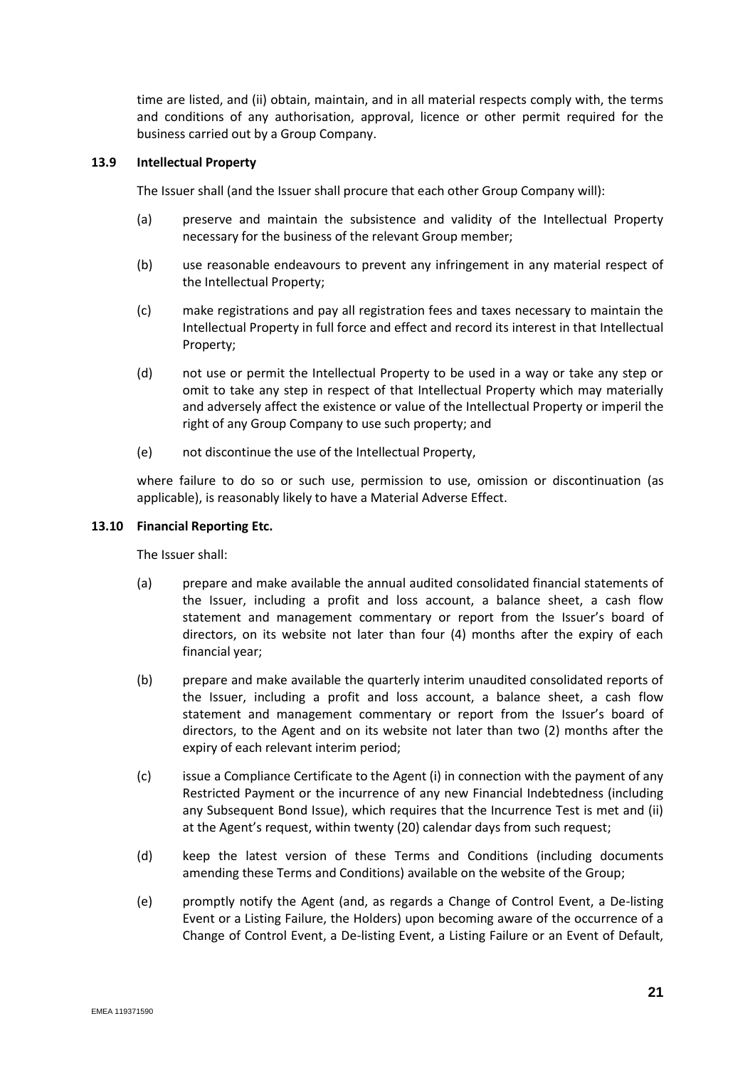time are listed, and (ii) obtain, maintain, and in all material respects comply with, the terms and conditions of any authorisation, approval, licence or other permit required for the business carried out by a Group Company.

### 13.9 Intellectual Property

The Issuer shall (and the Issuer shall procure that each other Group Company will):

(a) preserve and maintain the subsistence and validity of the Intellectual Property necessary for the business of the relevant Group member;

(b) use reasonable endeavours to prevent any infringement in any material respect of the Intellectual Property;

(c) make registrations and pay all registration fees and taxes necessary to maintain the Intellectual Property in full force and effect and record its interest in that Intellectual Property;

(d) not use or permit the Intellectual Property to be used in a way or take any step or omit to take any step in respect of that Intellectual Property which may materially and adversely affect the existence or value of the Intellectual Property or imperil the right of any Group Company to use such property; and

(e) not discontinue the use of the Intellectual Property,

where failure to do so or such use, permission to use, omission or discontinuation (as applicable), is reasonably likely to have a Material Adverse Effect.

### 13.10 Financial Reporting Etc.

The Issuer shall:

(a) prepare and make available the annual audited consolidated financial statements of the Issuer, including a profit and loss account, a balance sheet, a cash flow statement and management commentary or report from the Issuer's board of directors, on its website not later than four (4) months after the expiry of each financial year;

(b) prepare and make available the quarterly interim unaudited consolidated reports of the Issuer, including a profit and loss account, a balance sheet, a cash flow statement and management commentary or report from the Issuer's board of directors, to the Agent and on its website not later than two (2) months after the expiry of each relevant interim period;

(c) issue a Compliance Certificate to the Agent (i) in connection with the payment of any Restricted Payment or the incurrence of any new Financial Indebtedness (including any Subsequent Bond Issue), which requires that the Incurrence Test is met and (ii) at the Agent's request, within twenty (20) calendar days from such request;

(d) keep the latest version of these Terms and Conditions (including documents amending these Terms and Conditions) available on the website of the Group;

(e) promptly notify the Agent (and, as regards a Change of Control Event, a De-listing Event or a Listing Failure, the Holders) upon becoming aware of the occurrence of a Change of Control Event, a De-listing Event, a Listing Failure or an Event of Default,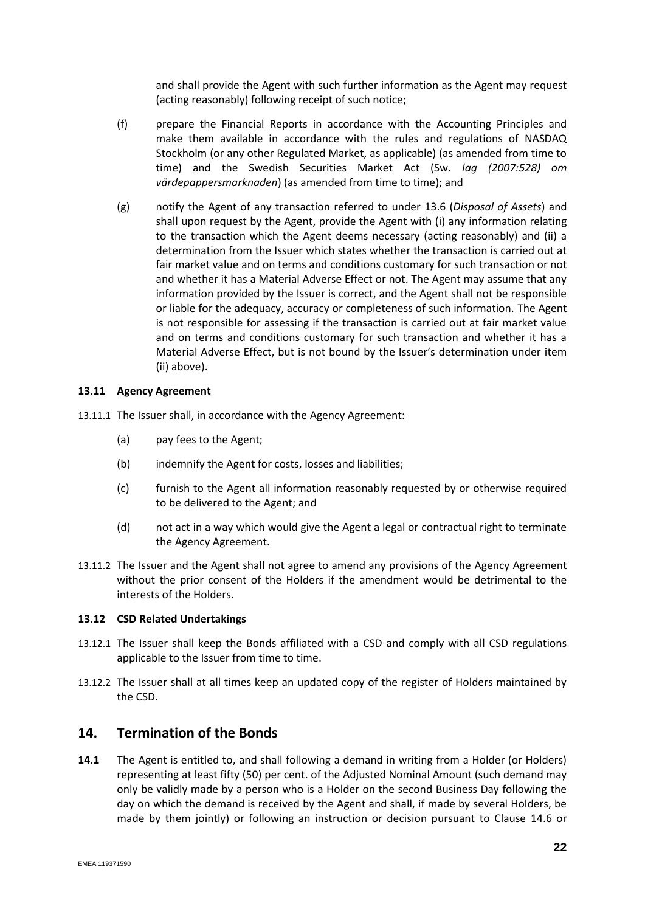and shall provide the Agent with such further information as the Agent may request (acting reasonably) following receipt of such notice;

(f) prepare the Financial Reports in accordance with the Accounting Principles and make them available in accordance with the rules and regulations of NASDAQ Stockholm (or any other Regulated Market, as applicable) (as amended from time to time) and the Swedish Securities Market Act (Sw. *lag (2007:528) om värdepappersmarknaden*) (as amended from time to time); and

(g) notify the Agent of any transaction referred to under 13.6 (*Disposal of Assets*) and shall upon request by the Agent, provide the Agent with (i) any information relating to the transaction which the Agent deems necessary (acting reasonably) and (ii) a determination from the Issuer which states whether the transaction is carried out at fair market value and on terms and conditions customary for such transaction or not and whether it has a Material Adverse Effect or not. The Agent may assume that any information provided by the Issuer is correct, and the Agent shall not be responsible or liable for the adequacy, accuracy or completeness of such information. The Agent is not responsible for assessing if the transaction is carried out at fair market value and on terms and conditions customary for such transaction and whether it has a Material Adverse Effect, but is not bound by the Issuer's determination under item (ii) above).

### 13.11 Agency Agreement

13.11.1 The Issuer shall, in accordance with the Agency Agreement:

(a) pay fees to the Agent;

(b) indemnify the Agent for costs, losses and liabilities;

(c) furnish to the Agent all information reasonably requested by or otherwise required to be delivered to the Agent; and

(d) not act in a way which would give the Agent a legal or contractual right to terminate the Agency Agreement.

13.11.2 The Issuer and the Agent shall not agree to amend any provisions of the Agency Agreement without the prior consent of the Holders if the amendment would be detrimental to the interests of the Holders.

### 13.12 CSD Related Undertakings

13.12.1 The Issuer shall keep the Bonds affiliated with a CSD and comply with all CSD regulations applicable to the Issuer from time to time.

13.12.2 The Issuer shall at all times keep an updated copy of the register of Holders maintained by the CSD.

## 14. Termination of the Bonds

**14.1** The Agent is entitled to, and shall following a demand in writing from a Holder (or Holders) representing at least fifty (50) per cent. of the Adjusted Nominal Amount (such demand may only be validly made by a person who is a Holder on the second Business Day following the day on which the demand is received by the Agent and shall, if made by several Holders, be made by them jointly) or following an instruction or decision pursuant to Clause 14.6 or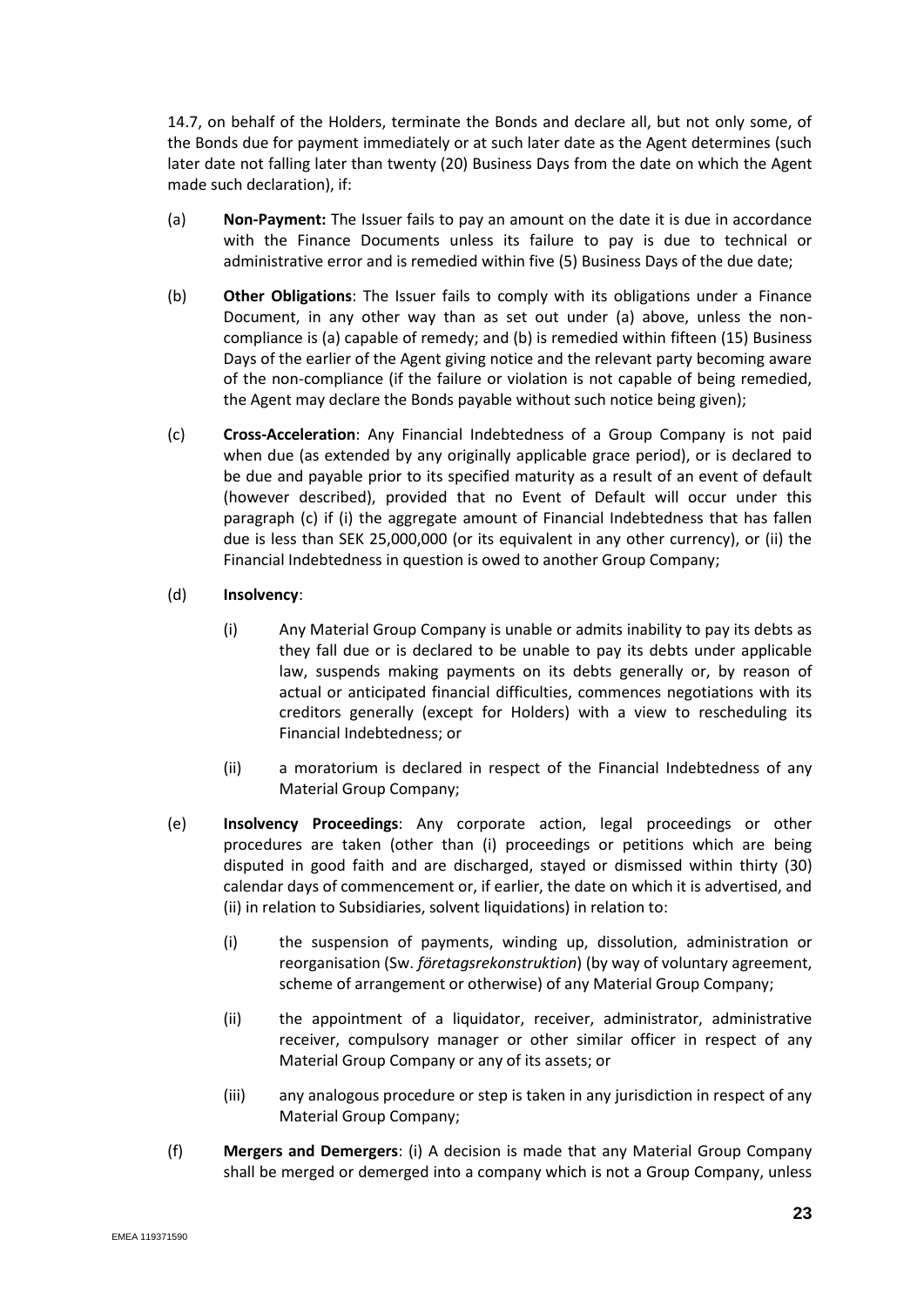14.7, on behalf of the Holders, terminate the Bonds and declare all, but not only some, of the Bonds due for payment immediately or at such later date as the Agent determines (such later date not falling later than twenty (20) Business Days from the date on which the Agent made such declaration), if:

(a) **Non-Payment:** The Issuer fails to pay an amount on the date it is due in accordance with the Finance Documents unless its failure to pay is due to technical or administrative error and is remedied within five (5) Business Days of the due date;

(b) **Other Obligations**: The Issuer fails to comply with its obligations under a Finance Document, in any other way than as set out under (a) above, unless the non-compliance is (a) capable of remedy; and (b) is remedied within fifteen (15) Business Days of the earlier of the Agent giving notice and the relevant party becoming aware of the non-compliance (if the failure or violation is not capable of being remedied, the Agent may declare the Bonds payable without such notice being given);

(c) **Cross-Acceleration**: Any Financial Indebtedness of a Group Company is not paid when due (as extended by any originally applicable grace period), or is declared to be due and payable prior to its specified maturity as a result of an event of default (however described), provided that no Event of Default will occur under this paragraph (c) if (i) the aggregate amount of Financial Indebtedness that has fallen due is less than SEK 25,000,000 (or its equivalent in any other currency), or (ii) the Financial Indebtedness in question is owed to another Group Company;

(d) **Insolvency**:

(i) Any Material Group Company is unable or admits inability to pay its debts as they fall due or is declared to be unable to pay its debts under applicable law, suspends making payments on its debts generally or, by reason of actual or anticipated financial difficulties, commences negotiations with its creditors generally (except for Holders) with a view to rescheduling its Financial Indebtedness; or

(ii) a moratorium is declared in respect of the Financial Indebtedness of any Material Group Company;

(e) **Insolvency Proceedings**: Any corporate action, legal proceedings or other procedures are taken (other than (i) proceedings or petitions which are being disputed in good faith and are discharged, stayed or dismissed within thirty (30) calendar days of commencement or, if earlier, the date on which it is advertised, and (ii) in relation to Subsidiaries, solvent liquidations) in relation to:

(i) the suspension of payments, winding up, dissolution, administration or reorganisation (Sw. *företagsrekonstruktion*) (by way of voluntary agreement, scheme of arrangement or otherwise) of any Material Group Company;

(ii) the appointment of a liquidator, receiver, administrator, administrative receiver, compulsory manager or other similar officer in respect of any Material Group Company or any of its assets; or

(iii) any analogous procedure or step is taken in any jurisdiction in respect of any Material Group Company;

(f) **Mergers and Demergers**: (i) A decision is made that any Material Group Company shall be merged or demerged into a company which is not a Group Company, unless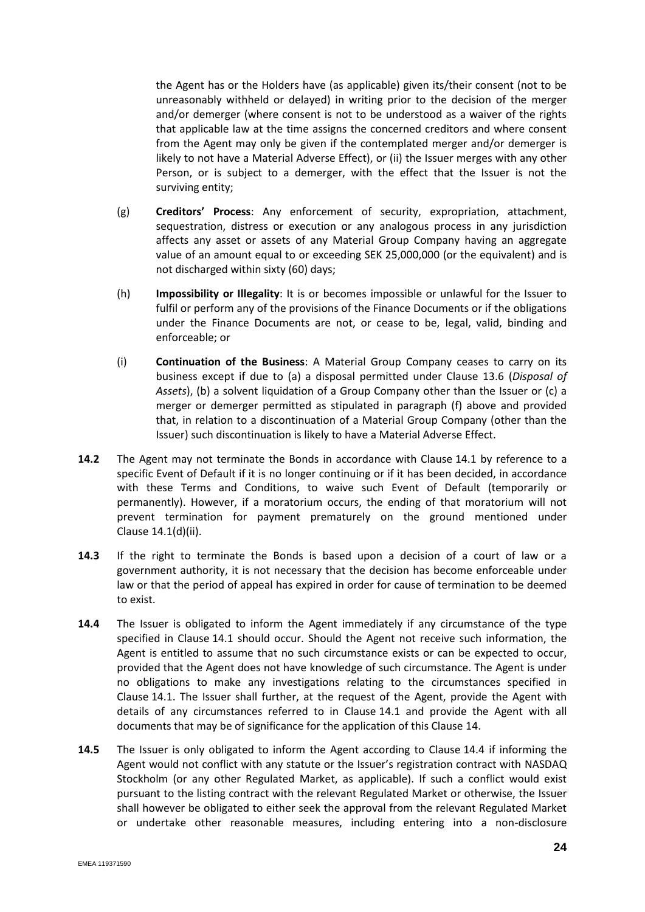the Agent has or the Holders have (as applicable) given its/their consent (not to be unreasonably withheld or delayed) in writing prior to the decision of the merger and/or demerger (where consent is not to be understood as a waiver of the rights that applicable law at the time assigns the concerned creditors and where consent from the Agent may only be given if the contemplated merger and/or demerger is likely to not have a Material Adverse Effect), or (ii) the Issuer merges with any other Person, or is subject to a demerger, with the effect that the Issuer is not the surviving entity;

(g) **Creditors' Process**: Any enforcement of security, expropriation, attachment, sequestration, distress or execution or any analogous process in any jurisdiction affects any asset or assets of any Material Group Company having an aggregate value of an amount equal to or exceeding SEK 25,000,000 (or the equivalent) and is not discharged within sixty (60) days;

(h) **Impossibility or Illegality**: It is or becomes impossible or unlawful for the Issuer to fulfil or perform any of the provisions of the Finance Documents or if the obligations under the Finance Documents are not, or cease to be, legal, valid, binding and enforceable; or

(i) **Continuation of the Business**: A Material Group Company ceases to carry on its business except if due to (a) a disposal permitted under Clause 13.6 (*Disposal of Assets*), (b) a solvent liquidation of a Group Company other than the Issuer or (c) a merger or demerger permitted as stipulated in paragraph (f) above and provided that, in relation to a discontinuation of a Material Group Company (other than the Issuer) such discontinuation is likely to have a Material Adverse Effect.

**14.2** The Agent may not terminate the Bonds in accordance with Clause 14.1 by reference to a specific Event of Default if it is no longer continuing or if it has been decided, in accordance with these Terms and Conditions, to waive such Event of Default (temporarily or permanently). However, if a moratorium occurs, the ending of that moratorium will not prevent termination for payment prematurely on the ground mentioned under Clause 14.1(d)(ii).

**14.3** If the right to terminate the Bonds is based upon a decision of a court of law or a government authority, it is not necessary that the decision has become enforceable under law or that the period of appeal has expired in order for cause of termination to be deemed to exist.

**14.4** The Issuer is obligated to inform the Agent immediately if any circumstance of the type specified in Clause 14.1 should occur. Should the Agent not receive such information, the Agent is entitled to assume that no such circumstance exists or can be expected to occur, provided that the Agent does not have knowledge of such circumstance. The Agent is under no obligations to make any investigations relating to the circumstances specified in Clause 14.1. The Issuer shall further, at the request of the Agent, provide the Agent with details of any circumstances referred to in Clause 14.1 and provide the Agent with all documents that may be of significance for the application of this Clause 14.

**14.5** The Issuer is only obligated to inform the Agent according to Clause 14.4 if informing the Agent would not conflict with any statute or the Issuer's registration contract with NASDAQ Stockholm (or any other Regulated Market, as applicable). If such a conflict would exist pursuant to the listing contract with the relevant Regulated Market or otherwise, the Issuer shall however be obligated to either seek the approval from the relevant Regulated Market or undertake other reasonable measures, including entering into a non-disclosure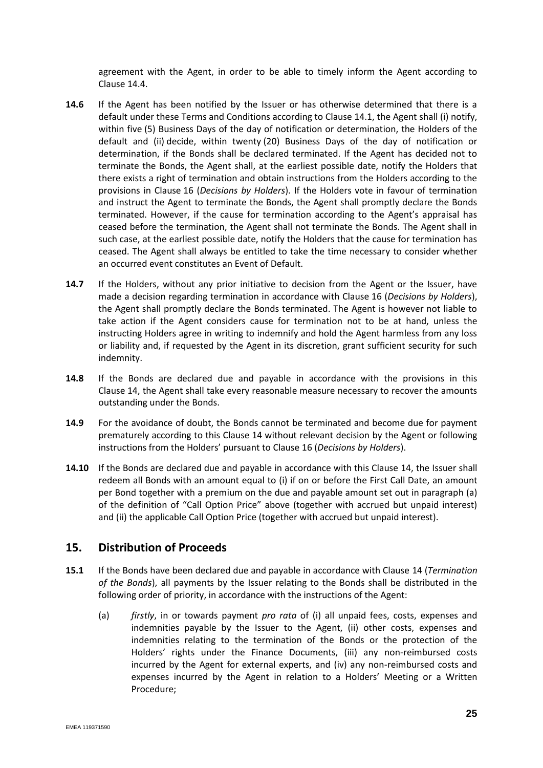agreement with the Agent, in order to be able to timely inform the Agent according to Clause 14.4.

**14.6** If the Agent has been notified by the Issuer or has otherwise determined that there is a default under these Terms and Conditions according to Clause 14.1, the Agent shall (i) notify, within five (5) Business Days of the day of notification or determination, the Holders of the default and (ii) decide, within twenty (20) Business Days of the day of notification or determination, if the Bonds shall be declared terminated. If the Agent has decided not to terminate the Bonds, the Agent shall, at the earliest possible date, notify the Holders that there exists a right of termination and obtain instructions from the Holders according to the provisions in Clause 16 (*Decisions by Holders*). If the Holders vote in favour of termination and instruct the Agent to terminate the Bonds, the Agent shall promptly declare the Bonds terminated. However, if the cause for termination according to the Agent's appraisal has ceased before the termination, the Agent shall not terminate the Bonds. The Agent shall in such case, at the earliest possible date, notify the Holders that the cause for termination has ceased. The Agent shall always be entitled to take the time necessary to consider whether an occurred event constitutes an Event of Default.

**14.7** If the Holders, without any prior initiative to decision from the Agent or the Issuer, have made a decision regarding termination in accordance with Clause 16 (*Decisions by Holders*), the Agent shall promptly declare the Bonds terminated. The Agent is however not liable to take action if the Agent considers cause for termination not to be at hand, unless the instructing Holders agree in writing to indemnify and hold the Agent harmless from any loss or liability and, if requested by the Agent in its discretion, grant sufficient security for such indemnity.

**14.8** If the Bonds are declared due and payable in accordance with the provisions in this Clause 14, the Agent shall take every reasonable measure necessary to recover the amounts outstanding under the Bonds.

**14.9** For the avoidance of doubt, the Bonds cannot be terminated and become due for payment prematurely according to this Clause 14 without relevant decision by the Agent or following instructions from the Holders' pursuant to Clause 16 (*Decisions by Holders*).

**14.10** If the Bonds are declared due and payable in accordance with this Clause 14, the Issuer shall redeem all Bonds with an amount equal to (i) if on or before the First Call Date, an amount per Bond together with a premium on the due and payable amount set out in paragraph (a) of the definition of "Call Option Price" above (together with accrued but unpaid interest) and (ii) the applicable Call Option Price (together with accrued but unpaid interest).

## 15. Distribution of Proceeds

**15.1** If the Bonds have been declared due and payable in accordance with Clause 14 (*Termination of the Bonds*), all payments by the Issuer relating to the Bonds shall be distributed in the following order of priority, in accordance with the instructions of the Agent:

(a) *firstly*, in or towards payment *pro rata* of (i) all unpaid fees, costs, expenses and indemnities payable by the Issuer to the Agent, (ii) other costs, expenses and indemnities relating to the termination of the Bonds or the protection of the Holders' rights under the Finance Documents, (iii) any non-reimbursed costs incurred by the Agent for external experts, and (iv) any non-reimbursed costs and expenses incurred by the Agent in relation to a Holders' Meeting or a Written Procedure;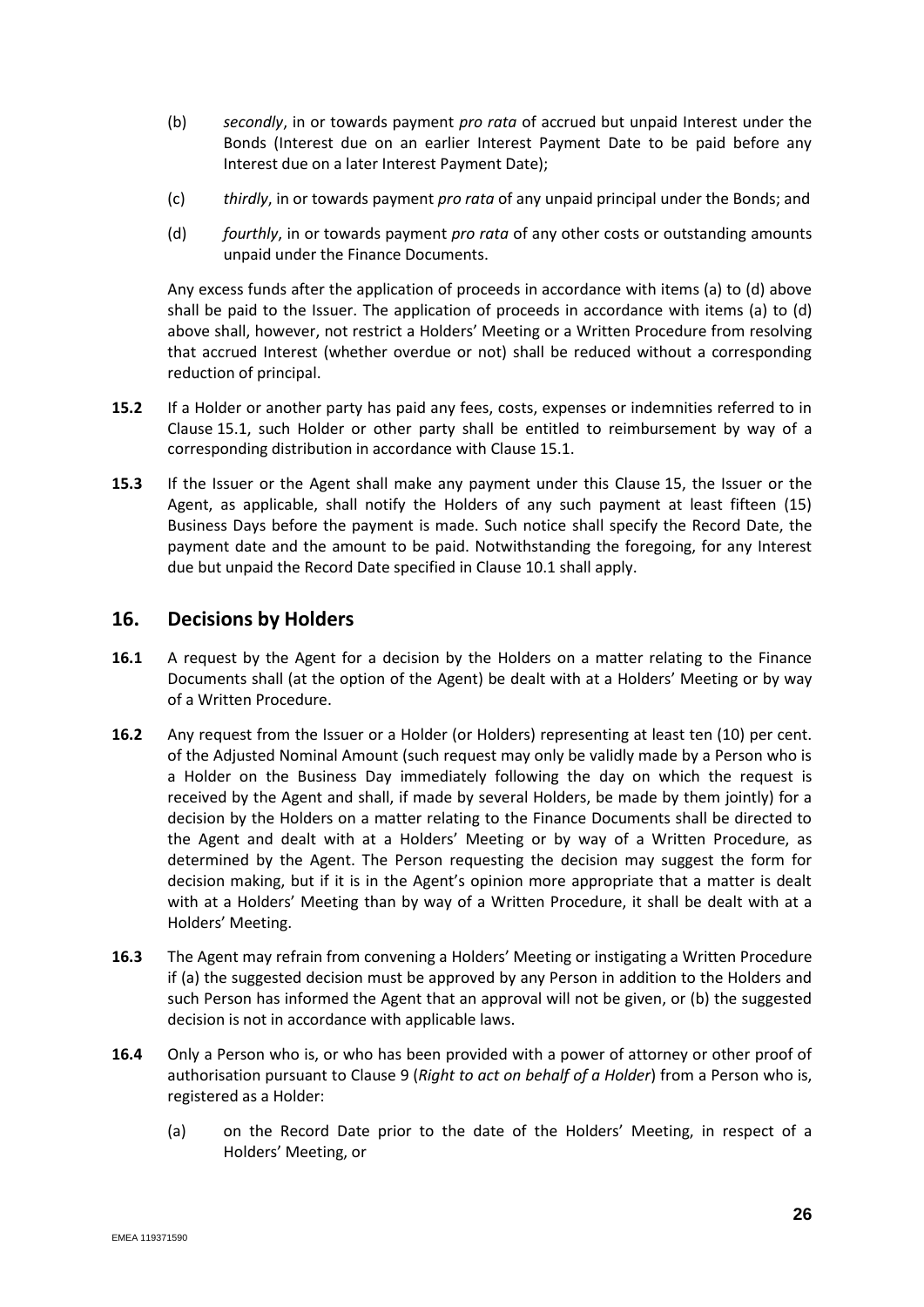(b) *secondly*, in or towards payment *pro rata* of accrued but unpaid Interest under the Bonds (Interest due on an earlier Interest Payment Date to be paid before any Interest due on a later Interest Payment Date);

(c) *thirdly*, in or towards payment *pro rata* of any unpaid principal under the Bonds; and

(d) *fourthly*, in or towards payment *pro rata* of any other costs or outstanding amounts unpaid under the Finance Documents.

Any excess funds after the application of proceeds in accordance with items (a) to (d) above shall be paid to the Issuer. The application of proceeds in accordance with items (a) to (d) above shall, however, not restrict a Holders' Meeting or a Written Procedure from resolving that accrued Interest (whether overdue or not) shall be reduced without a corresponding reduction of principal.

**15.2** If a Holder or another party has paid any fees, costs, expenses or indemnities referred to in Clause 15.1, such Holder or other party shall be entitled to reimbursement by way of a corresponding distribution in accordance with Clause 15.1.

**15.3** If the Issuer or the Agent shall make any payment under this Clause 15, the Issuer or the Agent, as applicable, shall notify the Holders of any such payment at least fifteen (15) Business Days before the payment is made. Such notice shall specify the Record Date, the payment date and the amount to be paid. Notwithstanding the foregoing, for any Interest due but unpaid the Record Date specified in Clause 10.1 shall apply.

## 16. Decisions by Holders

**16.1** A request by the Agent for a decision by the Holders on a matter relating to the Finance Documents shall (at the option of the Agent) be dealt with at a Holders' Meeting or by way of a Written Procedure.

**16.2** Any request from the Issuer or a Holder (or Holders) representing at least ten (10) per cent. of the Adjusted Nominal Amount (such request may only be validly made by a Person who is a Holder on the Business Day immediately following the day on which the request is received by the Agent and shall, if made by several Holders, be made by them jointly) for a decision by the Holders on a matter relating to the Finance Documents shall be directed to the Agent and dealt with at a Holders' Meeting or by way of a Written Procedure, as determined by the Agent. The Person requesting the decision may suggest the form for decision making, but if it is in the Agent's opinion more appropriate that a matter is dealt with at a Holders' Meeting than by way of a Written Procedure, it shall be dealt with at a Holders' Meeting.

**16.3** The Agent may refrain from convening a Holders' Meeting or instigating a Written Procedure if (a) the suggested decision must be approved by any Person in addition to the Holders and such Person has informed the Agent that an approval will not be given, or (b) the suggested decision is not in accordance with applicable laws.

**16.4** Only a Person who is, or who has been provided with a power of attorney or other proof of authorisation pursuant to Clause 9 (*Right to act on behalf of a Holder*) from a Person who is, registered as a Holder:

(a) on the Record Date prior to the date of the Holders' Meeting, in respect of a Holders' Meeting, or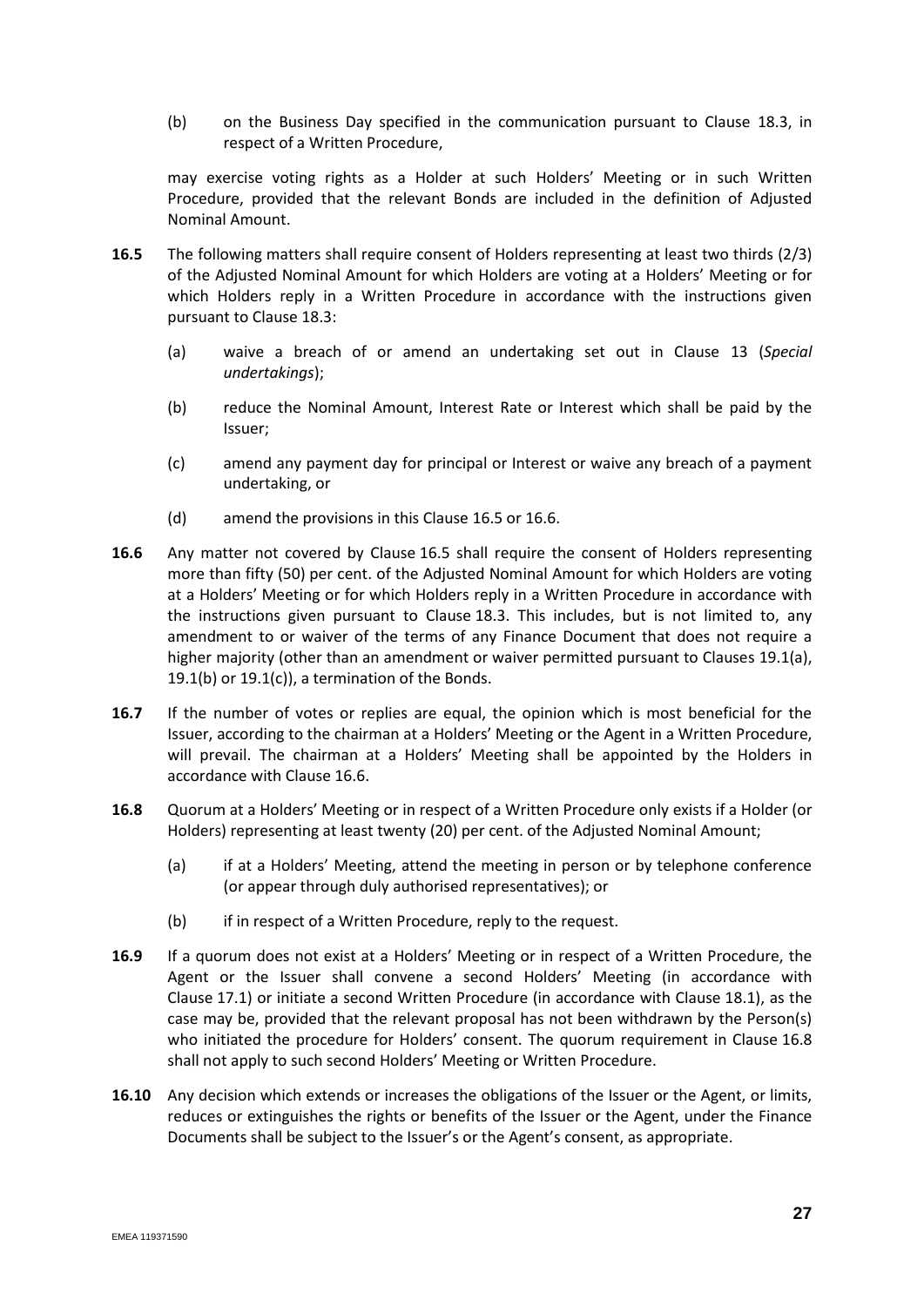(b) on the Business Day specified in the communication pursuant to Clause 18.3, in respect of a Written Procedure,

may exercise voting rights as a Holder at such Holders' Meeting or in such Written Procedure, provided that the relevant Bonds are included in the definition of Adjusted Nominal Amount.

**16.5** The following matters shall require consent of Holders representing at least two thirds (2/3) of the Adjusted Nominal Amount for which Holders are voting at a Holders' Meeting or for which Holders reply in a Written Procedure in accordance with the instructions given pursuant to Clause 18.3:

(a) waive a breach of or amend an undertaking set out in Clause 13 (*Special undertakings*);

(b) reduce the Nominal Amount, Interest Rate or Interest which shall be paid by the Issuer;

(c) amend any payment day for principal or Interest or waive any breach of a payment undertaking, or

(d) amend the provisions in this Clause 16.5 or 16.6.

**16.6** Any matter not covered by Clause 16.5 shall require the consent of Holders representing more than fifty (50) per cent. of the Adjusted Nominal Amount for which Holders are voting at a Holders' Meeting or for which Holders reply in a Written Procedure in accordance with the instructions given pursuant to Clause 18.3. This includes, but is not limited to, any amendment to or waiver of the terms of any Finance Document that does not require a higher majority (other than an amendment or waiver permitted pursuant to Clauses 19.1(a), 19.1(b) or 19.1(c)), a termination of the Bonds.

**16.7** If the number of votes or replies are equal, the opinion which is most beneficial for the Issuer, according to the chairman at a Holders' Meeting or the Agent in a Written Procedure, will prevail. The chairman at a Holders' Meeting shall be appointed by the Holders in accordance with Clause 16.6.

**16.8** Quorum at a Holders' Meeting or in respect of a Written Procedure only exists if a Holder (or Holders) representing at least twenty (20) per cent. of the Adjusted Nominal Amount;

(a) if at a Holders' Meeting, attend the meeting in person or by telephone conference (or appear through duly authorised representatives); or

(b) if in respect of a Written Procedure, reply to the request.

**16.9** If a quorum does not exist at a Holders' Meeting or in respect of a Written Procedure, the Agent or the Issuer shall convene a second Holders' Meeting (in accordance with Clause 17.1) or initiate a second Written Procedure (in accordance with Clause 18.1), as the case may be, provided that the relevant proposal has not been withdrawn by the Person(s) who initiated the procedure for Holders' consent. The quorum requirement in Clause 16.8 shall not apply to such second Holders' Meeting or Written Procedure.

**16.10** Any decision which extends or increases the obligations of the Issuer or the Agent, or limits, reduces or extinguishes the rights or benefits of the Issuer or the Agent, under the Finance Documents shall be subject to the Issuer's or the Agent's consent, as appropriate.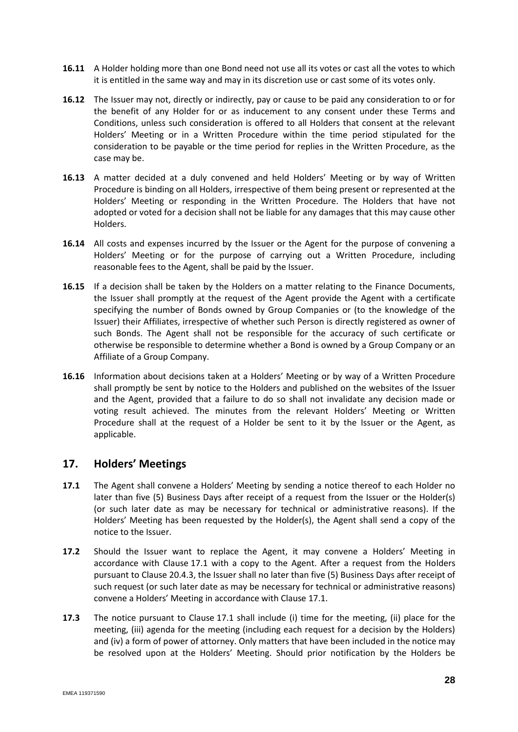**16.11** A Holder holding more than one Bond need not use all its votes or cast all the votes to which it is entitled in the same way and may in its discretion use or cast some of its votes only.

**16.12** The Issuer may not, directly or indirectly, pay or cause to be paid any consideration to or for the benefit of any Holder for or as inducement to any consent under these Terms and Conditions, unless such consideration is offered to all Holders that consent at the relevant Holders' Meeting or in a Written Procedure within the time period stipulated for the consideration to be payable or the time period for replies in the Written Procedure, as the case may be.

**16.13** A matter decided at a duly convened and held Holders' Meeting or by way of Written Procedure is binding on all Holders, irrespective of them being present or represented at the Holders' Meeting or responding in the Written Procedure. The Holders that have not adopted or voted for a decision shall not be liable for any damages that this may cause other Holders.

**16.14** All costs and expenses incurred by the Issuer or the Agent for the purpose of convening a Holders' Meeting or for the purpose of carrying out a Written Procedure, including reasonable fees to the Agent, shall be paid by the Issuer.

**16.15** If a decision shall be taken by the Holders on a matter relating to the Finance Documents, the Issuer shall promptly at the request of the Agent provide the Agent with a certificate specifying the number of Bonds owned by Group Companies or (to the knowledge of the Issuer) their Affiliates, irrespective of whether such Person is directly registered as owner of such Bonds. The Agent shall not be responsible for the accuracy of such certificate or otherwise be responsible to determine whether a Bond is owned by a Group Company or an Affiliate of a Group Company.

**16.16** Information about decisions taken at a Holders' Meeting or by way of a Written Procedure shall promptly be sent by notice to the Holders and published on the websites of the Issuer and the Agent, provided that a failure to do so shall not invalidate any decision made or voting result achieved. The minutes from the relevant Holders' Meeting or Written Procedure shall at the request of a Holder be sent to it by the Issuer or the Agent, as applicable.

## 17. Holders' Meetings

**17.1** The Agent shall convene a Holders' Meeting by sending a notice thereof to each Holder no later than five (5) Business Days after receipt of a request from the Issuer or the Holder(s) (or such later date as may be necessary for technical or administrative reasons). If the Holders' Meeting has been requested by the Holder(s), the Agent shall send a copy of the notice to the Issuer.

**17.2** Should the Issuer want to replace the Agent, it may convene a Holders' Meeting in accordance with Clause 17.1 with a copy to the Agent. After a request from the Holders pursuant to Clause 20.4.3, the Issuer shall no later than five (5) Business Days after receipt of such request (or such later date as may be necessary for technical or administrative reasons) convene a Holders' Meeting in accordance with Clause 17.1.

**17.3** The notice pursuant to Clause 17.1 shall include (i) time for the meeting, (ii) place for the meeting, (iii) agenda for the meeting (including each request for a decision by the Holders) and (iv) a form of power of attorney. Only matters that have been included in the notice may be resolved upon at the Holders' Meeting. Should prior notification by the Holders be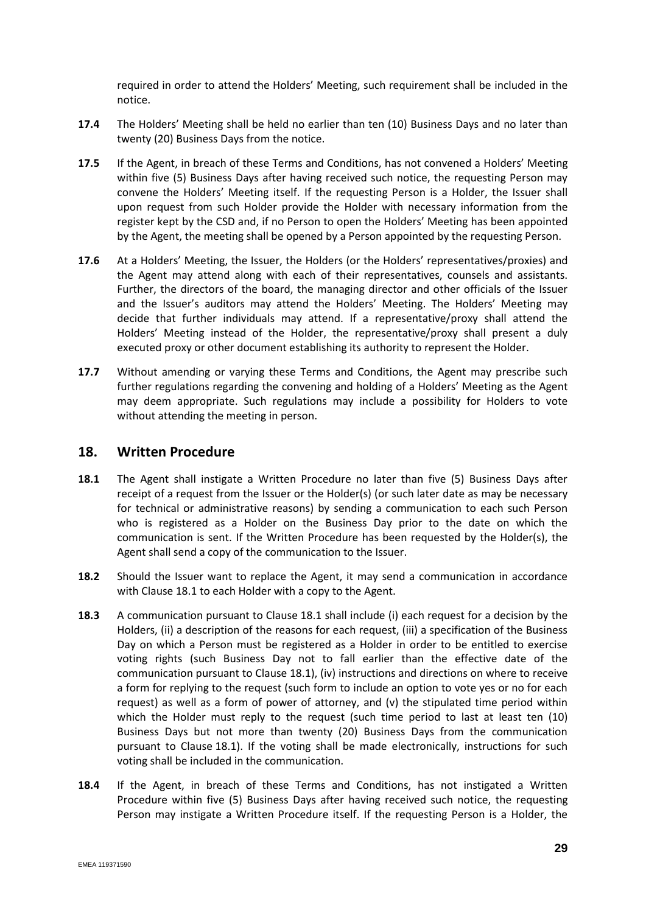required in order to attend the Holders' Meeting, such requirement shall be included in the notice.

**17.4** The Holders' Meeting shall be held no earlier than ten (10) Business Days and no later than twenty (20) Business Days from the notice.

**17.5** If the Agent, in breach of these Terms and Conditions, has not convened a Holders' Meeting within five (5) Business Days after having received such notice, the requesting Person may convene the Holders' Meeting itself. If the requesting Person is a Holder, the Issuer shall upon request from such Holder provide the Holder with necessary information from the register kept by the CSD and, if no Person to open the Holders' Meeting has been appointed by the Agent, the meeting shall be opened by a Person appointed by the requesting Person.

**17.6** At a Holders' Meeting, the Issuer, the Holders (or the Holders' representatives/proxies) and the Agent may attend along with each of their representatives, counsels and assistants. Further, the directors of the board, the managing director and other officials of the Issuer and the Issuer's auditors may attend the Holders' Meeting. The Holders' Meeting may decide that further individuals may attend. If a representative/proxy shall attend the Holders' Meeting instead of the Holder, the representative/proxy shall present a duly executed proxy or other document establishing its authority to represent the Holder.

**17.7** Without amending or varying these Terms and Conditions, the Agent may prescribe such further regulations regarding the convening and holding of a Holders' Meeting as the Agent may deem appropriate. Such regulations may include a possibility for Holders to vote without attending the meeting in person.

## 18. Written Procedure

**18.1** The Agent shall instigate a Written Procedure no later than five (5) Business Days after receipt of a request from the Issuer or the Holder(s) (or such later date as may be necessary for technical or administrative reasons) by sending a communication to each such Person who is registered as a Holder on the Business Day prior to the date on which the communication is sent. If the Written Procedure has been requested by the Holder(s), the Agent shall send a copy of the communication to the Issuer.

**18.2** Should the Issuer want to replace the Agent, it may send a communication in accordance with Clause 18.1 to each Holder with a copy to the Agent.

**18.3** A communication pursuant to Clause 18.1 shall include (i) each request for a decision by the Holders, (ii) a description of the reasons for each request, (iii) a specification of the Business Day on which a Person must be registered as a Holder in order to be entitled to exercise voting rights (such Business Day not to fall earlier than the effective date of the communication pursuant to Clause 18.1), (iv) instructions and directions on where to receive a form for replying to the request (such form to include an option to vote yes or no for each request) as well as a form of power of attorney, and (v) the stipulated time period within which the Holder must reply to the request (such time period to last at least ten (10) Business Days but not more than twenty (20) Business Days from the communication pursuant to Clause 18.1). If the voting shall be made electronically, instructions for such voting shall be included in the communication.

**18.4** If the Agent, in breach of these Terms and Conditions, has not instigated a Written Procedure within five (5) Business Days after having received such notice, the requesting Person may instigate a Written Procedure itself. If the requesting Person is a Holder, the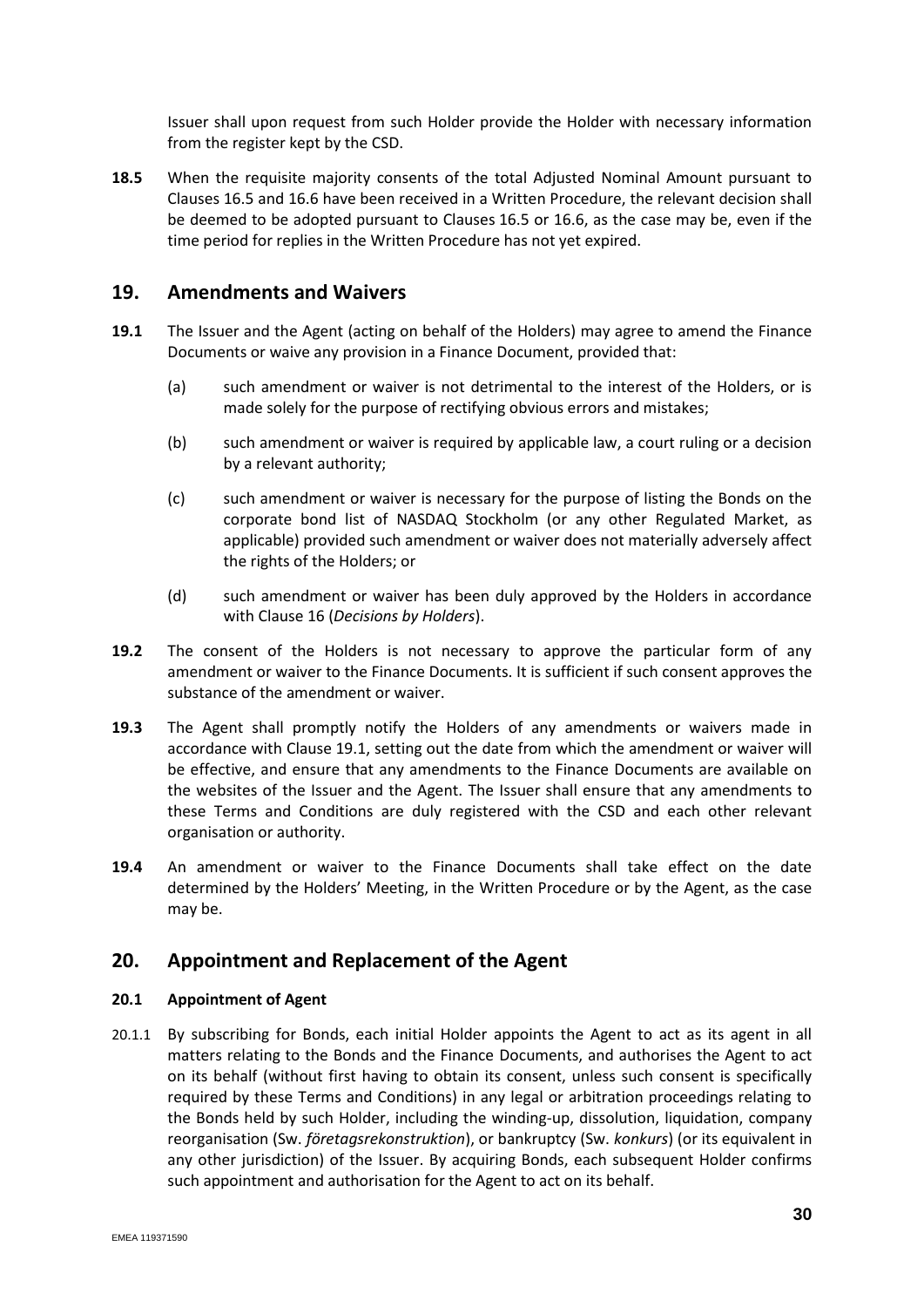Issuer shall upon request from such Holder provide the Holder with necessary information from the register kept by the CSD.

**18.5** When the requisite majority consents of the total Adjusted Nominal Amount pursuant to Clauses 16.5 and 16.6 have been received in a Written Procedure, the relevant decision shall be deemed to be adopted pursuant to Clauses 16.5 or 16.6, as the case may be, even if the time period for replies in the Written Procedure has not yet expired.

## 19. Amendments and Waivers

**19.1** The Issuer and the Agent (acting on behalf of the Holders) may agree to amend the Finance Documents or waive any provision in a Finance Document, provided that:

(a) such amendment or waiver is not detrimental to the interest of the Holders, or is made solely for the purpose of rectifying obvious errors and mistakes;

(b) such amendment or waiver is required by applicable law, a court ruling or a decision by a relevant authority;

(c) such amendment or waiver is necessary for the purpose of listing the Bonds on the corporate bond list of NASDAQ Stockholm (or any other Regulated Market, as applicable) provided such amendment or waiver does not materially adversely affect the rights of the Holders; or

(d) such amendment or waiver has been duly approved by the Holders in accordance with Clause 16 (*Decisions by Holders*).

**19.2** The consent of the Holders is not necessary to approve the particular form of any amendment or waiver to the Finance Documents. It is sufficient if such consent approves the substance of the amendment or waiver.

**19.3** The Agent shall promptly notify the Holders of any amendments or waivers made in accordance with Clause 19.1, setting out the date from which the amendment or waiver will be effective, and ensure that any amendments to the Finance Documents are available on the websites of the Issuer and the Agent. The Issuer shall ensure that any amendments to these Terms and Conditions are duly registered with the CSD and each other relevant organisation or authority.

**19.4** An amendment or waiver to the Finance Documents shall take effect on the date determined by the Holders' Meeting, in the Written Procedure or by the Agent, as the case may be.

## 20. Appointment and Replacement of the Agent

### 20.1 Appointment of Agent

20.1.1 By subscribing for Bonds, each initial Holder appoints the Agent to act as its agent in all matters relating to the Bonds and the Finance Documents, and authorises the Agent to act on its behalf (without first having to obtain its consent, unless such consent is specifically required by these Terms and Conditions) in any legal or arbitration proceedings relating to the Bonds held by such Holder, including the winding-up, dissolution, liquidation, company reorganisation (Sw. *företagsrekonstruktion*), or bankruptcy (Sw. *konkurs*) (or its equivalent in any other jurisdiction) of the Issuer. By acquiring Bonds, each subsequent Holder confirms such appointment and authorisation for the Agent to act on its behalf.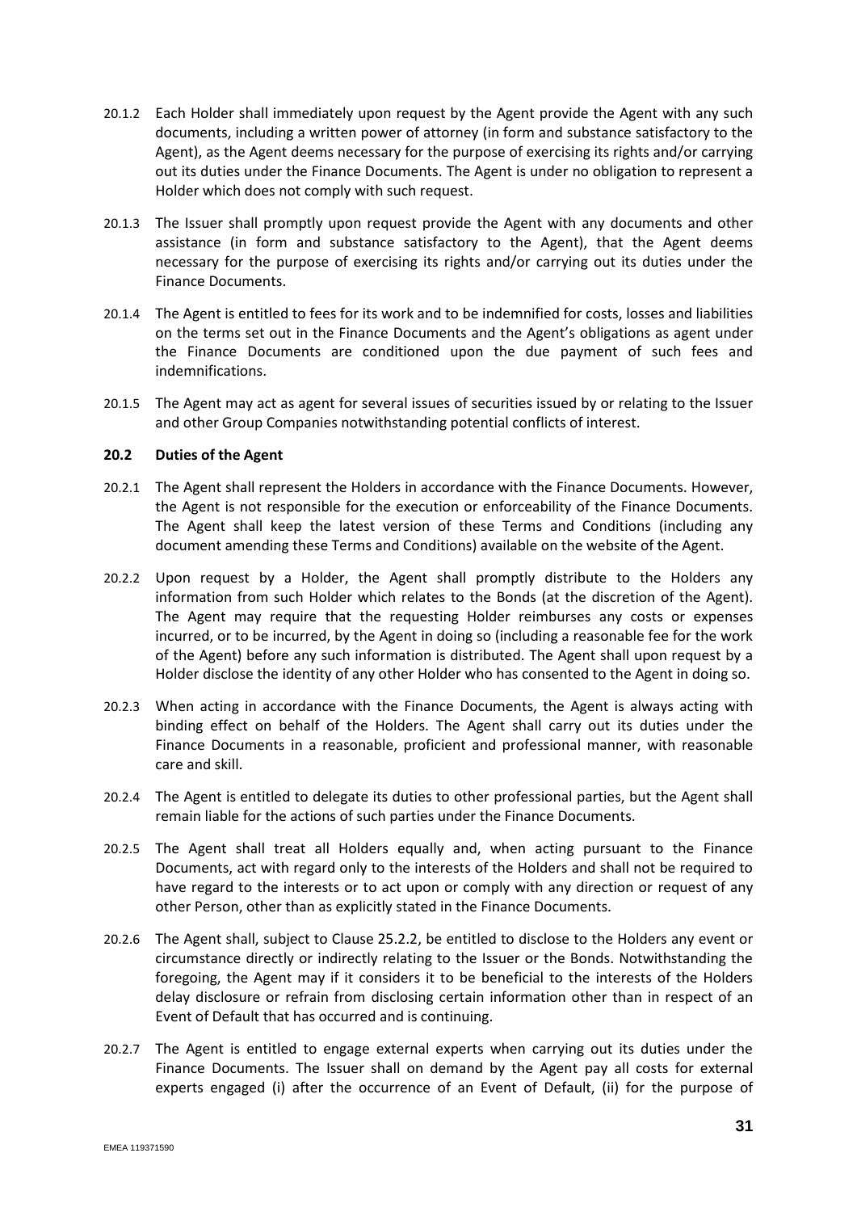20.1.2 Each Holder shall immediately upon request by the Agent provide the Agent with any such documents, including a written power of attorney (in form and substance satisfactory to the Agent), as the Agent deems necessary for the purpose of exercising its rights and/or carrying out its duties under the Finance Documents. The Agent is under no obligation to represent a Holder which does not comply with such request.

20.1.3 The Issuer shall promptly upon request provide the Agent with any documents and other assistance (in form and substance satisfactory to the Agent), that the Agent deems necessary for the purpose of exercising its rights and/or carrying out its duties under the Finance Documents.

20.1.4 The Agent is entitled to fees for its work and to be indemnified for costs, losses and liabilities on the terms set out in the Finance Documents and the Agent's obligations as agent under the Finance Documents are conditioned upon the due payment of such fees and indemnifications.

20.1.5 The Agent may act as agent for several issues of securities issued by or relating to the Issuer and other Group Companies notwithstanding potential conflicts of interest.

### 20.2 Duties of the Agent

20.2.1 The Agent shall represent the Holders in accordance with the Finance Documents. However, the Agent is not responsible for the execution or enforceability of the Finance Documents. The Agent shall keep the latest version of these Terms and Conditions (including any document amending these Terms and Conditions) available on the website of the Agent.

20.2.2 Upon request by a Holder, the Agent shall promptly distribute to the Holders any information from such Holder which relates to the Bonds (at the discretion of the Agent). The Agent may require that the requesting Holder reimburses any costs or expenses incurred, or to be incurred, by the Agent in doing so (including a reasonable fee for the work of the Agent) before any such information is distributed. The Agent shall upon request by a Holder disclose the identity of any other Holder who has consented to the Agent in doing so.

20.2.3 When acting in accordance with the Finance Documents, the Agent is always acting with binding effect on behalf of the Holders. The Agent shall carry out its duties under the Finance Documents in a reasonable, proficient and professional manner, with reasonable care and skill.

20.2.4 The Agent is entitled to delegate its duties to other professional parties, but the Agent shall remain liable for the actions of such parties under the Finance Documents.

20.2.5 The Agent shall treat all Holders equally and, when acting pursuant to the Finance Documents, act with regard only to the interests of the Holders and shall not be required to have regard to the interests or to act upon or comply with any direction or request of any other Person, other than as explicitly stated in the Finance Documents.

20.2.6 The Agent shall, subject to Clause 25.2.2, be entitled to disclose to the Holders any event or circumstance directly or indirectly relating to the Issuer or the Bonds. Notwithstanding the foregoing, the Agent may if it considers it to be beneficial to the interests of the Holders delay disclosure or refrain from disclosing certain information other than in respect of an Event of Default that has occurred and is continuing.

20.2.7 The Agent is entitled to engage external experts when carrying out its duties under the Finance Documents. The Issuer shall on demand by the Agent pay all costs for external experts engaged (i) after the occurrence of an Event of Default, (ii) for the purpose of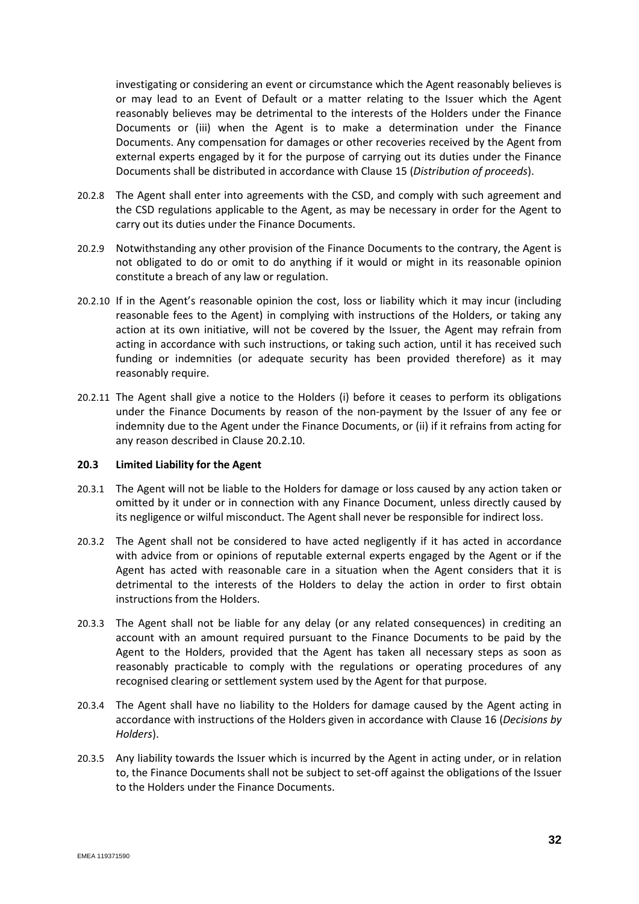investigating or considering an event or circumstance which the Agent reasonably believes is or may lead to an Event of Default or a matter relating to the Issuer which the Agent reasonably believes may be detrimental to the interests of the Holders under the Finance Documents or (iii) when the Agent is to make a determination under the Finance Documents. Any compensation for damages or other recoveries received by the Agent from external experts engaged by it for the purpose of carrying out its duties under the Finance Documents shall be distributed in accordance with Clause 15 (*Distribution of proceeds*).

20.2.8 The Agent shall enter into agreements with the CSD, and comply with such agreement and the CSD regulations applicable to the Agent, as may be necessary in order for the Agent to carry out its duties under the Finance Documents.

20.2.9 Notwithstanding any other provision of the Finance Documents to the contrary, the Agent is not obligated to do or omit to do anything if it would or might in its reasonable opinion constitute a breach of any law or regulation.

20.2.10 If in the Agent's reasonable opinion the cost, loss or liability which it may incur (including reasonable fees to the Agent) in complying with instructions of the Holders, or taking any action at its own initiative, will not be covered by the Issuer, the Agent may refrain from acting in accordance with such instructions, or taking such action, until it has received such funding or indemnities (or adequate security has been provided therefore) as it may reasonably require.

20.2.11 The Agent shall give a notice to the Holders (i) before it ceases to perform its obligations under the Finance Documents by reason of the non-payment by the Issuer of any fee or indemnity due to the Agent under the Finance Documents, or (ii) if it refrains from acting for any reason described in Clause 20.2.10.

**20.3 Limited Liability for the Agent**

20.3.1 The Agent will not be liable to the Holders for damage or loss caused by any action taken or omitted by it under or in connection with any Finance Document, unless directly caused by its negligence or wilful misconduct. The Agent shall never be responsible for indirect loss.

20.3.2 The Agent shall not be considered to have acted negligently if it has acted in accordance with advice from or opinions of reputable external experts engaged by the Agent or if the Agent has acted with reasonable care in a situation when the Agent considers that it is detrimental to the interests of the Holders to delay the action in order to first obtain instructions from the Holders.

20.3.3 The Agent shall not be liable for any delay (or any related consequences) in crediting an account with an amount required pursuant to the Finance Documents to be paid by the Agent to the Holders, provided that the Agent has taken all necessary steps as soon as reasonably practicable to comply with the regulations or operating procedures of any recognised clearing or settlement system used by the Agent for that purpose.

20.3.4 The Agent shall have no liability to the Holders for damage caused by the Agent acting in accordance with instructions of the Holders given in accordance with Clause 16 (*Decisions by Holders*).

20.3.5 Any liability towards the Issuer which is incurred by the Agent in acting under, or in relation to, the Finance Documents shall not be subject to set-off against the obligations of the Issuer to the Holders under the Finance Documents.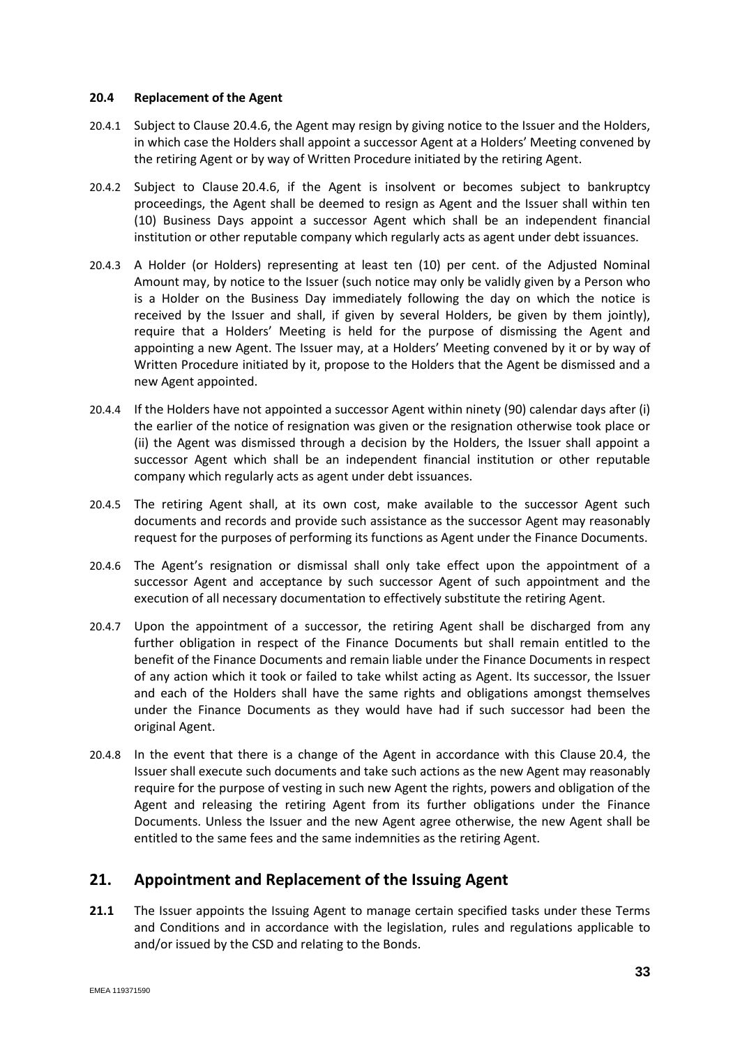### 20.4 Replacement of the Agent

20.4.1 Subject to Clause 20.4.6, the Agent may resign by giving notice to the Issuer and the Holders, in which case the Holders shall appoint a successor Agent at a Holders' Meeting convened by the retiring Agent or by way of Written Procedure initiated by the retiring Agent.

20.4.2 Subject to Clause 20.4.6, if the Agent is insolvent or becomes subject to bankruptcy proceedings, the Agent shall be deemed to resign as Agent and the Issuer shall within ten (10) Business Days appoint a successor Agent which shall be an independent financial institution or other reputable company which regularly acts as agent under debt issuances.

20.4.3 A Holder (or Holders) representing at least ten (10) per cent. of the Adjusted Nominal Amount may, by notice to the Issuer (such notice may only be validly given by a Person who is a Holder on the Business Day immediately following the day on which the notice is received by the Issuer and shall, if given by several Holders, be given by them jointly), require that a Holders' Meeting is held for the purpose of dismissing the Agent and appointing a new Agent. The Issuer may, at a Holders' Meeting convened by it or by way of Written Procedure initiated by it, propose to the Holders that the Agent be dismissed and a new Agent appointed.

20.4.4 If the Holders have not appointed a successor Agent within ninety (90) calendar days after (i) the earlier of the notice of resignation was given or the resignation otherwise took place or (ii) the Agent was dismissed through a decision by the Holders, the Issuer shall appoint a successor Agent which shall be an independent financial institution or other reputable company which regularly acts as agent under debt issuances.

20.4.5 The retiring Agent shall, at its own cost, make available to the successor Agent such documents and records and provide such assistance as the successor Agent may reasonably request for the purposes of performing its functions as Agent under the Finance Documents.

20.4.6 The Agent's resignation or dismissal shall only take effect upon the appointment of a successor Agent and acceptance by such successor Agent of such appointment and the execution of all necessary documentation to effectively substitute the retiring Agent.

20.4.7 Upon the appointment of a successor, the retiring Agent shall be discharged from any further obligation in respect of the Finance Documents but shall remain entitled to the benefit of the Finance Documents and remain liable under the Finance Documents in respect of any action which it took or failed to take whilst acting as Agent. Its successor, the Issuer and each of the Holders shall have the same rights and obligations amongst themselves under the Finance Documents as they would have had if such successor had been the original Agent.

20.4.8 In the event that there is a change of the Agent in accordance with this Clause 20.4, the Issuer shall execute such documents and take such actions as the new Agent may reasonably require for the purpose of vesting in such new Agent the rights, powers and obligation of the Agent and releasing the retiring Agent from its further obligations under the Finance Documents. Unless the Issuer and the new Agent agree otherwise, the new Agent shall be entitled to the same fees and the same indemnities as the retiring Agent.

## 21. Appointment and Replacement of the Issuing Agent

**21.1** The Issuer appoints the Issuing Agent to manage certain specified tasks under these Terms and Conditions and in accordance with the legislation, rules and regulations applicable to and/or issued by the CSD and relating to the Bonds.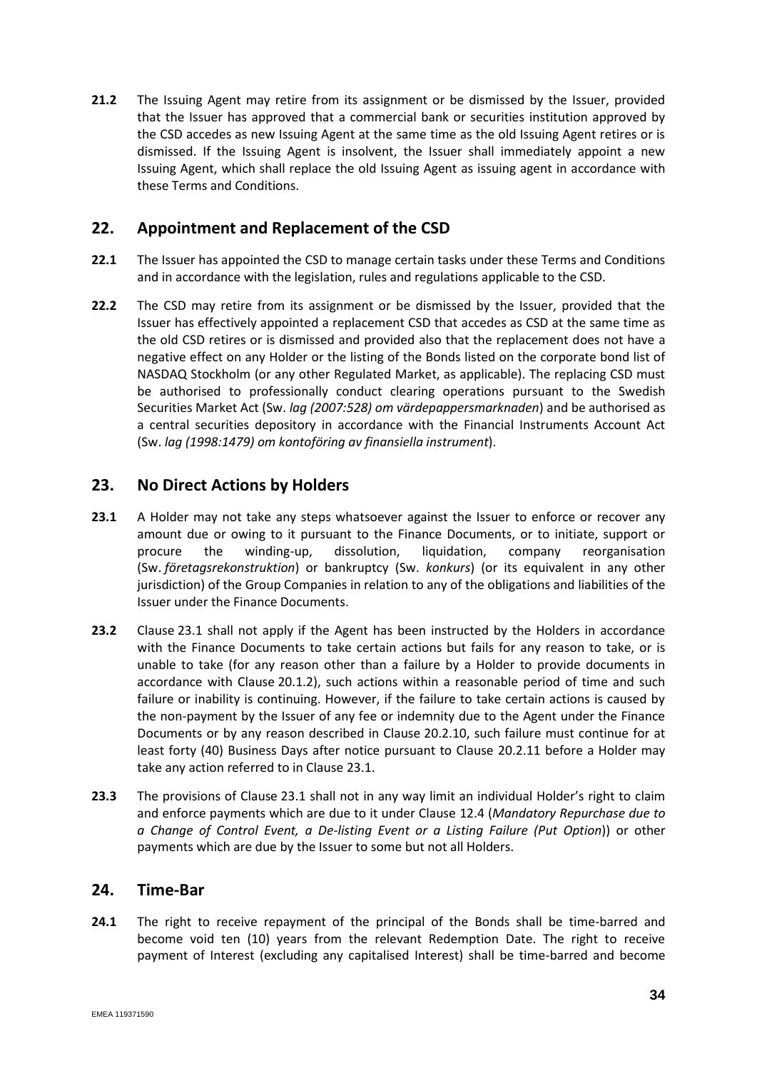**21.2** The Issuing Agent may retire from its assignment or be dismissed by the Issuer, provided that the Issuer has approved that a commercial bank or securities institution approved by the CSD accedes as new Issuing Agent at the same time as the old Issuing Agent retires or is dismissed. If the Issuing Agent is insolvent, the Issuer shall immediately appoint a new Issuing Agent, which shall replace the old Issuing Agent as issuing agent in accordance with these Terms and Conditions.

## 22. Appointment and Replacement of the CSD

**22.1** The Issuer has appointed the CSD to manage certain tasks under these Terms and Conditions and in accordance with the legislation, rules and regulations applicable to the CSD.

**22.2** The CSD may retire from its assignment or be dismissed by the Issuer, provided that the Issuer has effectively appointed a replacement CSD that accedes as CSD at the same time as the old CSD retires or is dismissed and provided also that the replacement does not have a negative effect on any Holder or the listing of the Bonds listed on the corporate bond list of NASDAQ Stockholm (or any other Regulated Market, as applicable). The replacing CSD must be authorised to professionally conduct clearing operations pursuant to the Swedish Securities Market Act (Sw. *lag (2007:528) om värdepappersmarknaden*) and be authorised as a central securities depository in accordance with the Financial Instruments Account Act (Sw. *lag (1998:1479) om kontoföring av finansiella instrument*).

## 23. No Direct Actions by Holders

**23.1** A Holder may not take any steps whatsoever against the Issuer to enforce or recover any amount due or owing to it pursuant to the Finance Documents, or to initiate, support or procure the winding-up, dissolution, liquidation, company reorganisation (Sw. *företagsrekonstruktion*) or bankruptcy (Sw. *konkurs*) (or its equivalent in any other jurisdiction) of the Group Companies in relation to any of the obligations and liabilities of the Issuer under the Finance Documents.

**23.2** Clause 23.1 shall not apply if the Agent has been instructed by the Holders in accordance with the Finance Documents to take certain actions but fails for any reason to take, or is unable to take (for any reason other than a failure by a Holder to provide documents in accordance with Clause 20.1.2), such actions within a reasonable period of time and such failure or inability is continuing. However, if the failure to take certain actions is caused by the non-payment by the Issuer of any fee or indemnity due to the Agent under the Finance Documents or by any reason described in Clause 20.2.10, such failure must continue for at least forty (40) Business Days after notice pursuant to Clause 20.2.11 before a Holder may take any action referred to in Clause 23.1.

**23.3** The provisions of Clause 23.1 shall not in any way limit an individual Holder's right to claim and enforce payments which are due to it under Clause 12.4 (*Mandatory Repurchase due to a Change of Control Event, a De-listing Event or a Listing Failure (Put Option)*) or other payments which are due by the Issuer to some but not all Holders.

## 24. Time-Bar

**24.1** The right to receive repayment of the principal of the Bonds shall be time-barred and become void ten (10) years from the relevant Redemption Date. The right to receive payment of Interest (excluding any capitalised Interest) shall be time-barred and become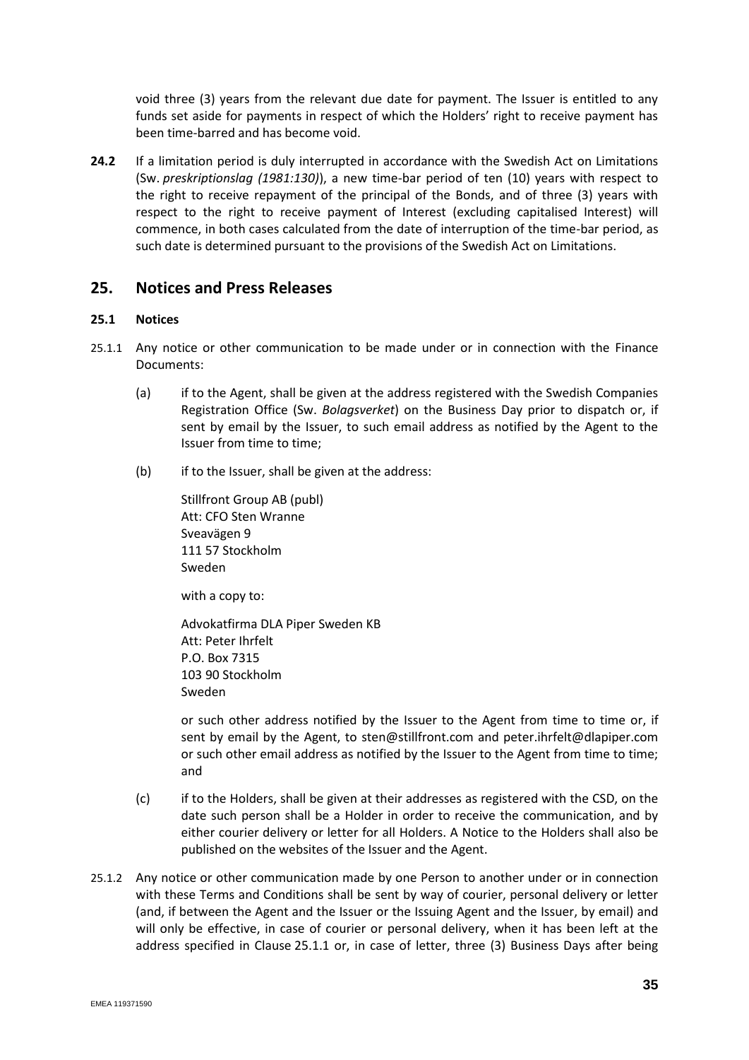void three (3) years from the relevant due date for payment. The Issuer is entitled to any funds set aside for payments in respect of which the Holders' right to receive payment has been time-barred and has become void.

**24.2** If a limitation period is duly interrupted in accordance with the Swedish Act on Limitations (Sw. *preskriptionslag (1981:130)*), a new time-bar period of ten (10) years with respect to the right to receive repayment of the principal of the Bonds, and of three (3) years with respect to the right to receive payment of Interest (excluding capitalised Interest) will commence, in both cases calculated from the date of interruption of the time-bar period, as such date is determined pursuant to the provisions of the Swedish Act on Limitations.

## 25. Notices and Press Releases

### 25.1 Notices

25.1.1 Any notice or other communication to be made under or in connection with the Finance Documents:

(a) if to the Agent, shall be given at the address registered with the Swedish Companies Registration Office (Sw. *Bolagsverket*) on the Business Day prior to dispatch or, if sent by email by the Issuer, to such email address as notified by the Agent to the Issuer from time to time;

(b) if to the Issuer, shall be given at the address:

Stillfront Group AB (publ)
Att: CFO Sten Wranne
Sveavägen 9
111 57 Stockholm
Sweden

with a copy to:

Advokatfirma DLA Piper Sweden KB
Att: Peter Ihrfelt
P.O. Box 7315
103 90 Stockholm
Sweden

or such other address notified by the Issuer to the Agent from time to time or, if sent by email by the Agent, to sten@stillfront.com and peter.ihrfelt@dlapiper.com or such other email address as notified by the Issuer to the Agent from time to time; and

(c) if to the Holders, shall be given at their addresses as registered with the CSD, on the date such person shall be a Holder in order to receive the communication, and by either courier delivery or letter for all Holders. A Notice to the Holders shall also be published on the websites of the Issuer and the Agent.

25.1.2 Any notice or other communication made by one Person to another under or in connection with these Terms and Conditions shall be sent by way of courier, personal delivery or letter (and, if between the Agent and the Issuer or the Issuing Agent and the Issuer, by email) and will only be effective, in case of courier or personal delivery, when it has been left at the address specified in Clause 25.1.1 or, in case of letter, three (3) Business Days after being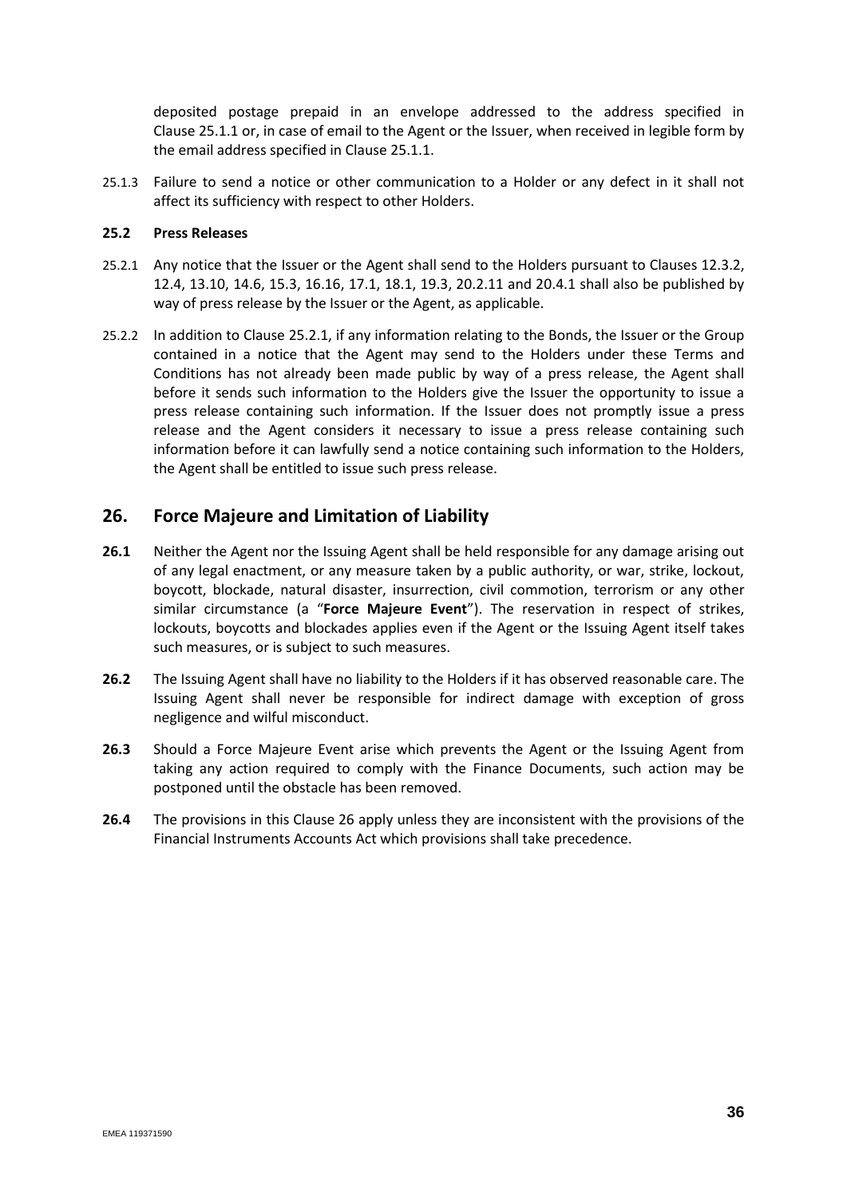deposited postage prepaid in an envelope addressed to the address specified in Clause 25.1.1 or, in case of email to the Agent or the Issuer, when received in legible form by the email address specified in Clause 25.1.1.

25.1.3 Failure to send a notice or other communication to a Holder or any defect in it shall not affect its sufficiency with respect to other Holders.

**25.2 Press Releases**

25.2.1 Any notice that the Issuer or the Agent shall send to the Holders pursuant to Clauses 12.3.2, 12.4, 13.10, 14.6, 15.3, 16.16, 17.1, 18.1, 19.3, 20.2.11 and 20.4.1 shall also be published by way of press release by the Issuer or the Agent, as applicable.

25.2.2 In addition to Clause 25.2.1, if any information relating to the Bonds, the Issuer or the Group contained in a notice that the Agent may send to the Holders under these Terms and Conditions has not already been made public by way of a press release, the Agent shall before it sends such information to the Holders give the Issuer the opportunity to issue a press release containing such information. If the Issuer does not promptly issue a press release and the Agent considers it necessary to issue a press release containing such information before it can lawfully send a notice containing such information to the Holders, the Agent shall be entitled to issue such press release.

## 26. Force Majeure and Limitation of Liability

**26.1** Neither the Agent nor the Issuing Agent shall be held responsible for any damage arising out of any legal enactment, or any measure taken by a public authority, or war, strike, lockout, boycott, blockade, natural disaster, insurrection, civil commotion, terrorism or any other similar circumstance (a "**Force Majeure Event**"). The reservation in respect of strikes, lockouts, boycotts and blockades applies even if the Agent or the Issuing Agent itself takes such measures, or is subject to such measures.

**26.2** The Issuing Agent shall have no liability to the Holders if it has observed reasonable care. The Issuing Agent shall never be responsible for indirect damage with exception of gross negligence and wilful misconduct.

**26.3** Should a Force Majeure Event arise which prevents the Agent or the Issuing Agent from taking any action required to comply with the Finance Documents, such action may be postponed until the obstacle has been removed.

**26.4** The provisions in this Clause 26 apply unless they are inconsistent with the provisions of the Financial Instruments Accounts Act which provisions shall take precedence.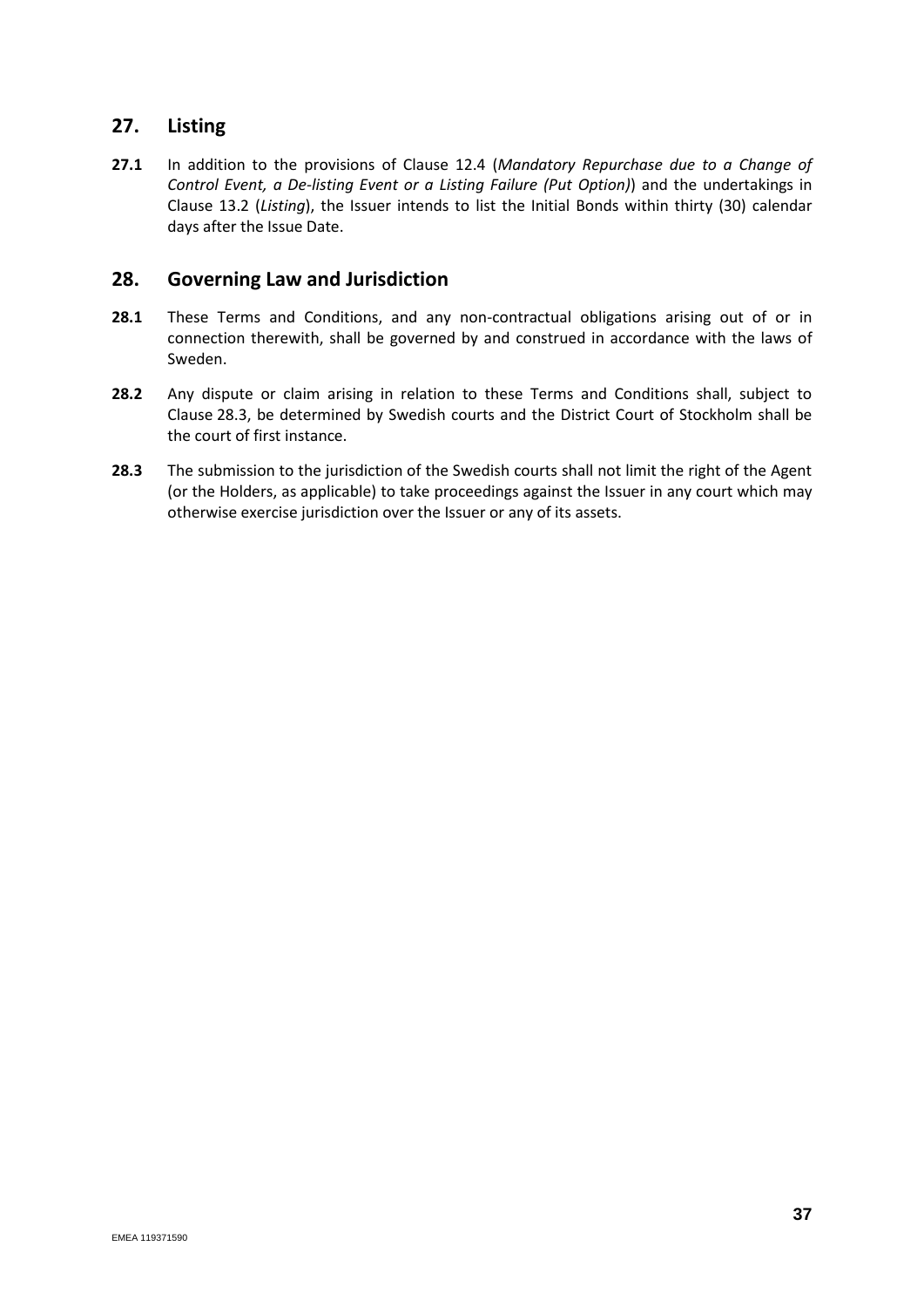## 27. Listing

**27.1** In addition to the provisions of Clause 12.4 (*Mandatory Repurchase due to a Change of Control Event, a De-listing Event or a Listing Failure (Put Option)*) and the undertakings in Clause 13.2 (*Listing*), the Issuer intends to list the Initial Bonds within thirty (30) calendar days after the Issue Date.

## 28. Governing Law and Jurisdiction

**28.1** These Terms and Conditions, and any non-contractual obligations arising out of or in connection therewith, shall be governed by and construed in accordance with the laws of Sweden.

**28.2** Any dispute or claim arising in relation to these Terms and Conditions shall, subject to Clause 28.3, be determined by Swedish courts and the District Court of Stockholm shall be the court of first instance.

**28.3** The submission to the jurisdiction of the Swedish courts shall not limit the right of the Agent (or the Holders, as applicable) to take proceedings against the Issuer in any court which may otherwise exercise jurisdiction over the Issuer or any of its assets.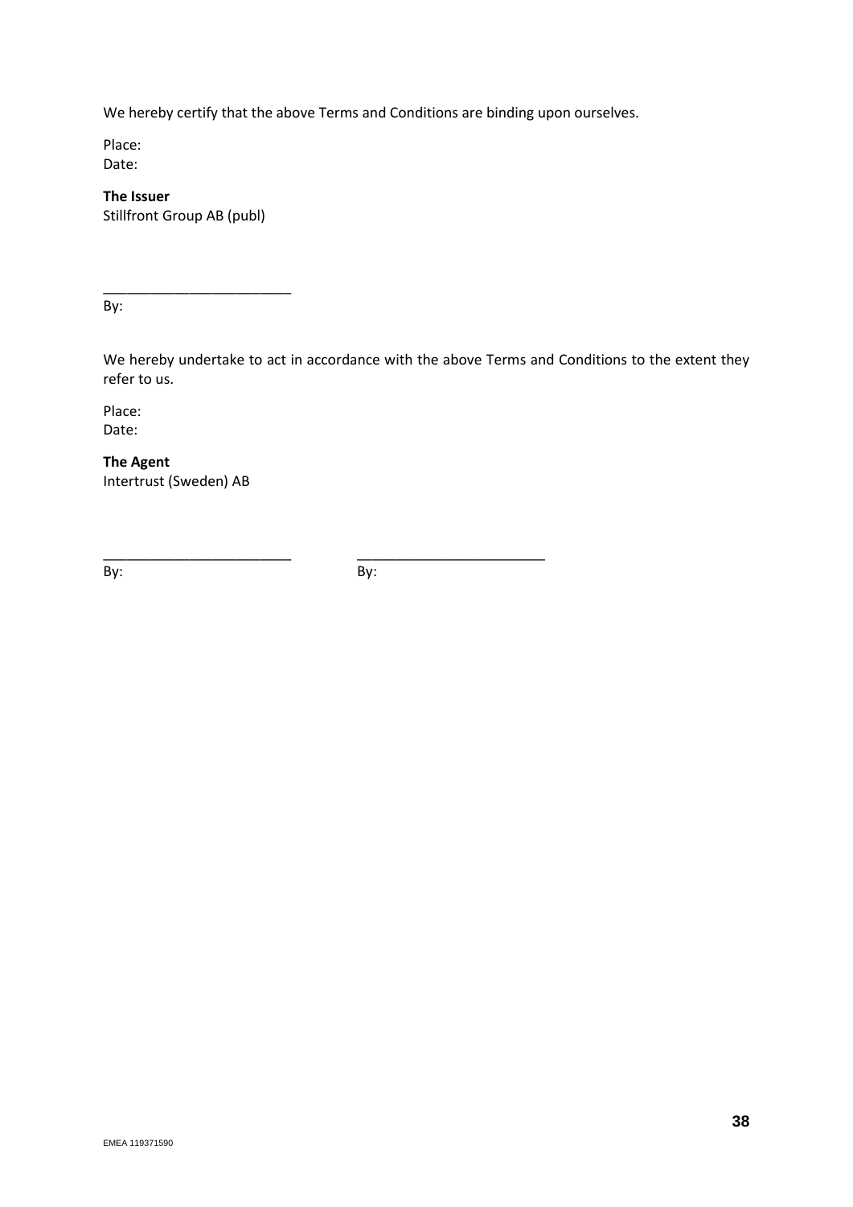We hereby certify that the above Terms and Conditions are binding upon ourselves.

Place:
Date:

**The Issuer**
Stillfront Group AB (publ)

\_\_\_\_\_\_\_\_\_\_\_\_\_\_\_\_\_\_\_\_\_\_\_\_
By:

We hereby undertake to act in accordance with the above Terms and Conditions to the extent they refer to us.

Place:
Date:

**The Agent**
Intertrust (Sweden) AB

\_\_\_\_\_\_\_\_\_\_\_\_\_\_\_\_\_\_\_\_\_\_\_\_ \_\_\_\_\_\_\_\_\_\_\_\_\_\_\_\_\_\_\_\_\_\_\_\_
By: By:

EMEA 119371590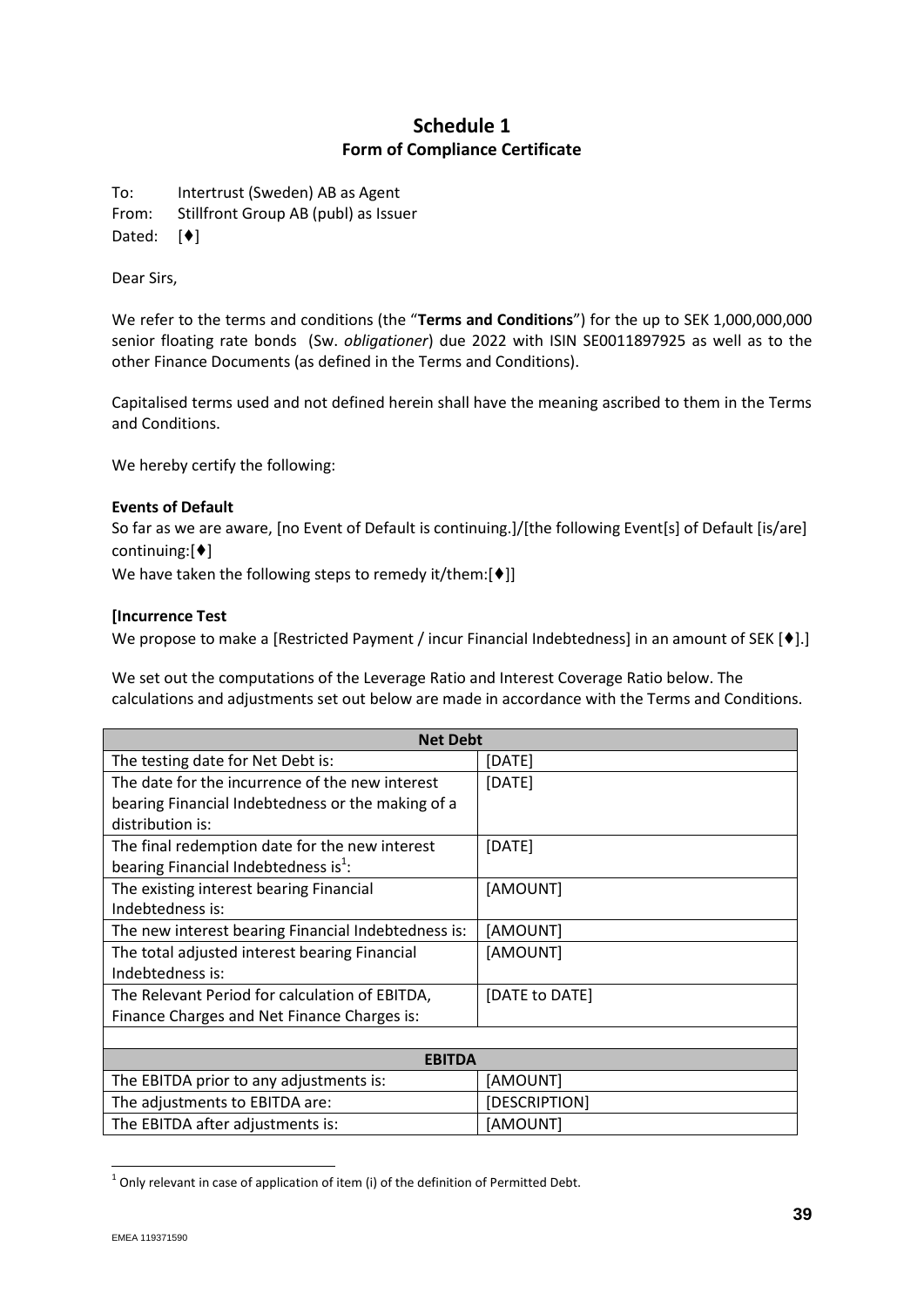# Schedule 1

## Form of Compliance Certificate

To: Intertrust (Sweden) AB as Agent
From: Stillfront Group AB (publ) as Issuer
Dated: [♦]

Dear Sirs,

We refer to the terms and conditions (the "**Terms and Conditions**") for the up to SEK 1,000,000,000 senior floating rate bonds (Sw. *obligationer*) due 2022 with ISIN SE0011897925 as well as to the other Finance Documents (as defined in the Terms and Conditions).

Capitalised terms used and not defined herein shall have the meaning ascribed to them in the Terms and Conditions.

We hereby certify the following:

**Events of Default**

So far as we are aware, [no Event of Default is continuing.]/[the following Event[s] of Default [is/are] continuing:[♦]

We have taken the following steps to remedy it/them:[♦]]

**[Incurrence Test**

We propose to make a [Restricted Payment / incur Financial Indebtedness] in an amount of SEK [♦].]

We set out the computations of the Leverage Ratio and Interest Coverage Ratio below. The calculations and adjustments set out below are made in accordance with the Terms and Conditions.

| Net Debt | |
|---|---|
| The testing date for Net Debt is: | [DATE] |
| The date for the incurrence of the new interest bearing Financial Indebtedness or the making of a distribution is: | [DATE] |
| The final redemption date for the new interest bearing Financial Indebtedness is[1]: | [DATE] |
| The existing interest bearing Financial Indebtedness is: | [AMOUNT] |
| The new interest bearing Financial Indebtedness is: | [AMOUNT] |
| The total adjusted interest bearing Financial Indebtedness is: | [AMOUNT] |
| The Relevant Period for calculation of EBITDA, Finance Charges and Net Finance Charges is: | [DATE to DATE] |
| | |
| **EBITDA** | |
| The EBITDA prior to any adjustments is: | [AMOUNT] |
| The adjustments to EBITDA are: | [DESCRIPTION] |
| The EBITDA after adjustments is: | [AMOUNT] |

[1] Only relevant in case of application of item (i) of the definition of Permitted Debt.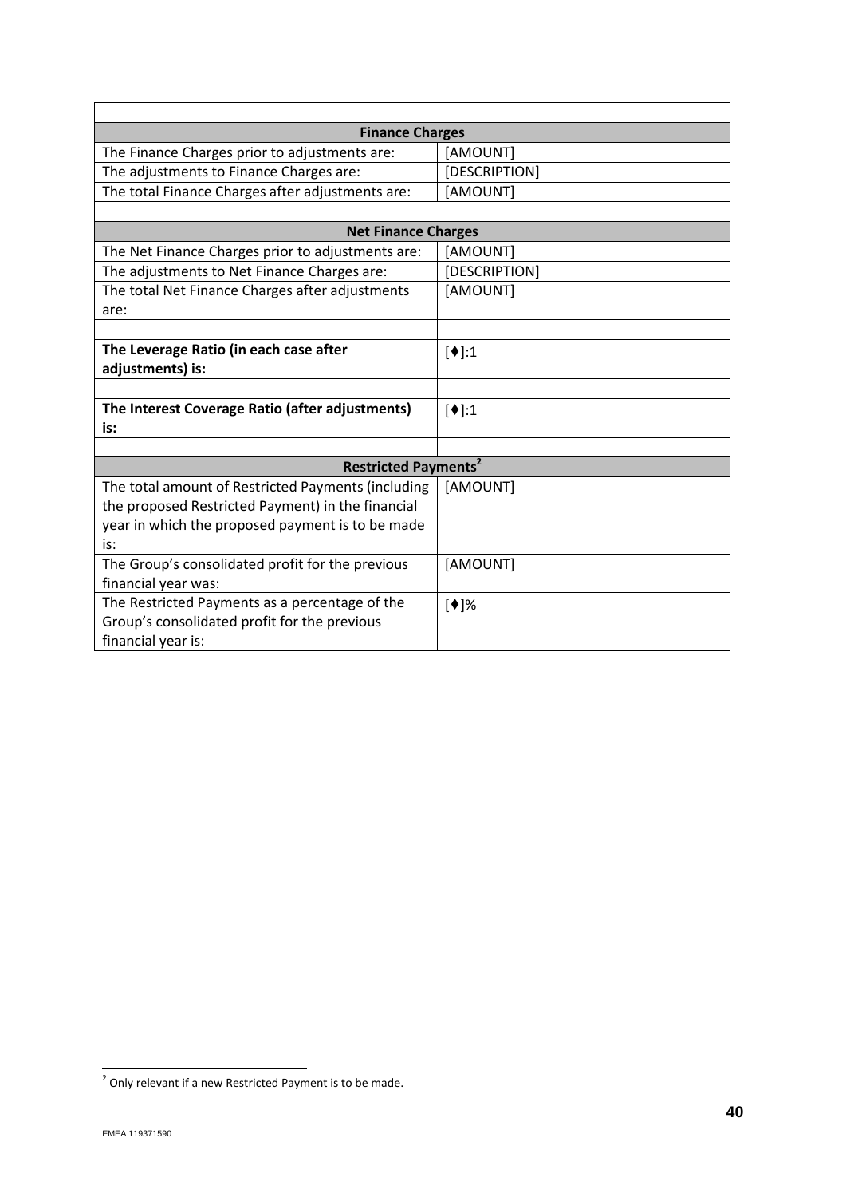| | |
|---|---|
| **Finance Charges** | |
| The Finance Charges prior to adjustments are: | [AMOUNT] |
| The adjustments to Finance Charges are: | [DESCRIPTION] |
| The total Finance Charges after adjustments are: | [AMOUNT] |
| | |
| **Net Finance Charges** | |
| The Net Finance Charges prior to adjustments are: | [AMOUNT] |
| The adjustments to Net Finance Charges are: | [DESCRIPTION] |
| The total Net Finance Charges after adjustments are: | [AMOUNT] |
| | |
| **The Leverage Ratio (in each case after adjustments) is:** | [♦]:1 |
| | |
| **The Interest Coverage Ratio (after adjustments) is:** | [♦]:1 |
| | |
| **Restricted Payments**[2] | |
| The total amount of Restricted Payments (including the proposed Restricted Payment) in the financial year in which the proposed payment is to be made is: | [AMOUNT] |
| The Group's consolidated profit for the previous financial year was: | [AMOUNT] |
| The Restricted Payments as a percentage of the Group's consolidated profit for the previous financial year is: | [♦]% |

[2] Only relevant if a new Restricted Payment is to be made.